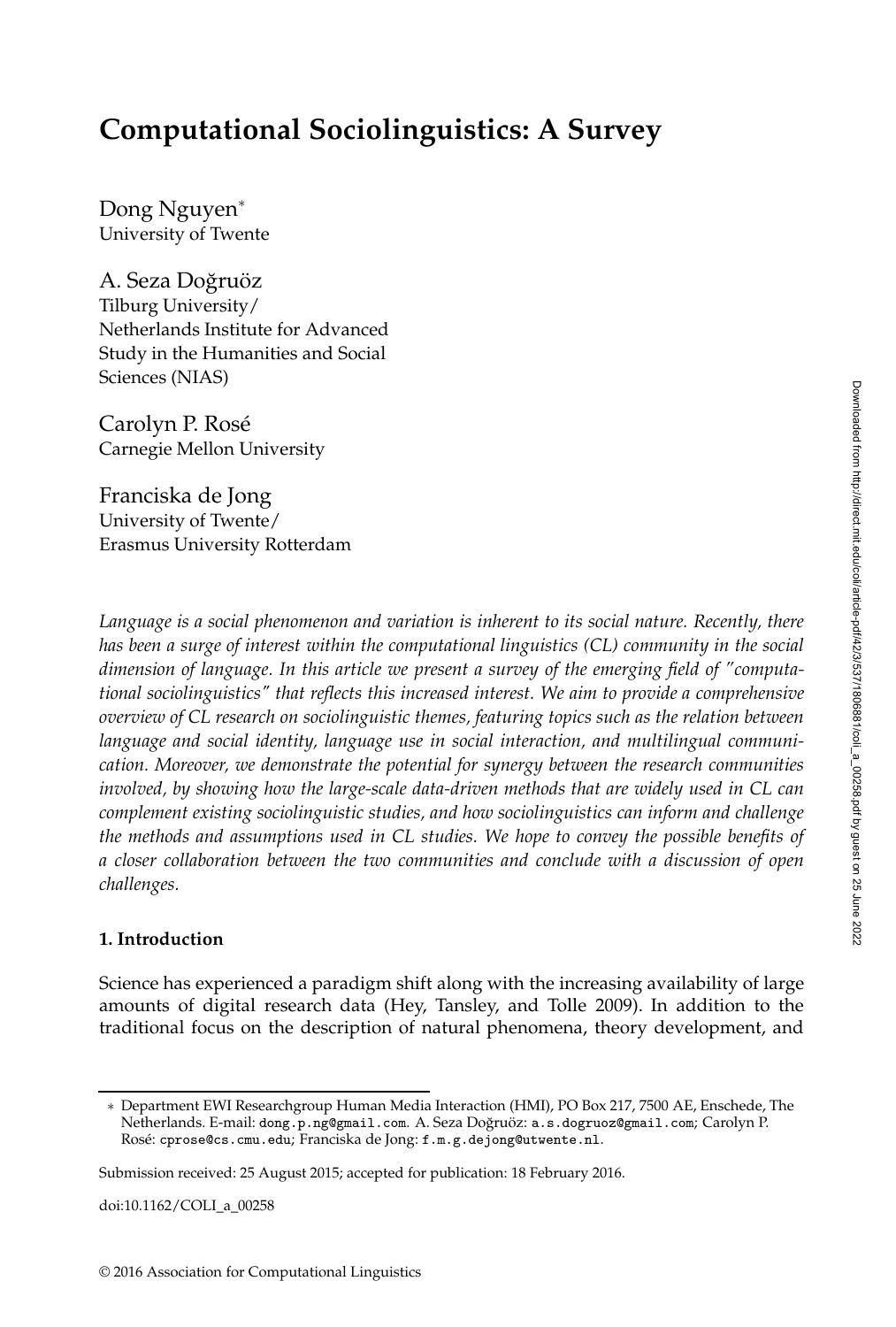# Computational Sociolinguistics: A Survey

Dong Nguyen*
University of Twente

A. Seza Doğruöz
Tilburg University/
Netherlands Institute for Advanced Study in the Humanities and Social Sciences (NIAS)

Carolyn P. Rosé
Carnegie Mellon University

Franciska de Jong
University of Twente/
Erasmus University Rotterdam

*Language is a social phenomenon and variation is inherent to its social nature. Recently, there has been a surge of interest within the computational linguistics (CL) community in the social dimension of language. In this article we present a survey of the emerging field of "computational sociolinguistics" that reflects this increased interest. We aim to provide a comprehensive overview of CL research on sociolinguistic themes, featuring topics such as the relation between language and social identity, language use in social interaction, and multilingual communication. Moreover, we demonstrate the potential for synergy between the research communities involved, by showing how the large-scale data-driven methods that are widely used in CL can complement existing sociolinguistic studies, and how sociolinguistics can inform and challenge the methods and assumptions used in CL studies. We hope to convey the possible benefits of a closer collaboration between the two communities and conclude with a discussion of open challenges.*

## 1. Introduction

Science has experienced a paradigm shift along with the increasing availability of large amounts of digital research data (Hey, Tansley, and Tolle 2009). In addition to the traditional focus on the description of natural phenomena, theory development, and

---

* Department EWI Researchgroup Human Media Interaction (HMI), PO Box 217, 7500 AE, Enschede, The Netherlands. E-mail: dong.p.ng@gmail.com. A. Seza Doğruöz: a.s.dogruoz@gmail.com; Carolyn P. Rosé: cprose@cs.cmu.edu; Franciska de Jong: f.m.g.dejong@utwente.nl.

Submission received: 25 August 2015; accepted for publication: 18 February 2016.

doi:10.1162/COLI_a_00258

© 2016 Association for Computational Linguistics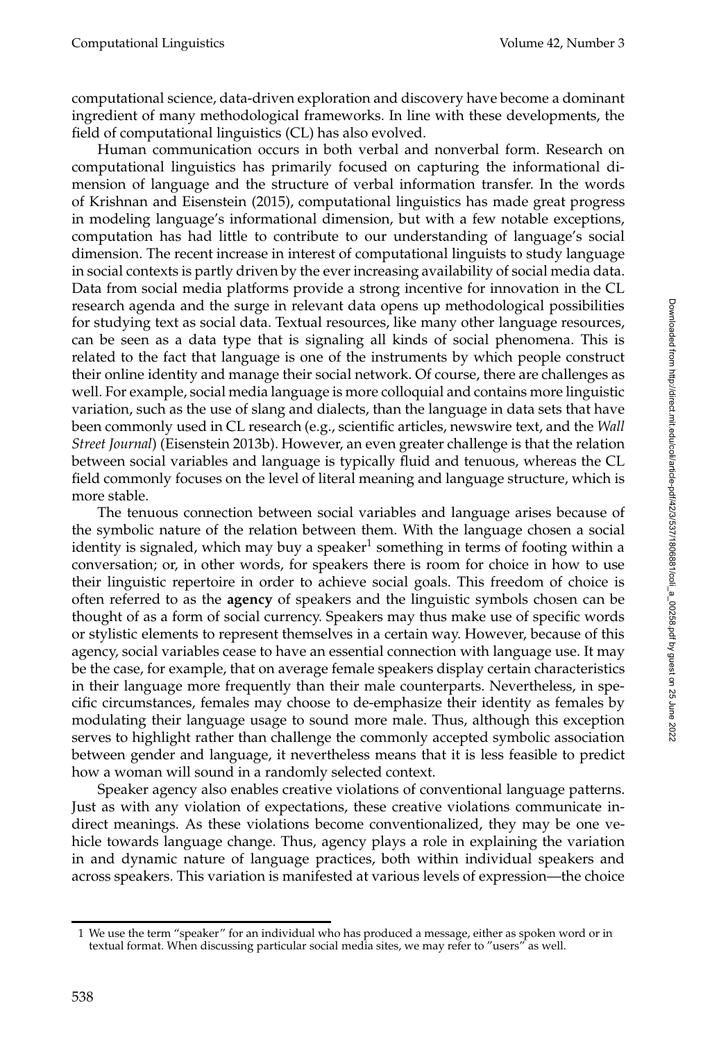computational science, data-driven exploration and discovery have become a dominant ingredient of many methodological frameworks. In line with these developments, the field of computational linguistics (CL) has also evolved.

Human communication occurs in both verbal and nonverbal form. Research on computational linguistics has primarily focused on capturing the informational dimension of language and the structure of verbal information transfer. In the words of Krishnan and Eisenstein (2015), computational linguistics has made great progress in modeling language's informational dimension, but with a few notable exceptions, computation has had little to contribute to our understanding of language's social dimension. The recent increase in interest of computational linguists to study language in social contexts is partly driven by the ever increasing availability of social media data. Data from social media platforms provide a strong incentive for innovation in the CL research agenda and the surge in relevant data opens up methodological possibilities for studying text as social data. Textual resources, like many other language resources, can be seen as a data type that is signaling all kinds of social phenomena. This is related to the fact that language is one of the instruments by which people construct their online identity and manage their social network. Of course, there are challenges as well. For example, social media language is more colloquial and contains more linguistic variation, such as the use of slang and dialects, than the language in data sets that have been commonly used in CL research (e.g., scientific articles, newswire text, and the *Wall Street Journal*) (Eisenstein 2013b). However, an even greater challenge is that the relation between social variables and language is typically fluid and tenuous, whereas the CL field commonly focuses on the level of literal meaning and language structure, which is more stable.

The tenuous connection between social variables and language arises because of the symbolic nature of the relation between them. With the language chosen a social identity is signaled, which may buy a speaker[1] something in terms of footing within a conversation; or, in other words, for speakers there is room for choice in how to use their linguistic repertoire in order to achieve social goals. This freedom of choice is often referred to as the **agency** of speakers and the linguistic symbols chosen can be thought of as a form of social currency. Speakers may thus make use of specific words or stylistic elements to represent themselves in a certain way. However, because of this agency, social variables cease to have an essential connection with language use. It may be the case, for example, that on average female speakers display certain characteristics in their language more frequently than their male counterparts. Nevertheless, in specific circumstances, females may choose to de-emphasize their identity as females by modulating their language usage to sound more male. Thus, although this exception serves to highlight rather than challenge the commonly accepted symbolic association between gender and language, it nevertheless means that it is less feasible to predict how a woman will sound in a randomly selected context.

Speaker agency also enables creative violations of conventional language patterns. Just as with any violation of expectations, these creative violations communicate indirect meanings. As these violations become conventionalized, they may be one vehicle towards language change. Thus, agency plays a role in explaining the variation in and dynamic nature of language practices, both within individual speakers and across speakers. This variation is manifested at various levels of expression—the choice

1 We use the term "speaker" for an individual who has produced a message, either as spoken word or in textual format. When discussing particular social media sites, we may refer to "users" as well.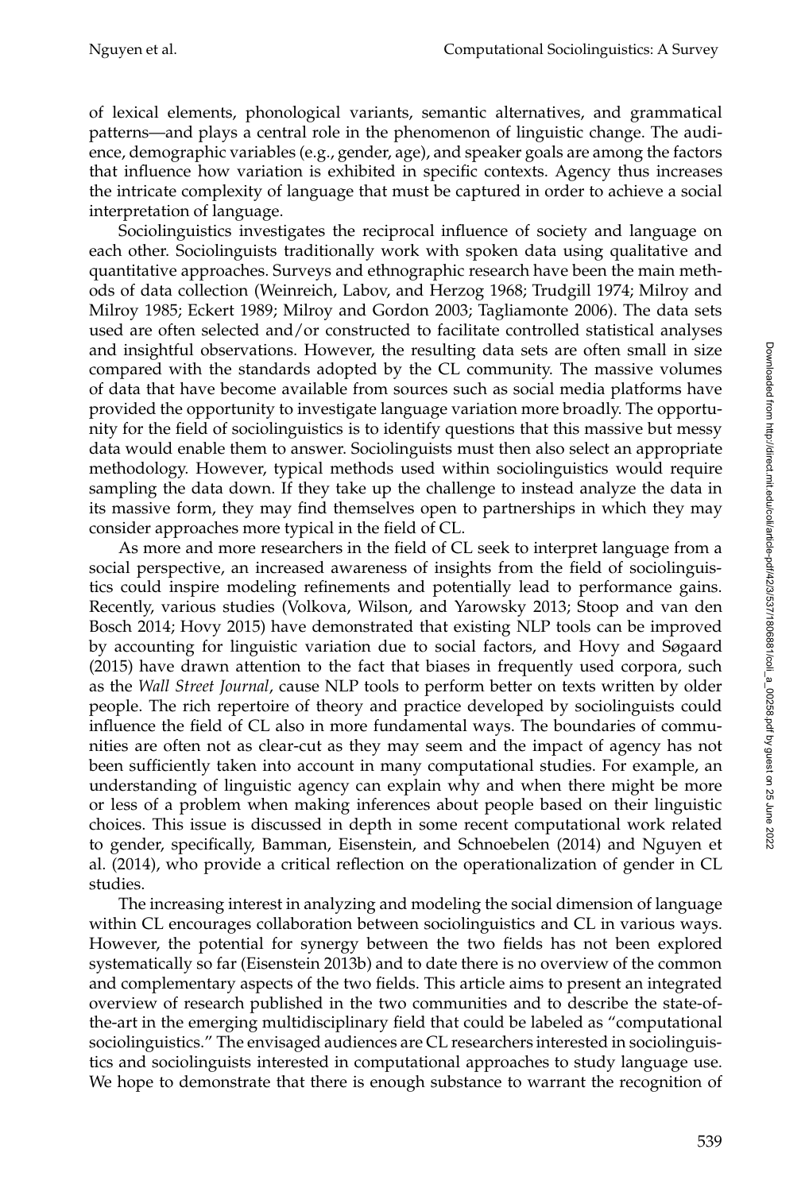of lexical elements, phonological variants, semantic alternatives, and grammatical patterns—and plays a central role in the phenomenon of linguistic change. The audience, demographic variables (e.g., gender, age), and speaker goals are among the factors that influence how variation is exhibited in specific contexts. Agency thus increases the intricate complexity of language that must be captured in order to achieve a social interpretation of language.

Sociolinguistics investigates the reciprocal influence of society and language on each other. Sociolinguists traditionally work with spoken data using qualitative and quantitative approaches. Surveys and ethnographic research have been the main methods of data collection (Weinreich, Labov, and Herzog 1968; Trudgill 1974; Milroy and Milroy 1985; Eckert 1989; Milroy and Gordon 2003; Tagliamonte 2006). The data sets used are often selected and/or constructed to facilitate controlled statistical analyses and insightful observations. However, the resulting data sets are often small in size compared with the standards adopted by the CL community. The massive volumes of data that have become available from sources such as social media platforms have provided the opportunity to investigate language variation more broadly. The opportunity for the field of sociolinguistics is to identify questions that this massive but messy data would enable them to answer. Sociolinguists must then also select an appropriate methodology. However, typical methods used within sociolinguistics would require sampling the data down. If they take up the challenge to instead analyze the data in its massive form, they may find themselves open to partnerships in which they may consider approaches more typical in the field of CL.

As more and more researchers in the field of CL seek to interpret language from a social perspective, an increased awareness of insights from the field of sociolinguistics could inspire modeling refinements and potentially lead to performance gains. Recently, various studies (Volkova, Wilson, and Yarowsky 2013; Stoop and van den Bosch 2014; Hovy 2015) have demonstrated that existing NLP tools can be improved by accounting for linguistic variation due to social factors, and Hovy and Søgaard (2015) have drawn attention to the fact that biases in frequently used corpora, such as the *Wall Street Journal*, cause NLP tools to perform better on texts written by older people. The rich repertoire of theory and practice developed by sociolinguists could influence the field of CL also in more fundamental ways. The boundaries of communities are often not as clear-cut as they may seem and the impact of agency has not been sufficiently taken into account in many computational studies. For example, an understanding of linguistic agency can explain why and when there might be more or less of a problem when making inferences about people based on their linguistic choices. This issue is discussed in depth in some recent computational work related to gender, specifically, Bamman, Eisenstein, and Schnoebelen (2014) and Nguyen et al. (2014), who provide a critical reflection on the operationalization of gender in CL studies.

The increasing interest in analyzing and modeling the social dimension of language within CL encourages collaboration between sociolinguistics and CL in various ways. However, the potential for synergy between the two fields has not been explored systematically so far (Eisenstein 2013b) and to date there is no overview of the common and complementary aspects of the two fields. This article aims to present an integrated overview of research published in the two communities and to describe the state-of-the-art in the emerging multidisciplinary field that could be labeled as "computational sociolinguistics." The envisaged audiences are CL researchers interested in sociolinguistics and sociolinguists interested in computational approaches to study language use. We hope to demonstrate that there is enough substance to warrant the recognition of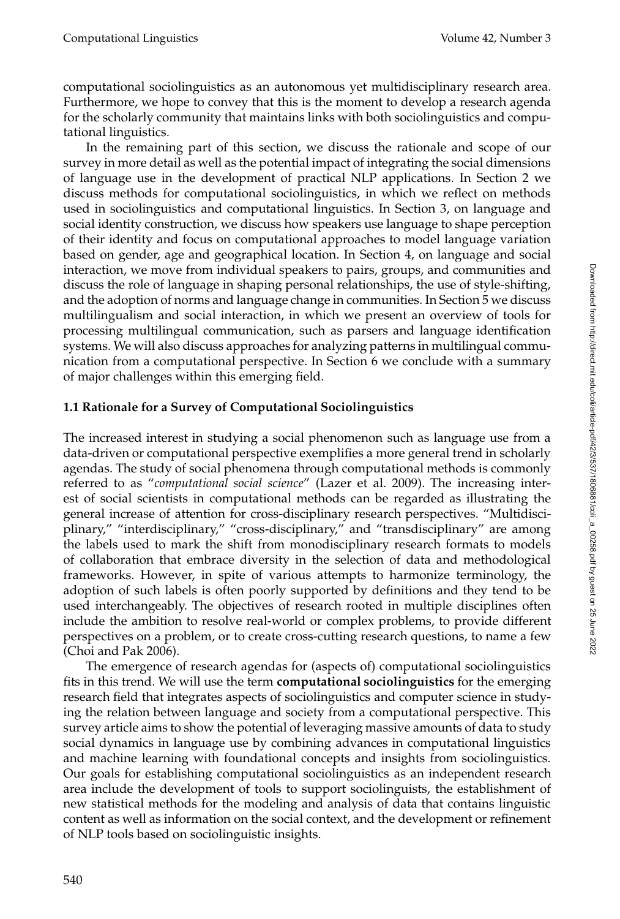computational sociolinguistics as an autonomous yet multidisciplinary research area. Furthermore, we hope to convey that this is the moment to develop a research agenda for the scholarly community that maintains links with both sociolinguistics and computational linguistics.

In the remaining part of this section, we discuss the rationale and scope of our survey in more detail as well as the potential impact of integrating the social dimensions of language use in the development of practical NLP applications. In Section 2 we discuss methods for computational sociolinguistics, in which we reflect on methods used in sociolinguistics and computational linguistics. In Section 3, on language and social identity construction, we discuss how speakers use language to shape perception of their identity and focus on computational approaches to model language variation based on gender, age and geographical location. In Section 4, on language and social interaction, we move from individual speakers to pairs, groups, and communities and discuss the role of language in shaping personal relationships, the use of style-shifting, and the adoption of norms and language change in communities. In Section 5 we discuss multilingualism and social interaction, in which we present an overview of tools for processing multilingual communication, such as parsers and language identification systems. We will also discuss approaches for analyzing patterns in multilingual communication from a computational perspective. In Section 6 we conclude with a summary of major challenges within this emerging field.

### 1.1 Rationale for a Survey of Computational Sociolinguistics

The increased interest in studying a social phenomenon such as language use from a data-driven or computational perspective exemplifies a more general trend in scholarly agendas. The study of social phenomena through computational methods is commonly referred to as "*computational social science*" (Lazer et al. 2009). The increasing interest of social scientists in computational methods can be regarded as illustrating the general increase of attention for cross-disciplinary research perspectives. "Multidisciplinary," "interdisciplinary," "cross-disciplinary," and "transdisciplinary" are among the labels used to mark the shift from monodisciplinary research formats to models of collaboration that embrace diversity in the selection of data and methodological frameworks. However, in spite of various attempts to harmonize terminology, the adoption of such labels is often poorly supported by definitions and they tend to be used interchangeably. The objectives of research rooted in multiple disciplines often include the ambition to resolve real-world or complex problems, to provide different perspectives on a problem, or to create cross-cutting research questions, to name a few (Choi and Pak 2006).

The emergence of research agendas for (aspects of) computational sociolinguistics fits in this trend. We will use the term **computational sociolinguistics** for the emerging research field that integrates aspects of sociolinguistics and computer science in studying the relation between language and society from a computational perspective. This survey article aims to show the potential of leveraging massive amounts of data to study social dynamics in language use by combining advances in computational linguistics and machine learning with foundational concepts and insights from sociolinguistics. Our goals for establishing computational sociolinguistics as an independent research area include the development of tools to support sociolinguists, the establishment of new statistical methods for the modeling and analysis of data that contains linguistic content as well as information on the social context, and the development or refinement of NLP tools based on sociolinguistic insights.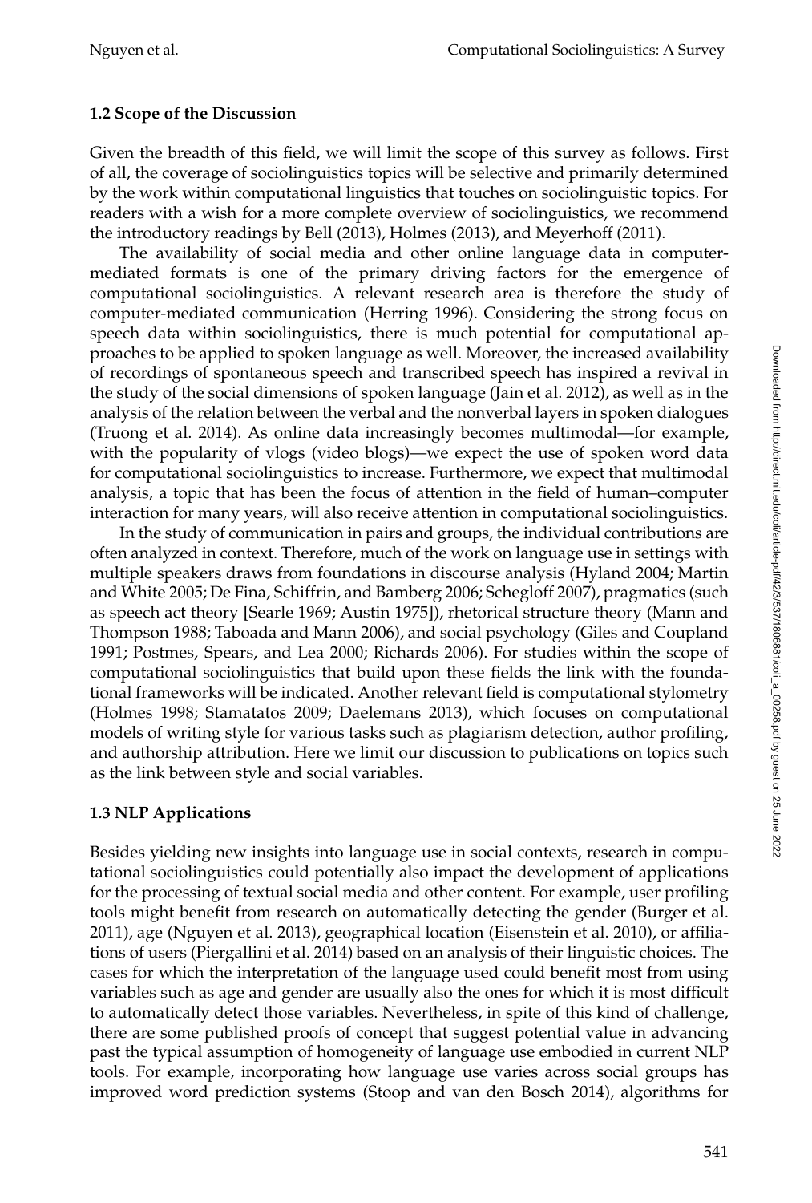### 1.2 Scope of the Discussion

Given the breadth of this field, we will limit the scope of this survey as follows. First of all, the coverage of sociolinguistics topics will be selective and primarily determined by the work within computational linguistics that touches on sociolinguistic topics. For readers with a wish for a more complete overview of sociolinguistics, we recommend the introductory readings by Bell (2013), Holmes (2013), and Meyerhoff (2011).

The availability of social media and other online language data in computer-mediated formats is one of the primary driving factors for the emergence of computational sociolinguistics. A relevant research area is therefore the study of computer-mediated communication (Herring 1996). Considering the strong focus on speech data within sociolinguistics, there is much potential for computational approaches to be applied to spoken language as well. Moreover, the increased availability of recordings of spontaneous speech and transcribed speech has inspired a revival in the study of the social dimensions of spoken language (Jain et al. 2012), as well as in the analysis of the relation between the verbal and the nonverbal layers in spoken dialogues (Truong et al. 2014). As online data increasingly becomes multimodal—for example, with the popularity of vlogs (video blogs)—we expect the use of spoken word data for computational sociolinguistics to increase. Furthermore, we expect that multimodal analysis, a topic that has been the focus of attention in the field of human–computer interaction for many years, will also receive attention in computational sociolinguistics.

In the study of communication in pairs and groups, the individual contributions are often analyzed in context. Therefore, much of the work on language use in settings with multiple speakers draws from foundations in discourse analysis (Hyland 2004; Martin and White 2005; De Fina, Schiffrin, and Bamberg 2006; Schegloff 2007), pragmatics (such as speech act theory [Searle 1969; Austin 1975]), rhetorical structure theory (Mann and Thompson 1988; Taboada and Mann 2006), and social psychology (Giles and Coupland 1991; Postmes, Spears, and Lea 2000; Richards 2006). For studies within the scope of computational sociolinguistics that build upon these fields the link with the foundational frameworks will be indicated. Another relevant field is computational stylometry (Holmes 1998; Stamatatos 2009; Daelemans 2013), which focuses on computational models of writing style for various tasks such as plagiarism detection, author profiling, and authorship attribution. Here we limit our discussion to publications on topics such as the link between style and social variables.

### 1.3 NLP Applications

Besides yielding new insights into language use in social contexts, research in computational sociolinguistics could potentially also impact the development of applications for the processing of textual social media and other content. For example, user profiling tools might benefit from research on automatically detecting the gender (Burger et al. 2011), age (Nguyen et al. 2013), geographical location (Eisenstein et al. 2010), or affiliations of users (Piergallini et al. 2014) based on an analysis of their linguistic choices. The cases for which the interpretation of the language used could benefit most from using variables such as age and gender are usually also the ones for which it is most difficult to automatically detect those variables. Nevertheless, in spite of this kind of challenge, there are some published proofs of concept that suggest potential value in advancing past the typical assumption of homogeneity of language use embodied in current NLP tools. For example, incorporating how language use varies across social groups has improved word prediction systems (Stoop and van den Bosch 2014), algorithms for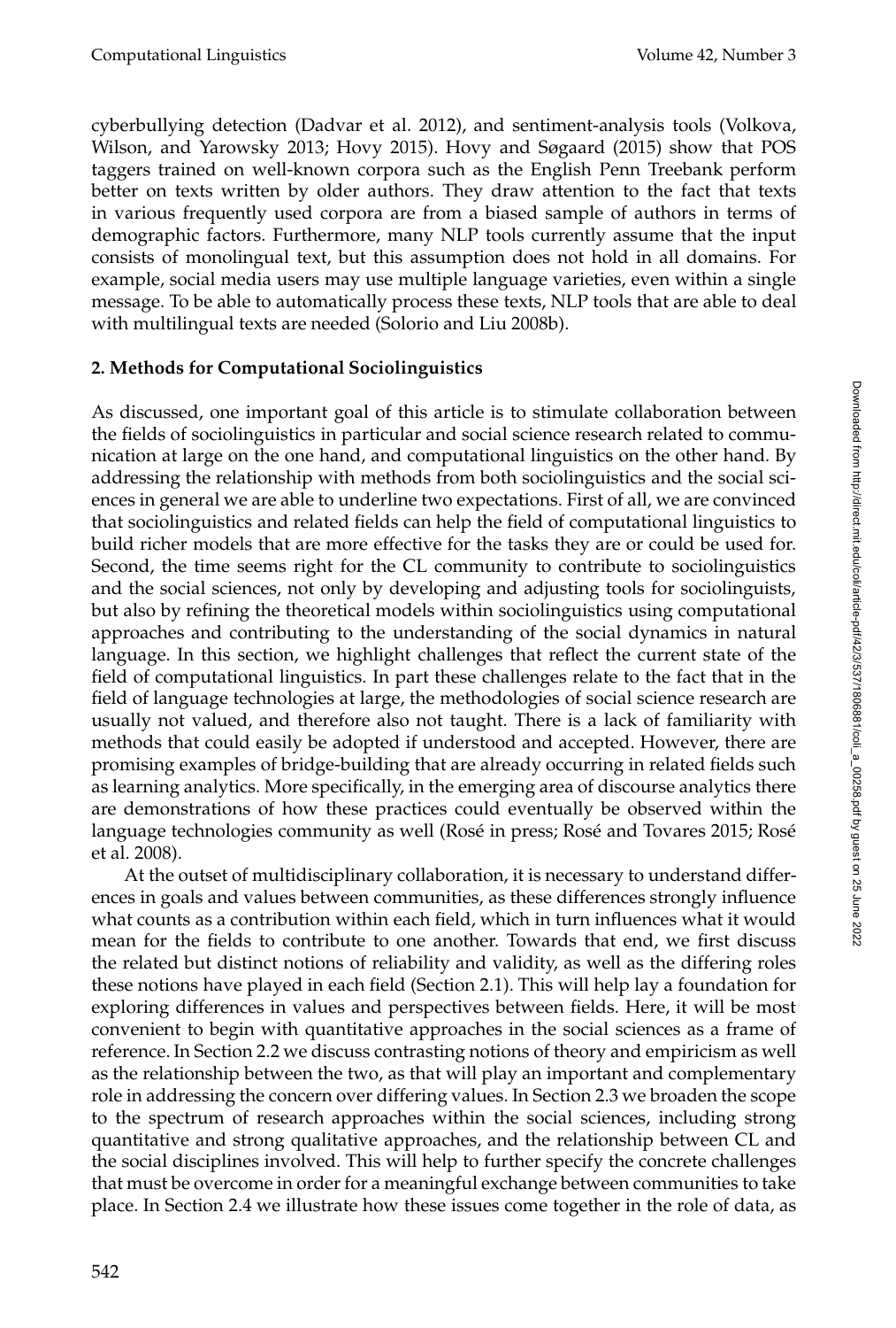cyberbullying detection (Dadvar et al. 2012), and sentiment-analysis tools (Volkova, Wilson, and Yarowsky 2013; Hovy 2015). Hovy and Søgaard (2015) show that POS taggers trained on well-known corpora such as the English Penn Treebank perform better on texts written by older authors. They draw attention to the fact that texts in various frequently used corpora are from a biased sample of authors in terms of demographic factors. Furthermore, many NLP tools currently assume that the input consists of monolingual text, but this assumption does not hold in all domains. For example, social media users may use multiple language varieties, even within a single message. To be able to automatically process these texts, NLP tools that are able to deal with multilingual texts are needed (Solorio and Liu 2008b).

## 2. Methods for Computational Sociolinguistics

As discussed, one important goal of this article is to stimulate collaboration between the fields of sociolinguistics in particular and social science research related to communication at large on the one hand, and computational linguistics on the other hand. By addressing the relationship with methods from both sociolinguistics and the social sciences in general we are able to underline two expectations. First of all, we are convinced that sociolinguistics and related fields can help the field of computational linguistics to build richer models that are more effective for the tasks they are or could be used for. Second, the time seems right for the CL community to contribute to sociolinguistics and the social sciences, not only by developing and adjusting tools for sociolinguists, but also by refining the theoretical models within sociolinguistics using computational approaches and contributing to the understanding of the social dynamics in natural language. In this section, we highlight challenges that reflect the current state of the field of computational linguistics. In part these challenges relate to the fact that in the field of language technologies at large, the methodologies of social science research are usually not valued, and therefore also not taught. There is a lack of familiarity with methods that could easily be adopted if understood and accepted. However, there are promising examples of bridge-building that are already occurring in related fields such as learning analytics. More specifically, in the emerging area of discourse analytics there are demonstrations of how these practices could eventually be observed within the language technologies community as well (Rosé in press; Rosé and Tovares 2015; Rosé et al. 2008).

At the outset of multidisciplinary collaboration, it is necessary to understand differences in goals and values between communities, as these differences strongly influence what counts as a contribution within each field, which in turn influences what it would mean for the fields to contribute to one another. Towards that end, we first discuss the related but distinct notions of reliability and validity, as well as the differing roles these notions have played in each field (Section 2.1). This will help lay a foundation for exploring differences in values and perspectives between fields. Here, it will be most convenient to begin with quantitative approaches in the social sciences as a frame of reference. In Section 2.2 we discuss contrasting notions of theory and empiricism as well as the relationship between the two, as that will play an important and complementary role in addressing the concern over differing values. In Section 2.3 we broaden the scope to the spectrum of research approaches within the social sciences, including strong quantitative and strong qualitative approaches, and the relationship between CL and the social disciplines involved. This will help to further specify the concrete challenges that must be overcome in order for a meaningful exchange between communities to take place. In Section 2.4 we illustrate how these issues come together in the role of data, as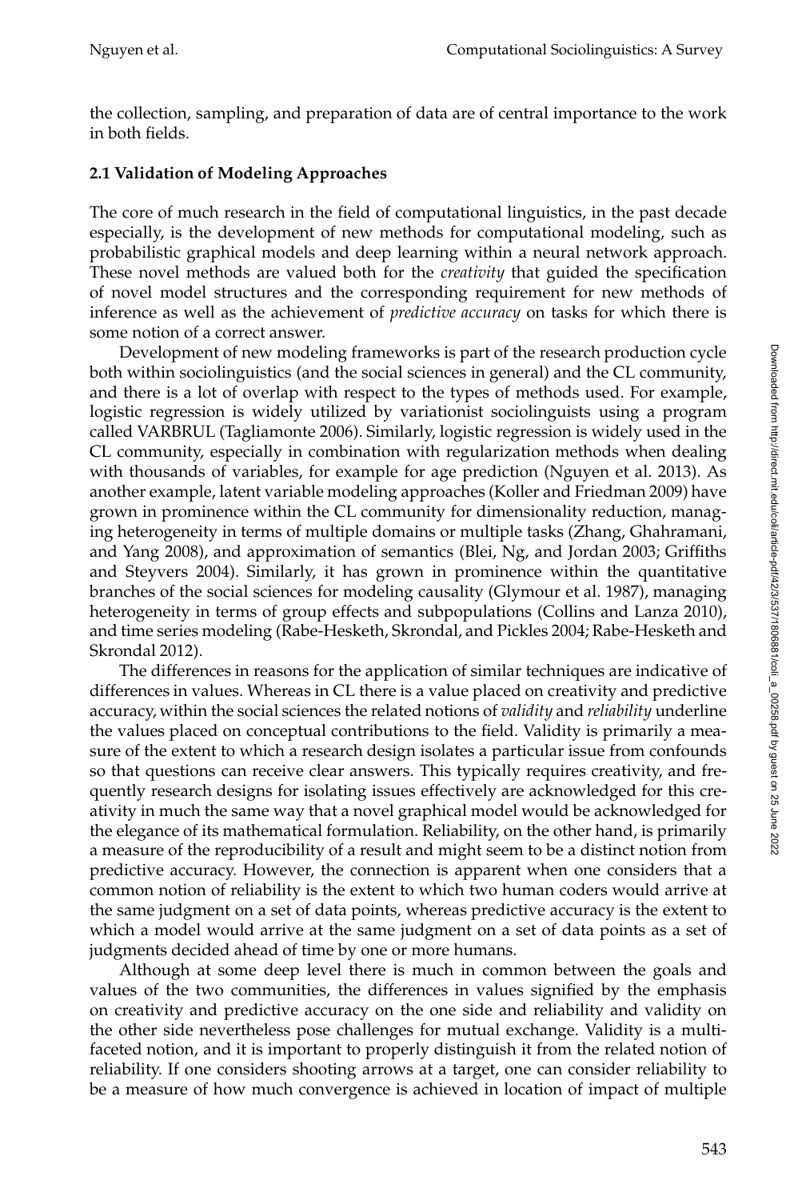the collection, sampling, and preparation of data are of central importance to the work in both fields.

### 2.1 Validation of Modeling Approaches

The core of much research in the field of computational linguistics, in the past decade especially, is the development of new methods for computational modeling, such as probabilistic graphical models and deep learning within a neural network approach. These novel methods are valued both for the *creativity* that guided the specification of novel model structures and the corresponding requirement for new methods of inference as well as the achievement of *predictive accuracy* on tasks for which there is some notion of a correct answer.

Development of new modeling frameworks is part of the research production cycle both within sociolinguistics (and the social sciences in general) and the CL community, and there is a lot of overlap with respect to the types of methods used. For example, logistic regression is widely utilized by variationist sociolinguists using a program called VARBRUL (Tagliamonte 2006). Similarly, logistic regression is widely used in the CL community, especially in combination with regularization methods when dealing with thousands of variables, for example for age prediction (Nguyen et al. 2013). As another example, latent variable modeling approaches (Koller and Friedman 2009) have grown in prominence within the CL community for dimensionality reduction, managing heterogeneity in terms of multiple domains or multiple tasks (Zhang, Ghahramani, and Yang 2008), and approximation of semantics (Blei, Ng, and Jordan 2003; Griffiths and Steyvers 2004). Similarly, it has grown in prominence within the quantitative branches of the social sciences for modeling causality (Glymour et al. 1987), managing heterogeneity in terms of group effects and subpopulations (Collins and Lanza 2010), and time series modeling (Rabe-Hesketh, Skrondal, and Pickles 2004; Rabe-Hesketh and Skrondal 2012).

The differences in reasons for the application of similar techniques are indicative of differences in values. Whereas in CL there is a value placed on creativity and predictive accuracy, within the social sciences the related notions of *validity* and *reliability* underline the values placed on conceptual contributions to the field. Validity is primarily a measure of the extent to which a research design isolates a particular issue from confounds so that questions can receive clear answers. This typically requires creativity, and frequently research designs for isolating issues effectively are acknowledged for this creativity in much the same way that a novel graphical model would be acknowledged for the elegance of its mathematical formulation. Reliability, on the other hand, is primarily a measure of the reproducibility of a result and might seem to be a distinct notion from predictive accuracy. However, the connection is apparent when one considers that a common notion of reliability is the extent to which two human coders would arrive at the same judgment on a set of data points, whereas predictive accuracy is the extent to which a model would arrive at the same judgment on a set of data points as a set of judgments decided ahead of time by one or more humans.

Although at some deep level there is much in common between the goals and values of the two communities, the differences in values signified by the emphasis on creativity and predictive accuracy on the one side and reliability and validity on the other side nevertheless pose challenges for mutual exchange. Validity is a multifaceted notion, and it is important to properly distinguish it from the related notion of reliability. If one considers shooting arrows at a target, one can consider reliability to be a measure of how much convergence is achieved in location of impact of multiple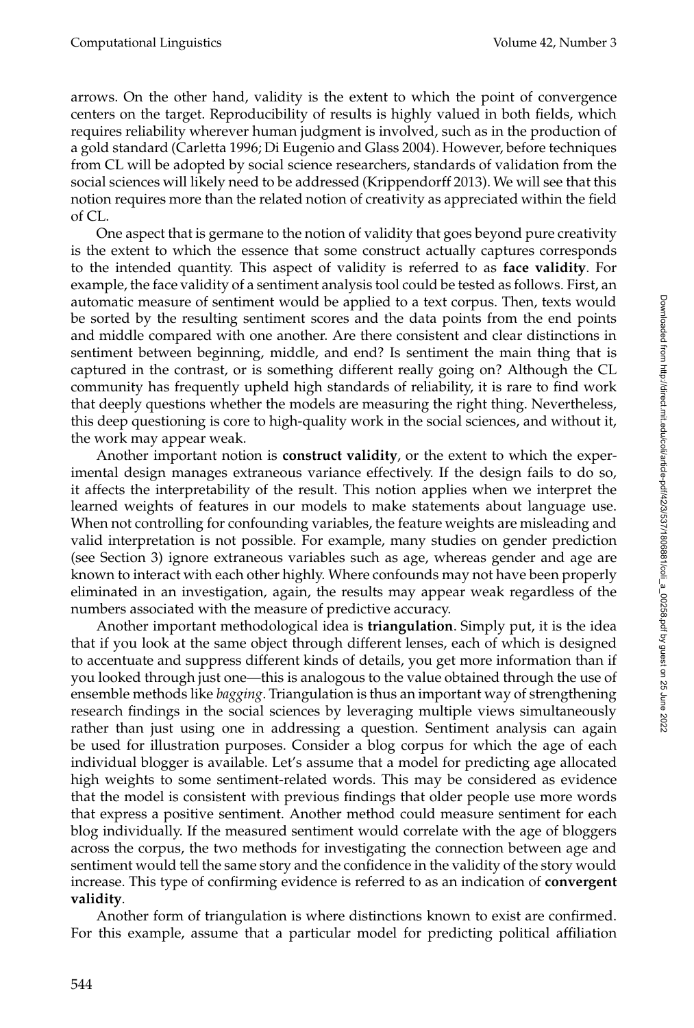arrows. On the other hand, validity is the extent to which the point of convergence centers on the target. Reproducibility of results is highly valued in both fields, which requires reliability wherever human judgment is involved, such as in the production of a gold standard (Carletta 1996; Di Eugenio and Glass 2004). However, before techniques from CL will be adopted by social science researchers, standards of validation from the social sciences will likely need to be addressed (Krippendorff 2013). We will see that this notion requires more than the related notion of creativity as appreciated within the field of CL.

One aspect that is germane to the notion of validity that goes beyond pure creativity is the extent to which the essence that some construct actually captures corresponds to the intended quantity. This aspect of validity is referred to as **face validity**. For example, the face validity of a sentiment analysis tool could be tested as follows. First, an automatic measure of sentiment would be applied to a text corpus. Then, texts would be sorted by the resulting sentiment scores and the data points from the end points and middle compared with one another. Are there consistent and clear distinctions in sentiment between beginning, middle, and end? Is sentiment the main thing that is captured in the contrast, or is something different really going on? Although the CL community has frequently upheld high standards of reliability, it is rare to find work that deeply questions whether the models are measuring the right thing. Nevertheless, this deep questioning is core to high-quality work in the social sciences, and without it, the work may appear weak.

Another important notion is **construct validity**, or the extent to which the experimental design manages extraneous variance effectively. If the design fails to do so, it affects the interpretability of the result. This notion applies when we interpret the learned weights of features in our models to make statements about language use. When not controlling for confounding variables, the feature weights are misleading and valid interpretation is not possible. For example, many studies on gender prediction (see Section 3) ignore extraneous variables such as age, whereas gender and age are known to interact with each other highly. Where confounds may not have been properly eliminated in an investigation, again, the results may appear weak regardless of the numbers associated with the measure of predictive accuracy.

Another important methodological idea is **triangulation**. Simply put, it is the idea that if you look at the same object through different lenses, each of which is designed to accentuate and suppress different kinds of details, you get more information than if you looked through just one—this is analogous to the value obtained through the use of ensemble methods like *bagging*. Triangulation is thus an important way of strengthening research findings in the social sciences by leveraging multiple views simultaneously rather than just using one in addressing a question. Sentiment analysis can again be used for illustration purposes. Consider a blog corpus for which the age of each individual blogger is available. Let's assume that a model for predicting age allocated high weights to some sentiment-related words. This may be considered as evidence that the model is consistent with previous findings that older people use more words that express a positive sentiment. Another method could measure sentiment for each blog individually. If the measured sentiment would correlate with the age of bloggers across the corpus, the two methods for investigating the connection between age and sentiment would tell the same story and the confidence in the validity of the story would increase. This type of confirming evidence is referred to as an indication of **convergent validity**.

Another form of triangulation is where distinctions known to exist are confirmed. For this example, assume that a particular model for predicting political affiliation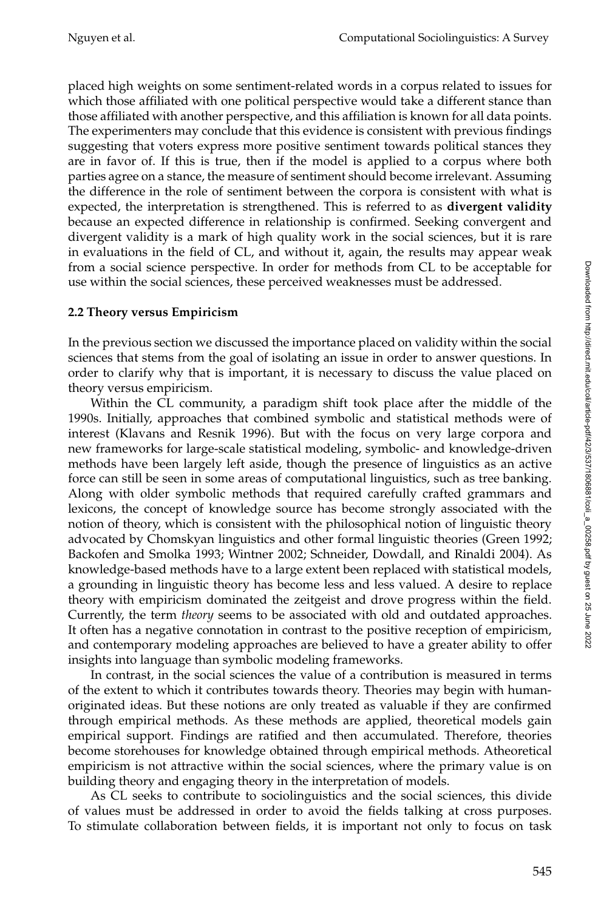placed high weights on some sentiment-related words in a corpus related to issues for which those affiliated with one political perspective would take a different stance than those affiliated with another perspective, and this affiliation is known for all data points. The experimenters may conclude that this evidence is consistent with previous findings suggesting that voters express more positive sentiment towards political stances they are in favor of. If this is true, then if the model is applied to a corpus where both parties agree on a stance, the measure of sentiment should become irrelevant. Assuming the difference in the role of sentiment between the corpora is consistent with what is expected, the interpretation is strengthened. This is referred to as **divergent validity** because an expected difference in relationship is confirmed. Seeking convergent and divergent validity is a mark of high quality work in the social sciences, but it is rare in evaluations in the field of CL, and without it, again, the results may appear weak from a social science perspective. In order for methods from CL to be acceptable for use within the social sciences, these perceived weaknesses must be addressed.

### 2.2 Theory versus Empiricism

In the previous section we discussed the importance placed on validity within the social sciences that stems from the goal of isolating an issue in order to answer questions. In order to clarify why that is important, it is necessary to discuss the value placed on theory versus empiricism.

Within the CL community, a paradigm shift took place after the middle of the 1990s. Initially, approaches that combined symbolic and statistical methods were of interest (Klavans and Resnik 1996). But with the focus on very large corpora and new frameworks for large-scale statistical modeling, symbolic- and knowledge-driven methods have been largely left aside, though the presence of linguistics as an active force can still be seen in some areas of computational linguistics, such as tree banking. Along with older symbolic methods that required carefully crafted grammars and lexicons, the concept of knowledge source has become strongly associated with the notion of theory, which is consistent with the philosophical notion of linguistic theory advocated by Chomskyan linguistics and other formal linguistic theories (Green 1992; Backofen and Smolka 1993; Wintner 2002; Schneider, Dowdall, and Rinaldi 2004). As knowledge-based methods have to a large extent been replaced with statistical models, a grounding in linguistic theory has become less and less valued. A desire to replace theory with empiricism dominated the zeitgeist and drove progress within the field. Currently, the term *theory* seems to be associated with old and outdated approaches. It often has a negative connotation in contrast to the positive reception of empiricism, and contemporary modeling approaches are believed to have a greater ability to offer insights into language than symbolic modeling frameworks.

In contrast, in the social sciences the value of a contribution is measured in terms of the extent to which it contributes towards theory. Theories may begin with human-originated ideas. But these notions are only treated as valuable if they are confirmed through empirical methods. As these methods are applied, theoretical models gain empirical support. Findings are ratified and then accumulated. Therefore, theories become storehouses for knowledge obtained through empirical methods. Atheoretical empiricism is not attractive within the social sciences, where the primary value is on building theory and engaging theory in the interpretation of models.

As CL seeks to contribute to sociolinguistics and the social sciences, this divide of values must be addressed in order to avoid the fields talking at cross purposes. To stimulate collaboration between fields, it is important not only to focus on task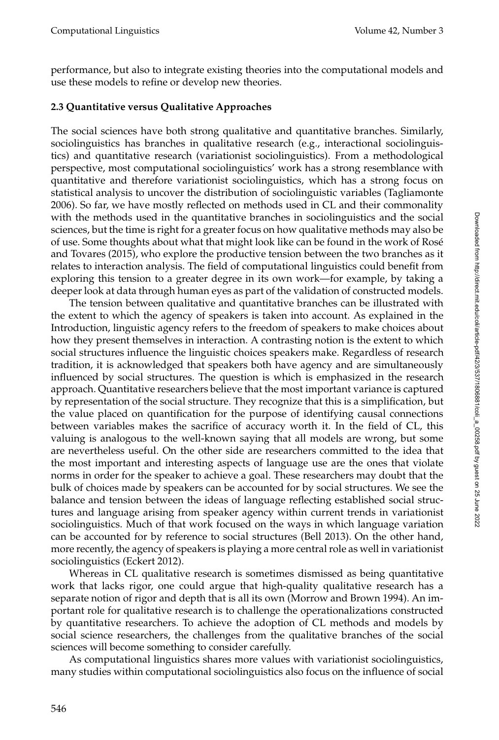performance, but also to integrate existing theories into the computational models and use these models to refine or develop new theories.

### 2.3 Quantitative versus Qualitative Approaches

The social sciences have both strong qualitative and quantitative branches. Similarly, sociolinguistics has branches in qualitative research (e.g., interactional sociolinguistics) and quantitative research (variationist sociolinguistics). From a methodological perspective, most computational sociolinguistics' work has a strong resemblance with quantitative and therefore variationist sociolinguistics, which has a strong focus on statistical analysis to uncover the distribution of sociolinguistic variables (Tagliamonte 2006). So far, we have mostly reflected on methods used in CL and their commonality with the methods used in the quantitative branches in sociolinguistics and the social sciences, but the time is right for a greater focus on how qualitative methods may also be of use. Some thoughts about what that might look like can be found in the work of Rosé and Tovares (2015), who explore the productive tension between the two branches as it relates to interaction analysis. The field of computational linguistics could benefit from exploring this tension to a greater degree in its own work—for example, by taking a deeper look at data through human eyes as part of the validation of constructed models.

The tension between qualitative and quantitative branches can be illustrated with the extent to which the agency of speakers is taken into account. As explained in the Introduction, linguistic agency refers to the freedom of speakers to make choices about how they present themselves in interaction. A contrasting notion is the extent to which social structures influence the linguistic choices speakers make. Regardless of research tradition, it is acknowledged that speakers both have agency and are simultaneously influenced by social structures. The question is which is emphasized in the research approach. Quantitative researchers believe that the most important variance is captured by representation of the social structure. They recognize that this is a simplification, but the value placed on quantification for the purpose of identifying causal connections between variables makes the sacrifice of accuracy worth it. In the field of CL, this valuing is analogous to the well-known saying that all models are wrong, but some are nevertheless useful. On the other side are researchers committed to the idea that the most important and interesting aspects of language use are the ones that violate norms in order for the speaker to achieve a goal. These researchers may doubt that the bulk of choices made by speakers can be accounted for by social structures. We see the balance and tension between the ideas of language reflecting established social structures and language arising from speaker agency within current trends in variationist sociolinguistics. Much of that work focused on the ways in which language variation can be accounted for by reference to social structures (Bell 2013). On the other hand, more recently, the agency of speakers is playing a more central role as well in variationist sociolinguistics (Eckert 2012).

Whereas in CL qualitative research is sometimes dismissed as being quantitative work that lacks rigor, one could argue that high-quality qualitative research has a separate notion of rigor and depth that is all its own (Morrow and Brown 1994). An important role for qualitative research is to challenge the operationalizations constructed by quantitative researchers. To achieve the adoption of CL methods and models by social science researchers, the challenges from the qualitative branches of the social sciences will become something to consider carefully.

As computational linguistics shares more values with variationist sociolinguistics, many studies within computational sociolinguistics also focus on the influence of social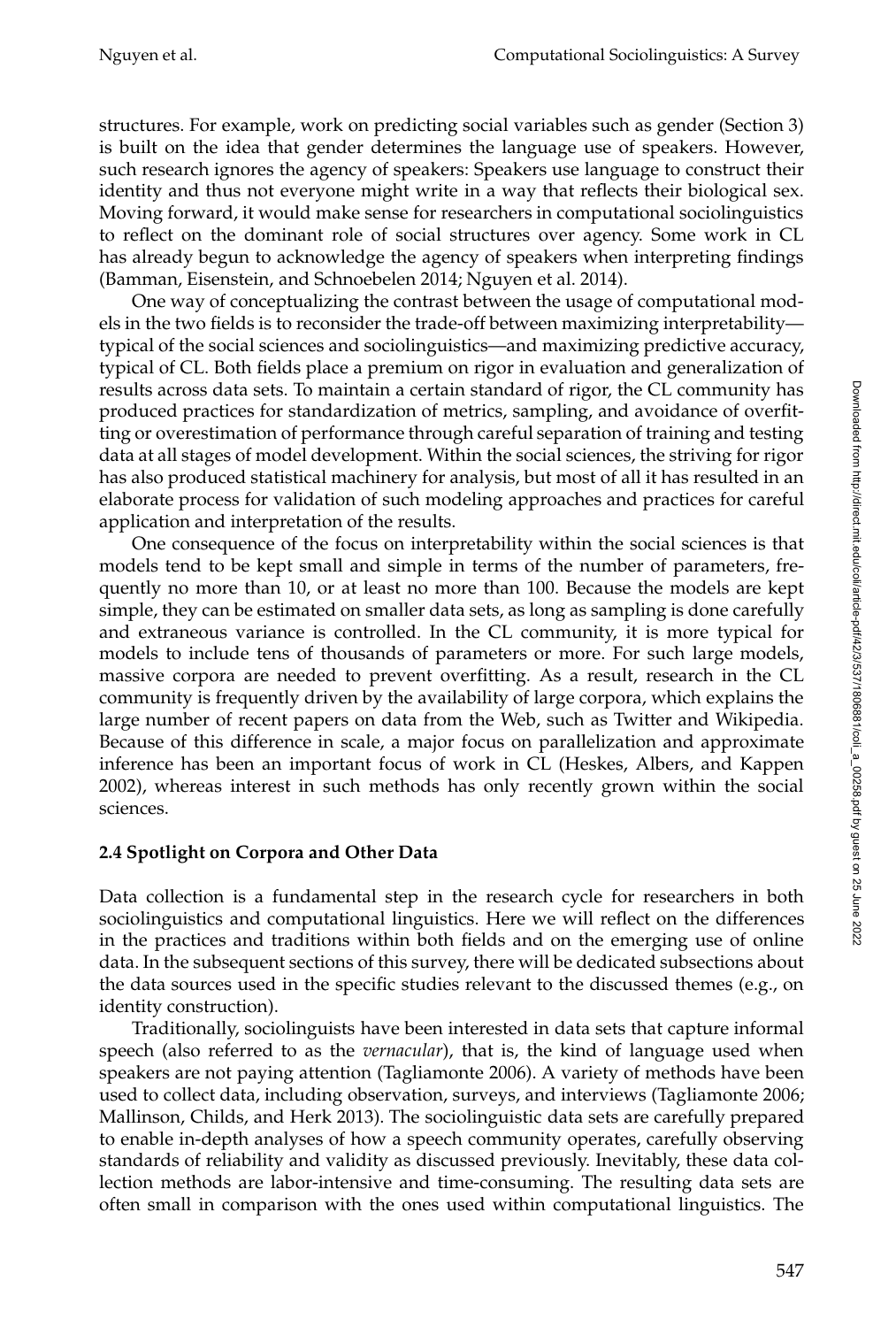structures. For example, work on predicting social variables such as gender (Section 3) is built on the idea that gender determines the language use of speakers. However, such research ignores the agency of speakers: Speakers use language to construct their identity and thus not everyone might write in a way that reflects their biological sex. Moving forward, it would make sense for researchers in computational sociolinguistics to reflect on the dominant role of social structures over agency. Some work in CL has already begun to acknowledge the agency of speakers when interpreting findings (Bamman, Eisenstein, and Schnoebelen 2014; Nguyen et al. 2014).

One way of conceptualizing the contrast between the usage of computational models in the two fields is to reconsider the trade-off between maximizing interpretability—typical of the social sciences and sociolinguistics—and maximizing predictive accuracy, typical of CL. Both fields place a premium on rigor in evaluation and generalization of results across data sets. To maintain a certain standard of rigor, the CL community has produced practices for standardization of metrics, sampling, and avoidance of overfitting or overestimation of performance through careful separation of training and testing data at all stages of model development. Within the social sciences, the striving for rigor has also produced statistical machinery for analysis, but most of all it has resulted in an elaborate process for validation of such modeling approaches and practices for careful application and interpretation of the results.

One consequence of the focus on interpretability within the social sciences is that models tend to be kept small and simple in terms of the number of parameters, frequently no more than 10, or at least no more than 100. Because the models are kept simple, they can be estimated on smaller data sets, as long as sampling is done carefully and extraneous variance is controlled. In the CL community, it is more typical for models to include tens of thousands of parameters or more. For such large models, massive corpora are needed to prevent overfitting. As a result, research in the CL community is frequently driven by the availability of large corpora, which explains the large number of recent papers on data from the Web, such as Twitter and Wikipedia. Because of this difference in scale, a major focus on parallelization and approximate inference has been an important focus of work in CL (Heskes, Albers, and Kappen 2002), whereas interest in such methods has only recently grown within the social sciences.

### 2.4 Spotlight on Corpora and Other Data

Data collection is a fundamental step in the research cycle for researchers in both sociolinguistics and computational linguistics. Here we will reflect on the differences in the practices and traditions within both fields and on the emerging use of online data. In the subsequent sections of this survey, there will be dedicated subsections about the data sources used in the specific studies relevant to the discussed themes (e.g., on identity construction).

Traditionally, sociolinguists have been interested in data sets that capture informal speech (also referred to as the *vernacular*), that is, the kind of language used when speakers are not paying attention (Tagliamonte 2006). A variety of methods have been used to collect data, including observation, surveys, and interviews (Tagliamonte 2006; Mallinson, Childs, and Herk 2013). The sociolinguistic data sets are carefully prepared to enable in-depth analyses of how a speech community operates, carefully observing standards of reliability and validity as discussed previously. Inevitably, these data collection methods are labor-intensive and time-consuming. The resulting data sets are often small in comparison with the ones used within computational linguistics. The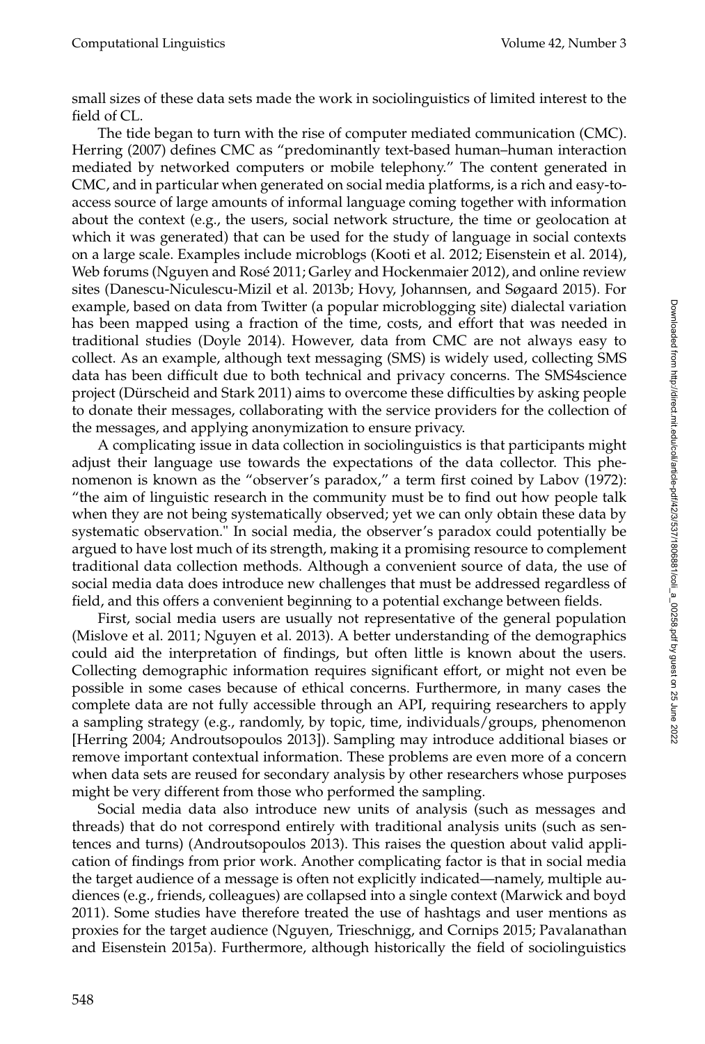small sizes of these data sets made the work in sociolinguistics of limited interest to the field of CL.

The tide began to turn with the rise of computer mediated communication (CMC). Herring (2007) defines CMC as "predominantly text-based human–human interaction mediated by networked computers or mobile telephony." The content generated in CMC, and in particular when generated on social media platforms, is a rich and easy-to-access source of large amounts of informal language coming together with information about the context (e.g., the users, social network structure, the time or geolocation at which it was generated) that can be used for the study of language in social contexts on a large scale. Examples include microblogs (Kooti et al. 2012; Eisenstein et al. 2014), Web forums (Nguyen and Rosé 2011; Garley and Hockenmaier 2012), and online review sites (Danescu-Niculescu-Mizil et al. 2013b; Hovy, Johannsen, and Søgaard 2015). For example, based on data from Twitter (a popular microblogging site) dialectal variation has been mapped using a fraction of the time, costs, and effort that was needed in traditional studies (Doyle 2014). However, data from CMC are not always easy to collect. As an example, although text messaging (SMS) is widely used, collecting SMS data has been difficult due to both technical and privacy concerns. The SMS4science project (Dürscheid and Stark 2011) aims to overcome these difficulties by asking people to donate their messages, collaborating with the service providers for the collection of the messages, and applying anonymization to ensure privacy.

A complicating issue in data collection in sociolinguistics is that participants might adjust their language use towards the expectations of the data collector. This phenomenon is known as the "observer's paradox," a term first coined by Labov (1972): "the aim of linguistic research in the community must be to find out how people talk when they are not being systematically observed; yet we can only obtain these data by systematic observation." In social media, the observer's paradox could potentially be argued to have lost much of its strength, making it a promising resource to complement traditional data collection methods. Although a convenient source of data, the use of social media data does introduce new challenges that must be addressed regardless of field, and this offers a convenient beginning to a potential exchange between fields.

First, social media users are usually not representative of the general population (Mislove et al. 2011; Nguyen et al. 2013). A better understanding of the demographics could aid the interpretation of findings, but often little is known about the users. Collecting demographic information requires significant effort, or might not even be possible in some cases because of ethical concerns. Furthermore, in many cases the complete data are not fully accessible through an API, requiring researchers to apply a sampling strategy (e.g., randomly, by topic, time, individuals/groups, phenomenon [Herring 2004; Androutsopoulos 2013]). Sampling may introduce additional biases or remove important contextual information. These problems are even more of a concern when data sets are reused for secondary analysis by other researchers whose purposes might be very different from those who performed the sampling.

Social media data also introduce new units of analysis (such as messages and threads) that do not correspond entirely with traditional analysis units (such as sentences and turns) (Androutsopoulos 2013). This raises the question about valid application of findings from prior work. Another complicating factor is that in social media the target audience of a message is often not explicitly indicated—namely, multiple audiences (e.g., friends, colleagues) are collapsed into a single context (Marwick and boyd 2011). Some studies have therefore treated the use of hashtags and user mentions as proxies for the target audience (Nguyen, Trieschnigg, and Cornips 2015; Pavalanathan and Eisenstein 2015a). Furthermore, although historically the field of sociolinguistics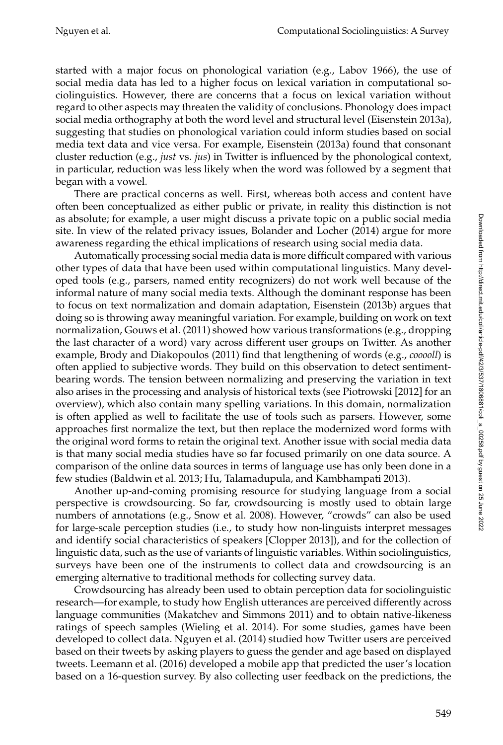started with a major focus on phonological variation (e.g., Labov 1966), the use of social media data has led to a higher focus on lexical variation in computational sociolinguistics. However, there are concerns that a focus on lexical variation without regard to other aspects may threaten the validity of conclusions. Phonology does impact social media orthography at both the word level and structural level (Eisenstein 2013a), suggesting that studies on phonological variation could inform studies based on social media text data and vice versa. For example, Eisenstein (2013a) found that consonant cluster reduction (e.g., *just* vs. *jus*) in Twitter is influenced by the phonological context, in particular, reduction was less likely when the word was followed by a segment that began with a vowel.

There are practical concerns as well. First, whereas both access and content have often been conceptualized as either public or private, in reality this distinction is not as absolute; for example, a user might discuss a private topic on a public social media site. In view of the related privacy issues, Bolander and Locher (2014) argue for more awareness regarding the ethical implications of research using social media data.

Automatically processing social media data is more difficult compared with various other types of data that have been used within computational linguistics. Many developed tools (e.g., parsers, named entity recognizers) do not work well because of the informal nature of many social media texts. Although the dominant response has been to focus on text normalization and domain adaptation, Eisenstein (2013b) argues that doing so is throwing away meaningful variation. For example, building on work on text normalization, Gouws et al. (2011) showed how various transformations (e.g., dropping the last character of a word) vary across different user groups on Twitter. As another example, Brody and Diakopoulos (2011) find that lengthening of words (e.g., *cooooll*) is often applied to subjective words. They build on this observation to detect sentiment-bearing words. The tension between normalizing and preserving the variation in text also arises in the processing and analysis of historical texts (see Piotrowski [2012] for an overview), which also contain many spelling variations. In this domain, normalization is often applied as well to facilitate the use of tools such as parsers. However, some approaches first normalize the text, but then replace the modernized word forms with the original word forms to retain the original text. Another issue with social media data is that many social media studies have so far focused primarily on one data source. A comparison of the online data sources in terms of language use has only been done in a few studies (Baldwin et al. 2013; Hu, Talamadupula, and Kambhampati 2013).

Another up-and-coming promising resource for studying language from a social perspective is crowdsourcing. So far, crowdsourcing is mostly used to obtain large numbers of annotations (e.g., Snow et al. 2008). However, "crowds" can also be used for large-scale perception studies (i.e., to study how non-linguists interpret messages and identify social characteristics of speakers [Clopper 2013]), and for the collection of linguistic data, such as the use of variants of linguistic variables. Within sociolinguistics, surveys have been one of the instruments to collect data and crowdsourcing is an emerging alternative to traditional methods for collecting survey data.

Crowdsourcing has already been used to obtain perception data for sociolinguistic research—for example, to study how English utterances are perceived differently across language communities (Makatchev and Simmons 2011) and to obtain native-likeness ratings of speech samples (Wieling et al. 2014). For some studies, games have been developed to collect data. Nguyen et al. (2014) studied how Twitter users are perceived based on their tweets by asking players to guess the gender and age based on displayed tweets. Leemann et al. (2016) developed a mobile app that predicted the user's location based on a 16-question survey. By also collecting user feedback on the predictions, the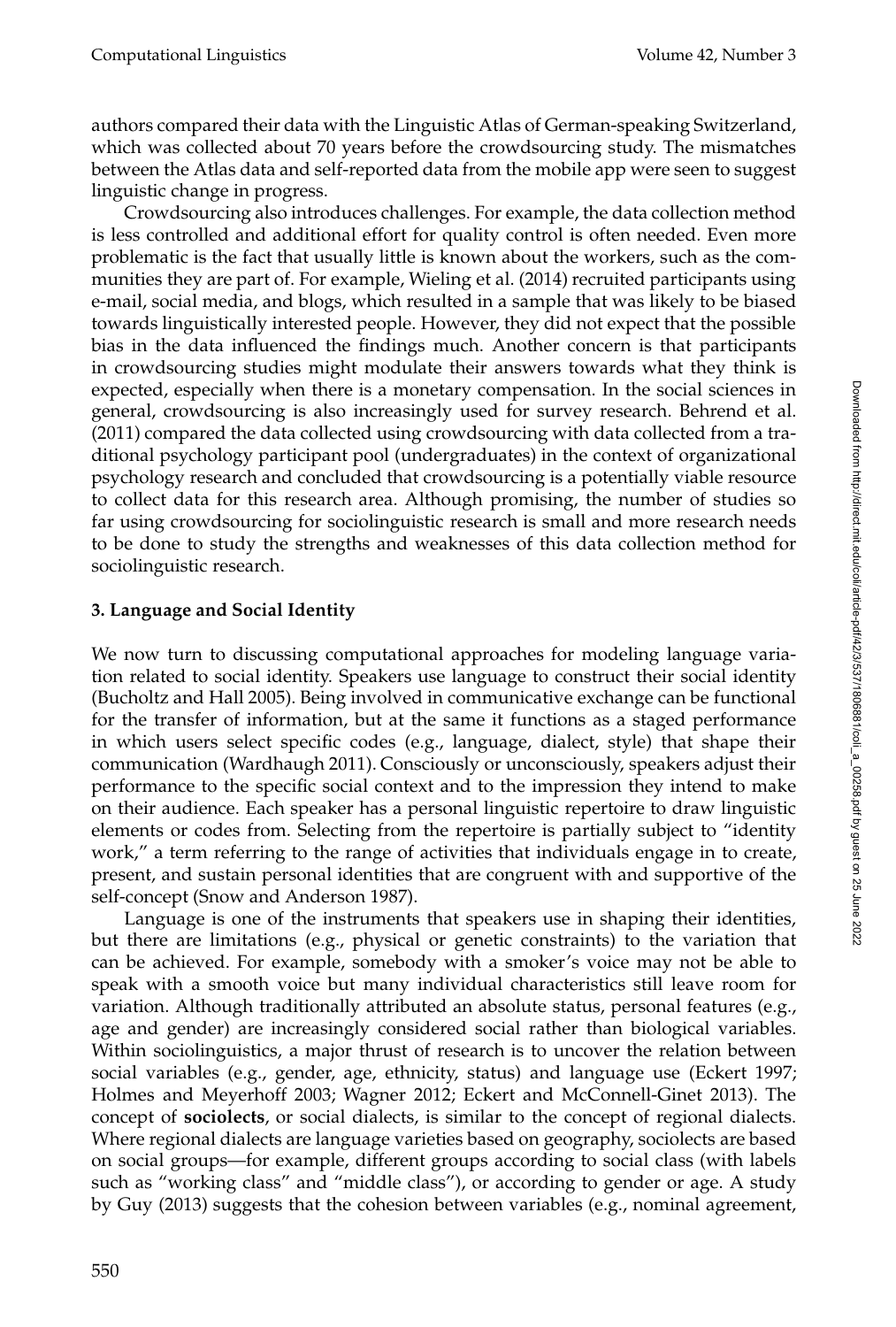authors compared their data with the Linguistic Atlas of German-speaking Switzerland, which was collected about 70 years before the crowdsourcing study. The mismatches between the Atlas data and self-reported data from the mobile app were seen to suggest linguistic change in progress.

Crowdsourcing also introduces challenges. For example, the data collection method is less controlled and additional effort for quality control is often needed. Even more problematic is the fact that usually little is known about the workers, such as the communities they are part of. For example, Wieling et al. (2014) recruited participants using e-mail, social media, and blogs, which resulted in a sample that was likely to be biased towards linguistically interested people. However, they did not expect that the possible bias in the data influenced the findings much. Another concern is that participants in crowdsourcing studies might modulate their answers towards what they think is expected, especially when there is a monetary compensation. In the social sciences in general, crowdsourcing is also increasingly used for survey research. Behrend et al. (2011) compared the data collected using crowdsourcing with data collected from a traditional psychology participant pool (undergraduates) in the context of organizational psychology research and concluded that crowdsourcing is a potentially viable resource to collect data for this research area. Although promising, the number of studies so far using crowdsourcing for sociolinguistic research is small and more research needs to be done to study the strengths and weaknesses of this data collection method for sociolinguistic research.

## 3. Language and Social Identity

We now turn to discussing computational approaches for modeling language variation related to social identity. Speakers use language to construct their social identity (Bucholtz and Hall 2005). Being involved in communicative exchange can be functional for the transfer of information, but at the same it functions as a staged performance in which users select specific codes (e.g., language, dialect, style) that shape their communication (Wardhaugh 2011). Consciously or unconsciously, speakers adjust their performance to the specific social context and to the impression they intend to make on their audience. Each speaker has a personal linguistic repertoire to draw linguistic elements or codes from. Selecting from the repertoire is partially subject to "identity work," a term referring to the range of activities that individuals engage in to create, present, and sustain personal identities that are congruent with and supportive of the self-concept (Snow and Anderson 1987).

Language is one of the instruments that speakers use in shaping their identities, but there are limitations (e.g., physical or genetic constraints) to the variation that can be achieved. For example, somebody with a smoker's voice may not be able to speak with a smooth voice but many individual characteristics still leave room for variation. Although traditionally attributed an absolute status, personal features (e.g., age and gender) are increasingly considered social rather than biological variables. Within sociolinguistics, a major thrust of research is to uncover the relation between social variables (e.g., gender, age, ethnicity, status) and language use (Eckert 1997; Holmes and Meyerhoff 2003; Wagner 2012; Eckert and McConnell-Ginet 2013). The concept of **sociolects**, or social dialects, is similar to the concept of regional dialects. Where regional dialects are language varieties based on geography, sociolects are based on social groups—for example, different groups according to social class (with labels such as "working class" and "middle class"), or according to gender or age. A study by Guy (2013) suggests that the cohesion between variables (e.g., nominal agreement,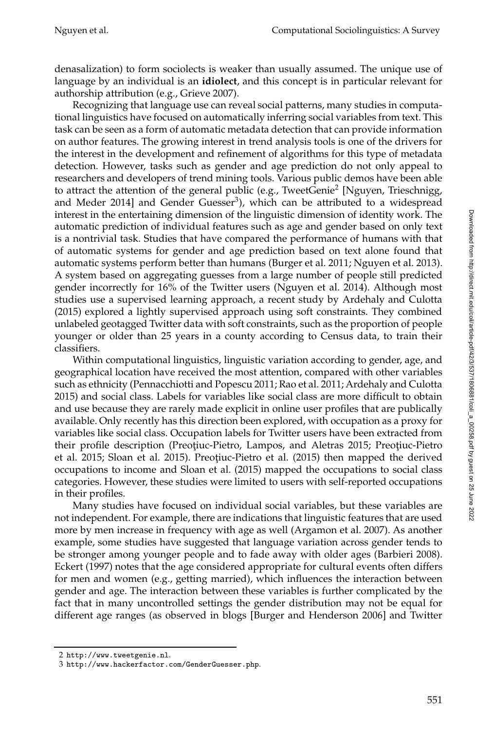denasalization) to form sociolects is weaker than usually assumed. The unique use of language by an individual is an **idiolect**, and this concept is in particular relevant for authorship attribution (e.g., Grieve 2007).

Recognizing that language use can reveal social patterns, many studies in computational linguistics have focused on automatically inferring social variables from text. This task can be seen as a form of automatic metadata detection that can provide information on author features. The growing interest in trend analysis tools is one of the drivers for the interest in the development and refinement of algorithms for this type of metadata detection. However, tasks such as gender and age prediction do not only appeal to researchers and developers of trend mining tools. Various public demos have been able to attract the attention of the general public (e.g., TweetGenie[2] [Nguyen, Trieschnigg, and Meder 2014] and Gender Guesser[3]), which can be attributed to a widespread interest in the entertaining dimension of the linguistic dimension of identity work. The automatic prediction of individual features such as age and gender based on only text is a nontrivial task. Studies that have compared the performance of humans with that of automatic systems for gender and age prediction based on text alone found that automatic systems perform better than humans (Burger et al. 2011; Nguyen et al. 2013). A system based on aggregating guesses from a large number of people still predicted gender incorrectly for 16% of the Twitter users (Nguyen et al. 2014). Although most studies use a supervised learning approach, a recent study by Ardehaly and Culotta (2015) explored a lightly supervised approach using soft constraints. They combined unlabeled geotagged Twitter data with soft constraints, such as the proportion of people younger or older than 25 years in a county according to Census data, to train their classifiers.

Within computational linguistics, linguistic variation according to gender, age, and geographical location have received the most attention, compared with other variables such as ethnicity (Pennacchiotti and Popescu 2011; Rao et al. 2011; Ardehaly and Culotta 2015) and social class. Labels for variables like social class are more difficult to obtain and use because they are rarely made explicit in online user profiles that are publically available. Only recently has this direction been explored, with occupation as a proxy for variables like social class. Occupation labels for Twitter users have been extracted from their profile description (Preoţiuc-Pietro, Lampos, and Aletras 2015; Preoţiuc-Pietro et al. 2015; Sloan et al. 2015). Preoţiuc-Pietro et al. (2015) then mapped the derived occupations to income and Sloan et al. (2015) mapped the occupations to social class categories. However, these studies were limited to users with self-reported occupations in their profiles.

Many studies have focused on individual social variables, but these variables are not independent. For example, there are indications that linguistic features that are used more by men increase in frequency with age as well (Argamon et al. 2007). As another example, some studies have suggested that language variation across gender tends to be stronger among younger people and to fade away with older ages (Barbieri 2008). Eckert (1997) notes that the age considered appropriate for cultural events often differs for men and women (e.g., getting married), which influences the interaction between gender and age. The interaction between these variables is further complicated by the fact that in many uncontrolled settings the gender distribution may not be equal for different age ranges (as observed in blogs [Burger and Henderson 2006] and Twitter

2 http://www.tweetgenie.nl.

3 http://www.hackerfactor.com/GenderGuesser.php.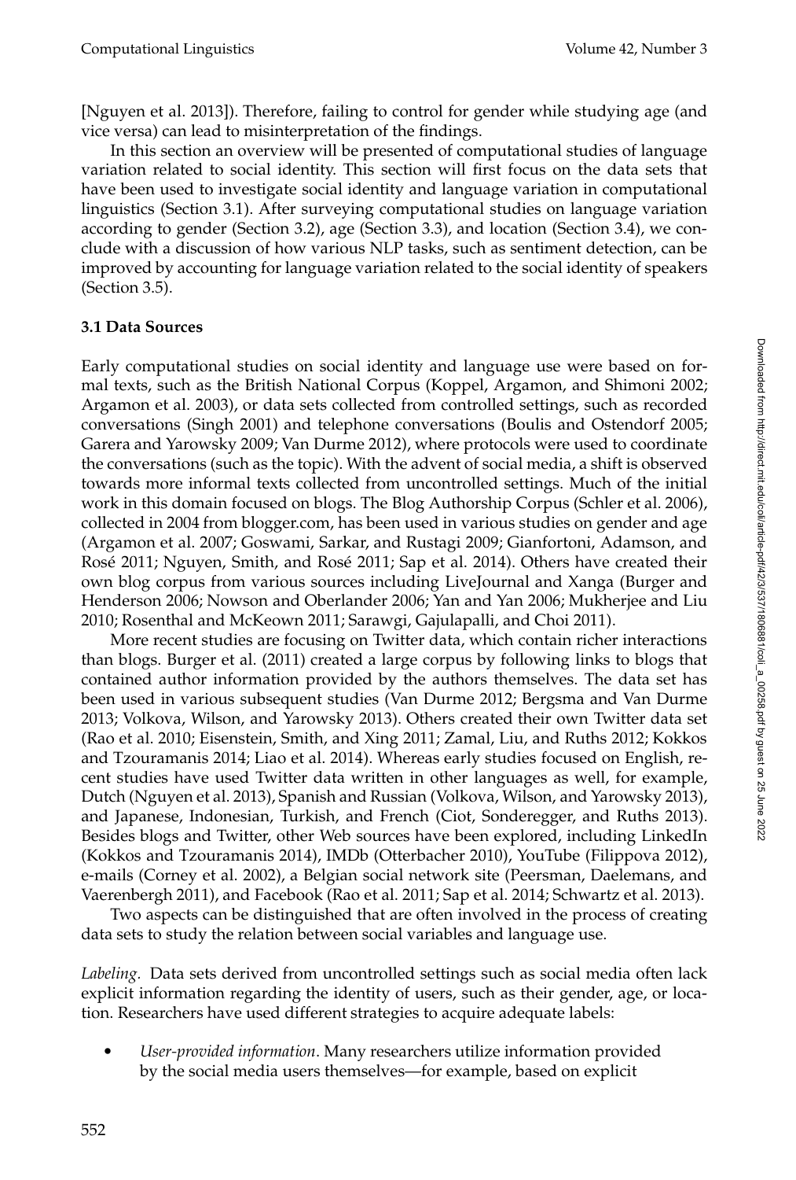[Nguyen et al. 2013]). Therefore, failing to control for gender while studying age (and vice versa) can lead to misinterpretation of the findings.

In this section an overview will be presented of computational studies of language variation related to social identity. This section will first focus on the data sets that have been used to investigate social identity and language variation in computational linguistics (Section 3.1). After surveying computational studies on language variation according to gender (Section 3.2), age (Section 3.3), and location (Section 3.4), we conclude with a discussion of how various NLP tasks, such as sentiment detection, can be improved by accounting for language variation related to the social identity of speakers (Section 3.5).

### 3.1 Data Sources

Early computational studies on social identity and language use were based on formal texts, such as the British National Corpus (Koppel, Argamon, and Shimoni 2002; Argamon et al. 2003), or data sets collected from controlled settings, such as recorded conversations (Singh 2001) and telephone conversations (Boulis and Ostendorf 2005; Garera and Yarowsky 2009; Van Durme 2012), where protocols were used to coordinate the conversations (such as the topic). With the advent of social media, a shift is observed towards more informal texts collected from uncontrolled settings. Much of the initial work in this domain focused on blogs. The Blog Authorship Corpus (Schler et al. 2006), collected in 2004 from blogger.com, has been used in various studies on gender and age (Argamon et al. 2007; Goswami, Sarkar, and Rustagi 2009; Gianfortoni, Adamson, and Rosé 2011; Nguyen, Smith, and Rosé 2011; Sap et al. 2014). Others have created their own blog corpus from various sources including LiveJournal and Xanga (Burger and Henderson 2006; Nowson and Oberlander 2006; Yan and Yan 2006; Mukherjee and Liu 2010; Rosenthal and McKeown 2011; Sarawgi, Gajulapalli, and Choi 2011).

More recent studies are focusing on Twitter data, which contain richer interactions than blogs. Burger et al. (2011) created a large corpus by following links to blogs that contained author information provided by the authors themselves. The data set has been used in various subsequent studies (Van Durme 2012; Bergsma and Van Durme 2013; Volkova, Wilson, and Yarowsky 2013). Others created their own Twitter data set (Rao et al. 2010; Eisenstein, Smith, and Xing 2011; Zamal, Liu, and Ruths 2012; Kokkos and Tzouramanis 2014; Liao et al. 2014). Whereas early studies focused on English, recent studies have used Twitter data written in other languages as well, for example, Dutch (Nguyen et al. 2013), Spanish and Russian (Volkova, Wilson, and Yarowsky 2013), and Japanese, Indonesian, Turkish, and French (Ciot, Sonderegger, and Ruths 2013). Besides blogs and Twitter, other Web sources have been explored, including LinkedIn (Kokkos and Tzouramanis 2014), IMDb (Otterbacher 2010), YouTube (Filippova 2012), e-mails (Corney et al. 2002), a Belgian social network site (Peersman, Daelemans, and Vaerenbergh 2011), and Facebook (Rao et al. 2011; Sap et al. 2014; Schwartz et al. 2013).

Two aspects can be distinguished that are often involved in the process of creating data sets to study the relation between social variables and language use.

*Labeling.* Data sets derived from uncontrolled settings such as social media often lack explicit information regarding the identity of users, such as their gender, age, or location. Researchers have used different strategies to acquire adequate labels:

- *User-provided information*. Many researchers utilize information provided by the social media users themselves—for example, based on explicit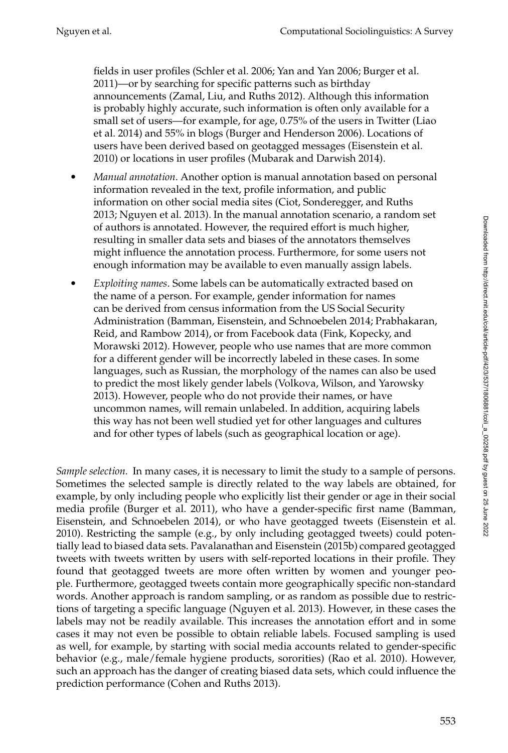fields in user profiles (Schler et al. 2006; Yan and Yan 2006; Burger et al. 2011)—or by searching for specific patterns such as birthday announcements (Zamal, Liu, and Ruths 2012). Although this information is probably highly accurate, such information is often only available for a small set of users—for example, for age, 0.75% of the users in Twitter (Liao et al. 2014) and 55% in blogs (Burger and Henderson 2006). Locations of users have been derived based on geotagged messages (Eisenstein et al. 2010) or locations in user profiles (Mubarak and Darwish 2014).

- *Manual annotation*. Another option is manual annotation based on personal information revealed in the text, profile information, and public information on other social media sites (Ciot, Sonderegger, and Ruths 2013; Nguyen et al. 2013). In the manual annotation scenario, a random set of authors is annotated. However, the required effort is much higher, resulting in smaller data sets and biases of the annotators themselves might influence the annotation process. Furthermore, for some users not enough information may be available to even manually assign labels.
- *Exploiting names*. Some labels can be automatically extracted based on the name of a person. For example, gender information for names can be derived from census information from the US Social Security Administration (Bamman, Eisenstein, and Schnoebelen 2014; Prabhakaran, Reid, and Rambow 2014), or from Facebook data (Fink, Kopecky, and Morawski 2012). However, people who use names that are more common for a different gender will be incorrectly labeled in these cases. In some languages, such as Russian, the morphology of the names can also be used to predict the most likely gender labels (Volkova, Wilson, and Yarowsky 2013). However, people who do not provide their names, or have uncommon names, will remain unlabeled. In addition, acquiring labels this way has not been well studied yet for other languages and cultures and for other types of labels (such as geographical location or age).

*Sample selection.* In many cases, it is necessary to limit the study to a sample of persons. Sometimes the selected sample is directly related to the way labels are obtained, for example, by only including people who explicitly list their gender or age in their social media profile (Burger et al. 2011), who have a gender-specific first name (Bamman, Eisenstein, and Schnoebelen 2014), or who have geotagged tweets (Eisenstein et al. 2010). Restricting the sample (e.g., by only including geotagged tweets) could potentially lead to biased data sets. Pavalanathan and Eisenstein (2015b) compared geotagged tweets with tweets written by users with self-reported locations in their profile. They found that geotagged tweets are more often written by women and younger people. Furthermore, geotagged tweets contain more geographically specific non-standard words. Another approach is random sampling, or as random as possible due to restrictions of targeting a specific language (Nguyen et al. 2013). However, in these cases the labels may not be readily available. This increases the annotation effort and in some cases it may not even be possible to obtain reliable labels. Focused sampling is used as well, for example, by starting with social media accounts related to gender-specific behavior (e.g., male/female hygiene products, sororities) (Rao et al. 2010). However, such an approach has the danger of creating biased data sets, which could influence the prediction performance (Cohen and Ruths 2013).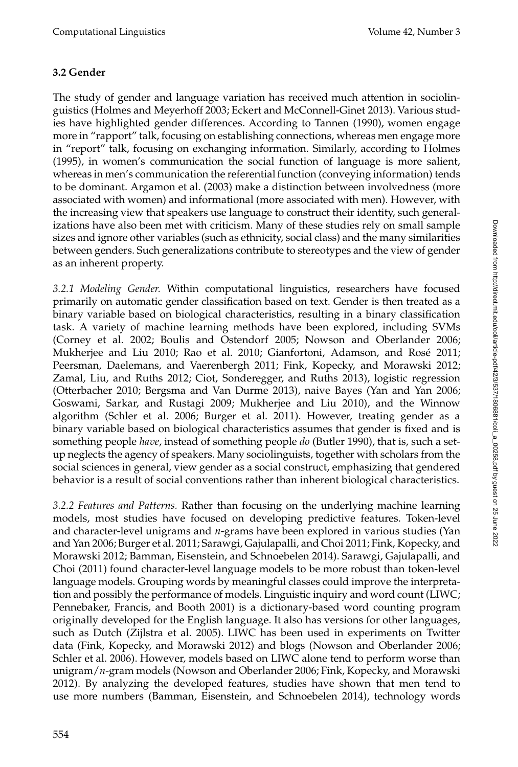### 3.2 Gender

The study of gender and language variation has received much attention in sociolinguistics (Holmes and Meyerhoff 2003; Eckert and McConnell-Ginet 2013). Various studies have highlighted gender differences. According to Tannen (1990), women engage more in "rapport" talk, focusing on establishing connections, whereas men engage more in "report" talk, focusing on exchanging information. Similarly, according to Holmes (1995), in women's communication the social function of language is more salient, whereas in men's communication the referential function (conveying information) tends to be dominant. Argamon et al. (2003) make a distinction between involvedness (more associated with women) and informational (more associated with men). However, with the increasing view that speakers use language to construct their identity, such generalizations have also been met with criticism. Many of these studies rely on small sample sizes and ignore other variables (such as ethnicity, social class) and the many similarities between genders. Such generalizations contribute to stereotypes and the view of gender as an inherent property.

*3.2.1 Modeling Gender.* Within computational linguistics, researchers have focused primarily on automatic gender classification based on text. Gender is then treated as a binary variable based on biological characteristics, resulting in a binary classification task. A variety of machine learning methods have been explored, including SVMs (Corney et al. 2002; Boulis and Ostendorf 2005; Nowson and Oberlander 2006; Mukherjee and Liu 2010; Rao et al. 2010; Gianfortoni, Adamson, and Rosé 2011; Peersman, Daelemans, and Vaerenbergh 2011; Fink, Kopecky, and Morawski 2012; Zamal, Liu, and Ruths 2012; Ciot, Sonderegger, and Ruths 2013), logistic regression (Otterbacher 2010; Bergsma and Van Durme 2013), naive Bayes (Yan and Yan 2006; Goswami, Sarkar, and Rustagi 2009; Mukherjee and Liu 2010), and the Winnow algorithm (Schler et al. 2006; Burger et al. 2011). However, treating gender as a binary variable based on biological characteristics assumes that gender is fixed and is something people *have*, instead of something people *do* (Butler 1990), that is, such a set-up neglects the agency of speakers. Many sociolinguists, together with scholars from the social sciences in general, view gender as a social construct, emphasizing that gendered behavior is a result of social conventions rather than inherent biological characteristics.

*3.2.2 Features and Patterns.* Rather than focusing on the underlying machine learning models, most studies have focused on developing predictive features. Token-level and character-level unigrams and *n*-grams have been explored in various studies (Yan and Yan 2006; Burger et al. 2011; Sarawgi, Gajulapalli, and Choi 2011; Fink, Kopecky, and Morawski 2012; Bamman, Eisenstein, and Schnoebelen 2014). Sarawgi, Gajulapalli, and Choi (2011) found character-level language models to be more robust than token-level language models. Grouping words by meaningful classes could improve the interpretation and possibly the performance of models. Linguistic inquiry and word count (LIWC; Pennebaker, Francis, and Booth 2001) is a dictionary-based word counting program originally developed for the English language. It also has versions for other languages, such as Dutch (Zijlstra et al. 2005). LIWC has been used in experiments on Twitter data (Fink, Kopecky, and Morawski 2012) and blogs (Nowson and Oberlander 2006; Schler et al. 2006). However, models based on LIWC alone tend to perform worse than unigram/*n*-gram models (Nowson and Oberlander 2006; Fink, Kopecky, and Morawski 2012). By analyzing the developed features, studies have shown that men tend to use more numbers (Bamman, Eisenstein, and Schnoebelen 2014), technology words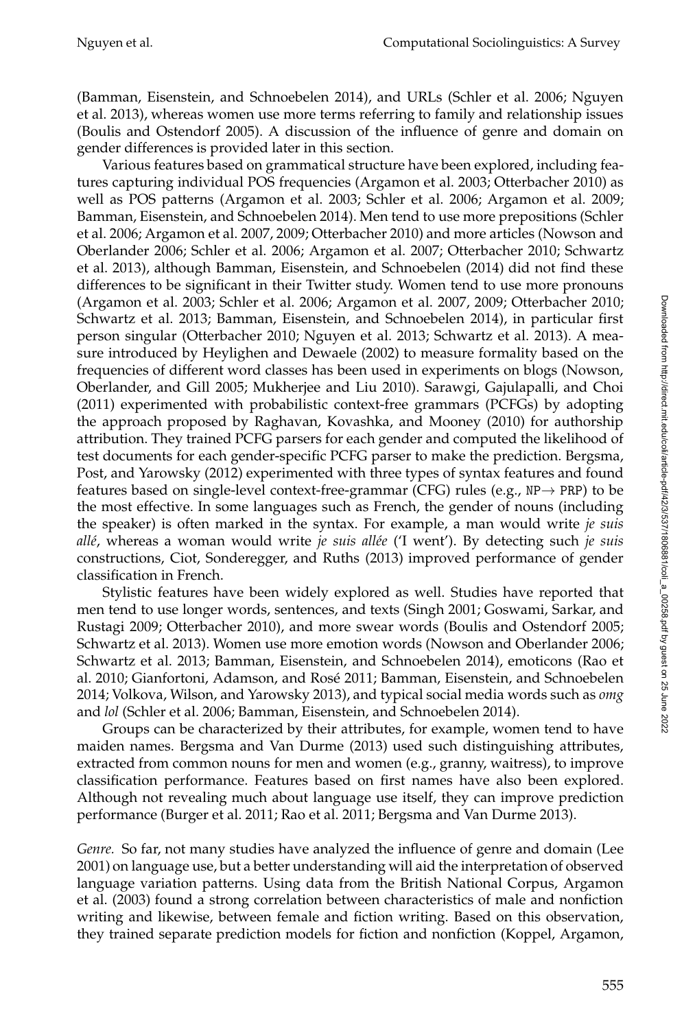(Bamman, Eisenstein, and Schnoebelen 2014), and URLs (Schler et al. 2006; Nguyen et al. 2013), whereas women use more terms referring to family and relationship issues (Boulis and Ostendorf 2005). A discussion of the influence of genre and domain on gender differences is provided later in this section.

Various features based on grammatical structure have been explored, including features capturing individual POS frequencies (Argamon et al. 2003; Otterbacher 2010) as well as POS patterns (Argamon et al. 2003; Schler et al. 2006; Argamon et al. 2009; Bamman, Eisenstein, and Schnoebelen 2014). Men tend to use more prepositions (Schler et al. 2006; Argamon et al. 2007, 2009; Otterbacher 2010) and more articles (Nowson and Oberlander 2006; Schler et al. 2006; Argamon et al. 2007; Otterbacher 2010; Schwartz et al. 2013), although Bamman, Eisenstein, and Schnoebelen (2014) did not find these differences to be significant in their Twitter study. Women tend to use more pronouns (Argamon et al. 2003; Schler et al. 2006; Argamon et al. 2007, 2009; Otterbacher 2010; Schwartz et al. 2013; Bamman, Eisenstein, and Schnoebelen 2014), in particular first person singular (Otterbacher 2010; Nguyen et al. 2013; Schwartz et al. 2013). A measure introduced by Heylighen and Dewaele (2002) to measure formality based on the frequencies of different word classes has been used in experiments on blogs (Nowson, Oberlander, and Gill 2005; Mukherjee and Liu 2010). Sarawgi, Gajulapalli, and Choi (2011) experimented with probabilistic context-free grammars (PCFGs) by adopting the approach proposed by Raghavan, Kovashka, and Mooney (2010) for authorship attribution. They trained PCFG parsers for each gender and computed the likelihood of test documents for each gender-specific PCFG parser to make the prediction. Bergsma, Post, and Yarowsky (2012) experimented with three types of syntax features and found features based on single-level context-free-grammar (CFG) rules (e.g., `NP` $\rightarrow$ `PRP`) to be the most effective. In some languages such as French, the gender of nouns (including the speaker) is often marked in the syntax. For example, a man would write *je suis allé*, whereas a woman would write *je suis allée* ('I went'). By detecting such *je suis* constructions, Ciot, Sonderegger, and Ruths (2013) improved performance of gender classification in French.

Stylistic features have been widely explored as well. Studies have reported that men tend to use longer words, sentences, and texts (Singh 2001; Goswami, Sarkar, and Rustagi 2009; Otterbacher 2010), and more swear words (Boulis and Ostendorf 2005; Schwartz et al. 2013). Women use more emotion words (Nowson and Oberlander 2006; Schwartz et al. 2013; Bamman, Eisenstein, and Schnoebelen 2014), emoticons (Rao et al. 2010; Gianfortoni, Adamson, and Rosé 2011; Bamman, Eisenstein, and Schnoebelen 2014; Volkova, Wilson, and Yarowsky 2013), and typical social media words such as *omg* and *lol* (Schler et al. 2006; Bamman, Eisenstein, and Schnoebelen 2014).

Groups can be characterized by their attributes, for example, women tend to have maiden names. Bergsma and Van Durme (2013) used such distinguishing attributes, extracted from common nouns for men and women (e.g., granny, waitress), to improve classification performance. Features based on first names have also been explored. Although not revealing much about language use itself, they can improve prediction performance (Burger et al. 2011; Rao et al. 2011; Bergsma and Van Durme 2013).

*Genre.* So far, not many studies have analyzed the influence of genre and domain (Lee 2001) on language use, but a better understanding will aid the interpretation of observed language variation patterns. Using data from the British National Corpus, Argamon et al. (2003) found a strong correlation between characteristics of male and nonfiction writing and likewise, between female and fiction writing. Based on this observation, they trained separate prediction models for fiction and nonfiction (Koppel, Argamon,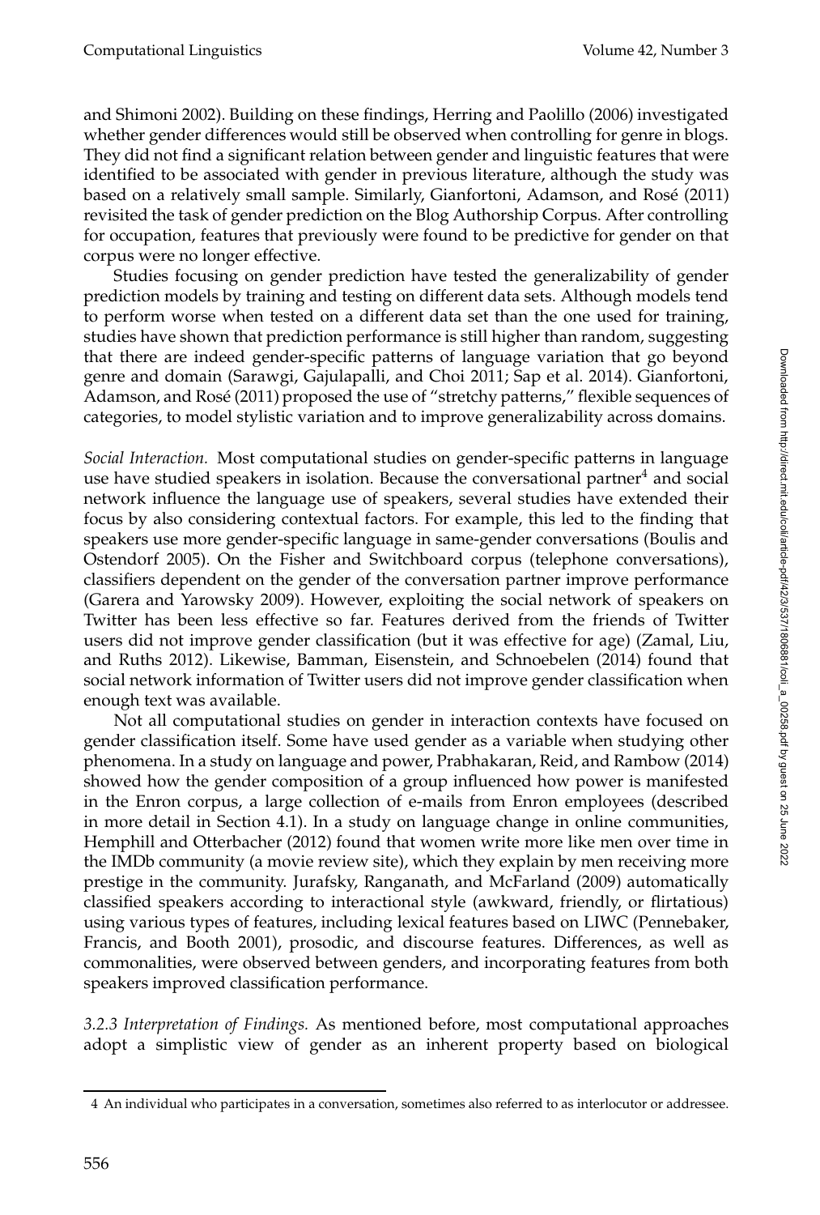and Shimoni 2002). Building on these findings, Herring and Paolillo (2006) investigated whether gender differences would still be observed when controlling for genre in blogs. They did not find a significant relation between gender and linguistic features that were identified to be associated with gender in previous literature, although the study was based on a relatively small sample. Similarly, Gianfortoni, Adamson, and Rosé (2011) revisited the task of gender prediction on the Blog Authorship Corpus. After controlling for occupation, features that previously were found to be predictive for gender on that corpus were no longer effective.

Studies focusing on gender prediction have tested the generalizability of gender prediction models by training and testing on different data sets. Although models tend to perform worse when tested on a different data set than the one used for training, studies have shown that prediction performance is still higher than random, suggesting that there are indeed gender-specific patterns of language variation that go beyond genre and domain (Sarawgi, Gajulapalli, and Choi 2011; Sap et al. 2014). Gianfortoni, Adamson, and Rosé (2011) proposed the use of "stretchy patterns," flexible sequences of categories, to model stylistic variation and to improve generalizability across domains.

*Social Interaction.* Most computational studies on gender-specific patterns in language use have studied speakers in isolation. Because the conversational partner[4] and social network influence the language use of speakers, several studies have extended their focus by also considering contextual factors. For example, this led to the finding that speakers use more gender-specific language in same-gender conversations (Boulis and Ostendorf 2005). On the Fisher and Switchboard corpus (telephone conversations), classifiers dependent on the gender of the conversation partner improve performance (Garera and Yarowsky 2009). However, exploiting the social network of speakers on Twitter has been less effective so far. Features derived from the friends of Twitter users did not improve gender classification (but it was effective for age) (Zamal, Liu, and Ruths 2012). Likewise, Bamman, Eisenstein, and Schnoebelen (2014) found that social network information of Twitter users did not improve gender classification when enough text was available.

Not all computational studies on gender in interaction contexts have focused on gender classification itself. Some have used gender as a variable when studying other phenomena. In a study on language and power, Prabhakaran, Reid, and Rambow (2014) showed how the gender composition of a group influenced how power is manifested in the Enron corpus, a large collection of e-mails from Enron employees (described in more detail in Section 4.1). In a study on language change in online communities, Hemphill and Otterbacher (2012) found that women write more like men over time in the IMDb community (a movie review site), which they explain by men receiving more prestige in the community. Jurafsky, Ranganath, and McFarland (2009) automatically classified speakers according to interactional style (awkward, friendly, or flirtatious) using various types of features, including lexical features based on LIWC (Pennebaker, Francis, and Booth 2001), prosodic, and discourse features. Differences, as well as commonalities, were observed between genders, and incorporating features from both speakers improved classification performance.

*3.2.3 Interpretation of Findings.* As mentioned before, most computational approaches adopt a simplistic view of gender as an inherent property based on biological

4 An individual who participates in a conversation, sometimes also referred to as interlocutor or addressee.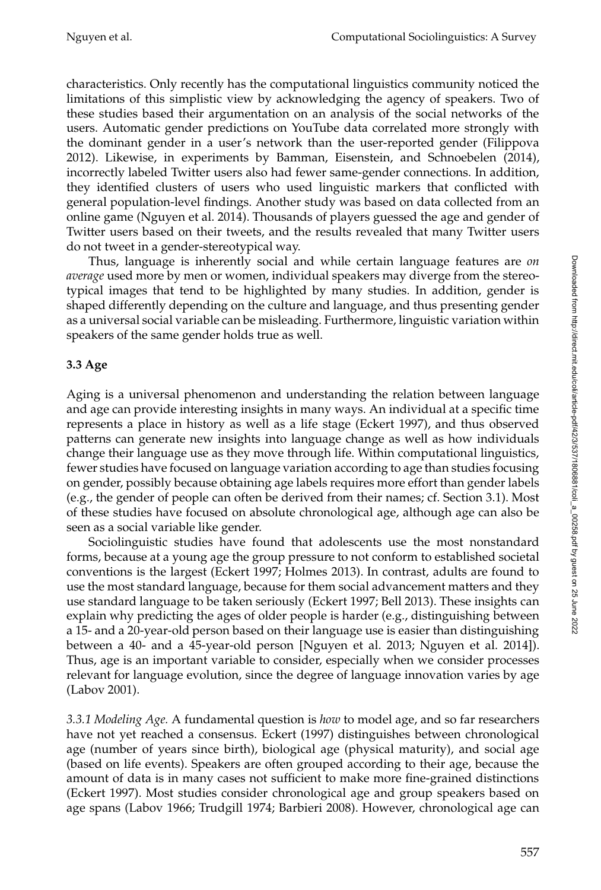characteristics. Only recently has the computational linguistics community noticed the limitations of this simplistic view by acknowledging the agency of speakers. Two of these studies based their argumentation on an analysis of the social networks of the users. Automatic gender predictions on YouTube data correlated more strongly with the dominant gender in a user's network than the user-reported gender (Filippova 2012). Likewise, in experiments by Bamman, Eisenstein, and Schnoebelen (2014), incorrectly labeled Twitter users also had fewer same-gender connections. In addition, they identified clusters of users who used linguistic markers that conflicted with general population-level findings. Another study was based on data collected from an online game (Nguyen et al. 2014). Thousands of players guessed the age and gender of Twitter users based on their tweets, and the results revealed that many Twitter users do not tweet in a gender-stereotypical way.

Thus, language is inherently social and while certain language features are *on average* used more by men or women, individual speakers may diverge from the stereotypical images that tend to be highlighted by many studies. In addition, gender is shaped differently depending on the culture and language, and thus presenting gender as a universal social variable can be misleading. Furthermore, linguistic variation within speakers of the same gender holds true as well.

### 3.3 Age

Aging is a universal phenomenon and understanding the relation between language and age can provide interesting insights in many ways. An individual at a specific time represents a place in history as well as a life stage (Eckert 1997), and thus observed patterns can generate new insights into language change as well as how individuals change their language use as they move through life. Within computational linguistics, fewer studies have focused on language variation according to age than studies focusing on gender, possibly because obtaining age labels requires more effort than gender labels (e.g., the gender of people can often be derived from their names; cf. Section 3.1). Most of these studies have focused on absolute chronological age, although age can also be seen as a social variable like gender.

Sociolinguistic studies have found that adolescents use the most nonstandard forms, because at a young age the group pressure to not conform to established societal conventions is the largest (Eckert 1997; Holmes 2013). In contrast, adults are found to use the most standard language, because for them social advancement matters and they use standard language to be taken seriously (Eckert 1997; Bell 2013). These insights can explain why predicting the ages of older people is harder (e.g., distinguishing between a 15- and a 20-year-old person based on their language use is easier than distinguishing between a 40- and a 45-year-old person [Nguyen et al. 2013; Nguyen et al. 2014]). Thus, age is an important variable to consider, especially when we consider processes relevant for language evolution, since the degree of language innovation varies by age (Labov 2001).

*3.3.1 Modeling Age.* A fundamental question is *how* to model age, and so far researchers have not yet reached a consensus. Eckert (1997) distinguishes between chronological age (number of years since birth), biological age (physical maturity), and social age (based on life events). Speakers are often grouped according to their age, because the amount of data is in many cases not sufficient to make more fine-grained distinctions (Eckert 1997). Most studies consider chronological age and group speakers based on age spans (Labov 1966; Trudgill 1974; Barbieri 2008). However, chronological age can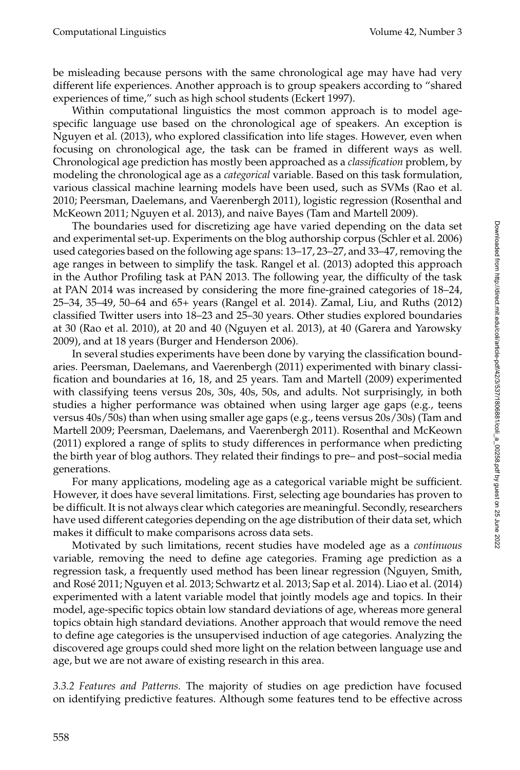be misleading because persons with the same chronological age may have had very different life experiences. Another approach is to group speakers according to "shared experiences of time," such as high school students (Eckert 1997).

Within computational linguistics the most common approach is to model age-specific language use based on the chronological age of speakers. An exception is Nguyen et al. (2013), who explored classification into life stages. However, even when focusing on chronological age, the task can be framed in different ways as well. Chronological age prediction has mostly been approached as a *classification* problem, by modeling the chronological age as a *categorical* variable. Based on this task formulation, various classical machine learning models have been used, such as SVMs (Rao et al. 2010; Peersman, Daelemans, and Vaerenbergh 2011), logistic regression (Rosenthal and McKeown 2011; Nguyen et al. 2013), and naive Bayes (Tam and Martell 2009).

The boundaries used for discretizing age have varied depending on the data set and experimental set-up. Experiments on the blog authorship corpus (Schler et al. 2006) used categories based on the following age spans: 13–17, 23–27, and 33–47, removing the age ranges in between to simplify the task. Rangel et al. (2013) adopted this approach in the Author Profiling task at PAN 2013. The following year, the difficulty of the task at PAN 2014 was increased by considering the more fine-grained categories of 18–24, 25–34, 35–49, 50–64 and 65+ years (Rangel et al. 2014). Zamal, Liu, and Ruths (2012) classified Twitter users into 18–23 and 25–30 years. Other studies explored boundaries at 30 (Rao et al. 2010), at 20 and 40 (Nguyen et al. 2013), at 40 (Garera and Yarowsky 2009), and at 18 years (Burger and Henderson 2006).

In several studies experiments have been done by varying the classification boundaries. Peersman, Daelemans, and Vaerenbergh (2011) experimented with binary classification and boundaries at 16, 18, and 25 years. Tam and Martell (2009) experimented with classifying teens versus 20s, 30s, 40s, 50s, and adults. Not surprisingly, in both studies a higher performance was obtained when using larger age gaps (e.g., teens versus 40s/50s) than when using smaller age gaps (e.g., teens versus 20s/30s) (Tam and Martell 2009; Peersman, Daelemans, and Vaerenbergh 2011). Rosenthal and McKeown (2011) explored a range of splits to study differences in performance when predicting the birth year of blog authors. They related their findings to pre– and post–social media generations.

For many applications, modeling age as a categorical variable might be sufficient. However, it does have several limitations. First, selecting age boundaries has proven to be difficult. It is not always clear which categories are meaningful. Secondly, researchers have used different categories depending on the age distribution of their data set, which makes it difficult to make comparisons across data sets.

Motivated by such limitations, recent studies have modeled age as a *continuous* variable, removing the need to define age categories. Framing age prediction as a regression task, a frequently used method has been linear regression (Nguyen, Smith, and Rosé 2011; Nguyen et al. 2013; Schwartz et al. 2013; Sap et al. 2014). Liao et al. (2014) experimented with a latent variable model that jointly models age and topics. In their model, age-specific topics obtain low standard deviations of age, whereas more general topics obtain high standard deviations. Another approach that would remove the need to define age categories is the unsupervised induction of age categories. Analyzing the discovered age groups could shed more light on the relation between language use and age, but we are not aware of existing research in this area.

*3.3.2 Features and Patterns.* The majority of studies on age prediction have focused on identifying predictive features. Although some features tend to be effective across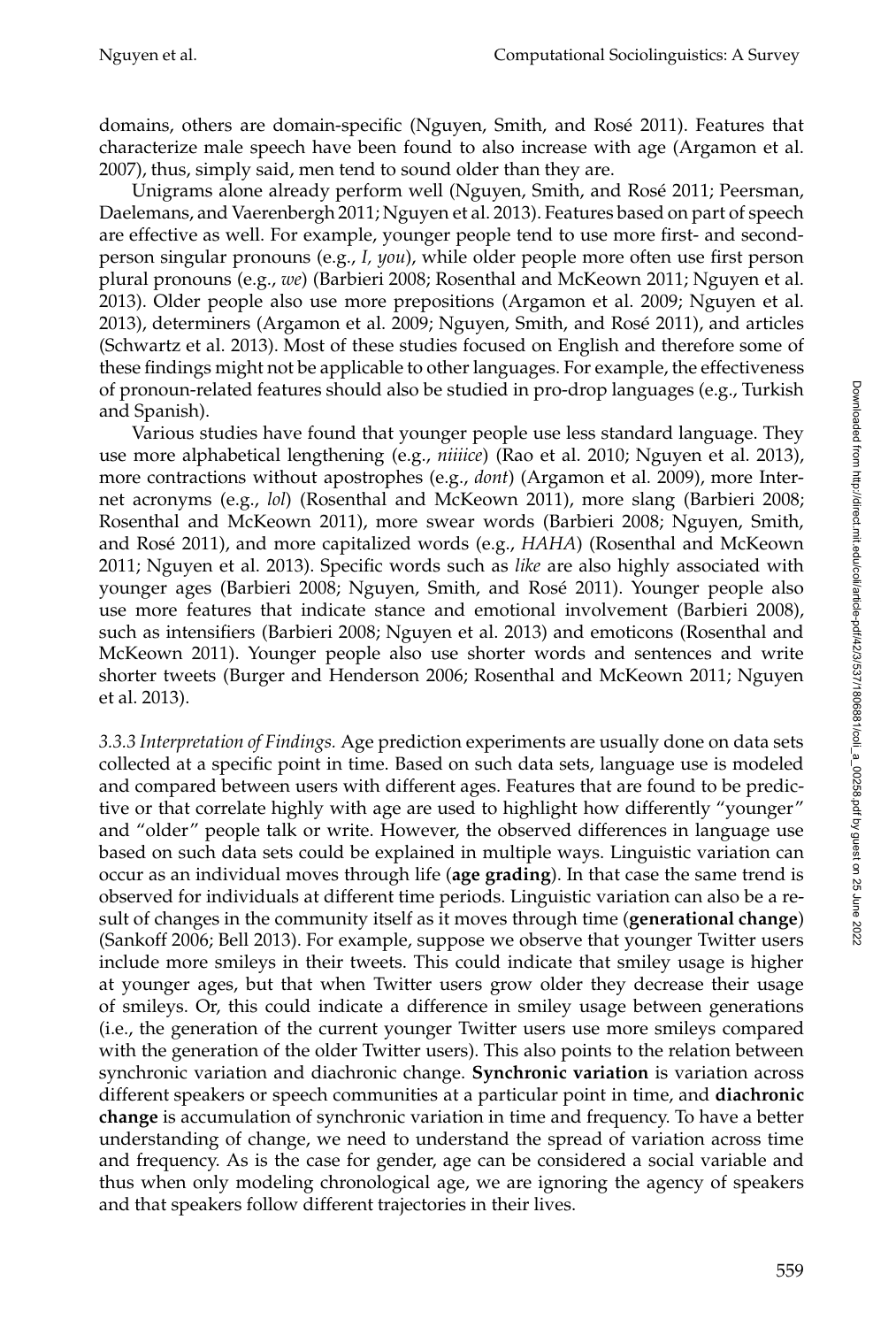domains, others are domain-specific (Nguyen, Smith, and Rosé 2011). Features that characterize male speech have been found to also increase with age (Argamon et al. 2007), thus, simply said, men tend to sound older than they are.

Unigrams alone already perform well (Nguyen, Smith, and Rosé 2011; Peersman, Daelemans, and Vaerenbergh 2011; Nguyen et al. 2013). Features based on part of speech are effective as well. For example, younger people tend to use more first- and second-person singular pronouns (e.g., *I, you*), while older people more often use first person plural pronouns (e.g., *we*) (Barbieri 2008; Rosenthal and McKeown 2011; Nguyen et al. 2013). Older people also use more prepositions (Argamon et al. 2009; Nguyen et al. 2013), determiners (Argamon et al. 2009; Nguyen, Smith, and Rosé 2011), and articles (Schwartz et al. 2013). Most of these studies focused on English and therefore some of these findings might not be applicable to other languages. For example, the effectiveness of pronoun-related features should also be studied in pro-drop languages (e.g., Turkish and Spanish).

Various studies have found that younger people use less standard language. They use more alphabetical lengthening (e.g., *niiiice*) (Rao et al. 2010; Nguyen et al. 2013), more contractions without apostrophes (e.g., *dont*) (Argamon et al. 2009), more Internet acronyms (e.g., *lol*) (Rosenthal and McKeown 2011), more slang (Barbieri 2008; Rosenthal and McKeown 2011), more swear words (Barbieri 2008; Nguyen, Smith, and Rosé 2011), and more capitalized words (e.g., *HAHA*) (Rosenthal and McKeown 2011; Nguyen et al. 2013). Specific words such as *like* are also highly associated with younger ages (Barbieri 2008; Nguyen, Smith, and Rosé 2011). Younger people also use more features that indicate stance and emotional involvement (Barbieri 2008), such as intensifiers (Barbieri 2008; Nguyen et al. 2013) and emoticons (Rosenthal and McKeown 2011). Younger people also use shorter words and sentences and write shorter tweets (Burger and Henderson 2006; Rosenthal and McKeown 2011; Nguyen et al. 2013).

*3.3.3 Interpretation of Findings.* Age prediction experiments are usually done on data sets collected at a specific point in time. Based on such data sets, language use is modeled and compared between users with different ages. Features that are found to be predictive or that correlate highly with age are used to highlight how differently "younger" and "older" people talk or write. However, the observed differences in language use based on such data sets could be explained in multiple ways. Linguistic variation can occur as an individual moves through life (**age grading**). In that case the same trend is observed for individuals at different time periods. Linguistic variation can also be a result of changes in the community itself as it moves through time (**generational change**) (Sankoff 2006; Bell 2013). For example, suppose we observe that younger Twitter users include more smileys in their tweets. This could indicate that smiley usage is higher at younger ages, but that when Twitter users grow older they decrease their usage of smileys. Or, this could indicate a difference in smiley usage between generations (i.e., the generation of the current younger Twitter users use more smileys compared with the generation of the older Twitter users). This also points to the relation between synchronic variation and diachronic change. **Synchronic variation** is variation across different speakers or speech communities at a particular point in time, and **diachronic change** is accumulation of synchronic variation in time and frequency. To have a better understanding of change, we need to understand the spread of variation across time and frequency. As is the case for gender, age can be considered a social variable and thus when only modeling chronological age, we are ignoring the agency of speakers and that speakers follow different trajectories in their lives.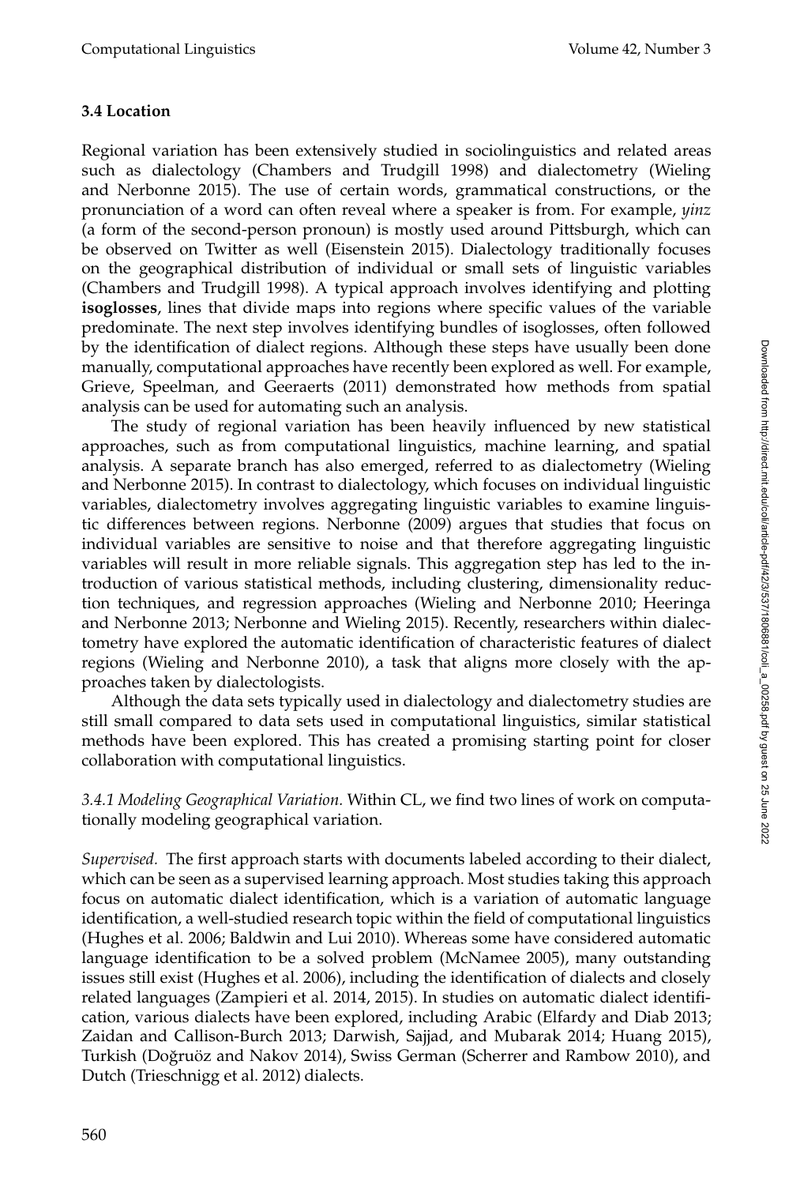### 3.4 Location

Regional variation has been extensively studied in sociolinguistics and related areas such as dialectology (Chambers and Trudgill 1998) and dialectometry (Wieling and Nerbonne 2015). The use of certain words, grammatical constructions, or the pronunciation of a word can often reveal where a speaker is from. For example, *yinz* (a form of the second-person pronoun) is mostly used around Pittsburgh, which can be observed on Twitter as well (Eisenstein 2015). Dialectology traditionally focuses on the geographical distribution of individual or small sets of linguistic variables (Chambers and Trudgill 1998). A typical approach involves identifying and plotting **isoglosses**, lines that divide maps into regions where specific values of the variable predominate. The next step involves identifying bundles of isoglosses, often followed by the identification of dialect regions. Although these steps have usually been done manually, computational approaches have recently been explored as well. For example, Grieve, Speelman, and Geeraerts (2011) demonstrated how methods from spatial analysis can be used for automating such an analysis.

The study of regional variation has been heavily influenced by new statistical approaches, such as from computational linguistics, machine learning, and spatial analysis. A separate branch has also emerged, referred to as dialectometry (Wieling and Nerbonne 2015). In contrast to dialectology, which focuses on individual linguistic variables, dialectometry involves aggregating linguistic variables to examine linguistic differences between regions. Nerbonne (2009) argues that studies that focus on individual variables are sensitive to noise and that therefore aggregating linguistic variables will result in more reliable signals. This aggregation step has led to the introduction of various statistical methods, including clustering, dimensionality reduction techniques, and regression approaches (Wieling and Nerbonne 2010; Heeringa and Nerbonne 2013; Nerbonne and Wieling 2015). Recently, researchers within dialectometry have explored the automatic identification of characteristic features of dialect regions (Wieling and Nerbonne 2010), a task that aligns more closely with the approaches taken by dialectologists.

Although the data sets typically used in dialectology and dialectometry studies are still small compared to data sets used in computational linguistics, similar statistical methods have been explored. This has created a promising starting point for closer collaboration with computational linguistics.

*3.4.1 Modeling Geographical Variation.* Within CL, we find two lines of work on computationally modeling geographical variation.

*Supervised.* The first approach starts with documents labeled according to their dialect, which can be seen as a supervised learning approach. Most studies taking this approach focus on automatic dialect identification, which is a variation of automatic language identification, a well-studied research topic within the field of computational linguistics (Hughes et al. 2006; Baldwin and Lui 2010). Whereas some have considered automatic language identification to be a solved problem (McNamee 2005), many outstanding issues still exist (Hughes et al. 2006), including the identification of dialects and closely related languages (Zampieri et al. 2014, 2015). In studies on automatic dialect identification, various dialects have been explored, including Arabic (Elfardy and Diab 2013; Zaidan and Callison-Burch 2013; Darwish, Sajjad, and Mubarak 2014; Huang 2015), Turkish (Doğruöz and Nakov 2014), Swiss German (Scherrer and Rambow 2010), and Dutch (Trieschnigg et al. 2012) dialects.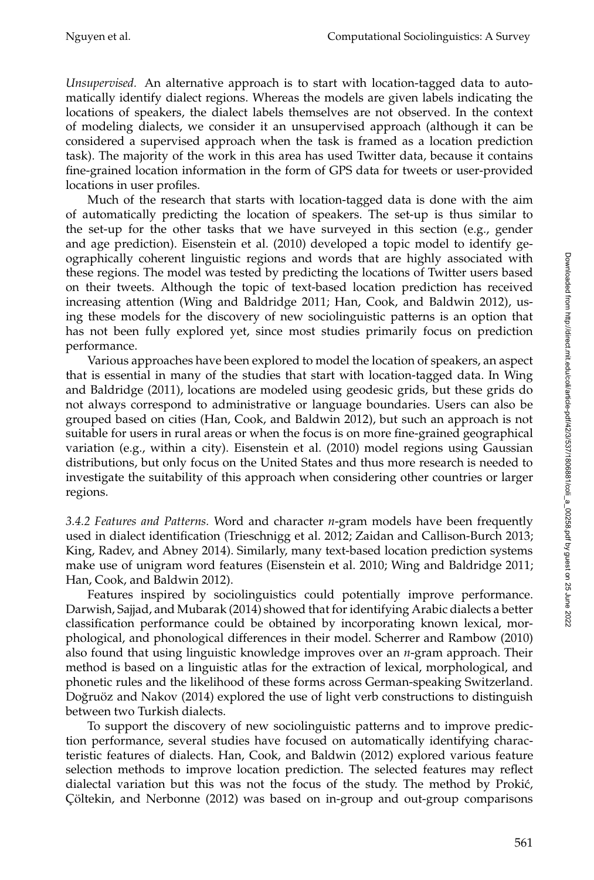*Unsupervised.* An alternative approach is to start with location-tagged data to automatically identify dialect regions. Whereas the models are given labels indicating the locations of speakers, the dialect labels themselves are not observed. In the context of modeling dialects, we consider it an unsupervised approach (although it can be considered a supervised approach when the task is framed as a location prediction task). The majority of the work in this area has used Twitter data, because it contains fine-grained location information in the form of GPS data for tweets or user-provided locations in user profiles.

Much of the research that starts with location-tagged data is done with the aim of automatically predicting the location of speakers. The set-up is thus similar to the set-up for the other tasks that we have surveyed in this section (e.g., gender and age prediction). Eisenstein et al. (2010) developed a topic model to identify geographically coherent linguistic regions and words that are highly associated with these regions. The model was tested by predicting the locations of Twitter users based on their tweets. Although the topic of text-based location prediction has received increasing attention (Wing and Baldridge 2011; Han, Cook, and Baldwin 2012), using these models for the discovery of new sociolinguistic patterns is an option that has not been fully explored yet, since most studies primarily focus on prediction performance.

Various approaches have been explored to model the location of speakers, an aspect that is essential in many of the studies that start with location-tagged data. In Wing and Baldridge (2011), locations are modeled using geodesic grids, but these grids do not always correspond to administrative or language boundaries. Users can also be grouped based on cities (Han, Cook, and Baldwin 2012), but such an approach is not suitable for users in rural areas or when the focus is on more fine-grained geographical variation (e.g., within a city). Eisenstein et al. (2010) model regions using Gaussian distributions, but only focus on the United States and thus more research is needed to investigate the suitability of this approach when considering other countries or larger regions.

*3.4.2 Features and Patterns.* Word and character *n*-gram models have been frequently used in dialect identification (Trieschnigg et al. 2012; Zaidan and Callison-Burch 2013; King, Radev, and Abney 2014). Similarly, many text-based location prediction systems make use of unigram word features (Eisenstein et al. 2010; Wing and Baldridge 2011; Han, Cook, and Baldwin 2012).

Features inspired by sociolinguistics could potentially improve performance. Darwish, Sajjad, and Mubarak (2014) showed that for identifying Arabic dialects a better classification performance could be obtained by incorporating known lexical, morphological, and phonological differences in their model. Scherrer and Rambow (2010) also found that using linguistic knowledge improves over an *n*-gram approach. Their method is based on a linguistic atlas for the extraction of lexical, morphological, and phonetic rules and the likelihood of these forms across German-speaking Switzerland. Doğruöz and Nakov (2014) explored the use of light verb constructions to distinguish between two Turkish dialects.

To support the discovery of new sociolinguistic patterns and to improve prediction performance, several studies have focused on automatically identifying characteristic features of dialects. Han, Cook, and Baldwin (2012) explored various feature selection methods to improve location prediction. The selected features may reflect dialectal variation but this was not the focus of the study. The method by Prokić, Çöltekin, and Nerbonne (2012) was based on in-group and out-group comparisons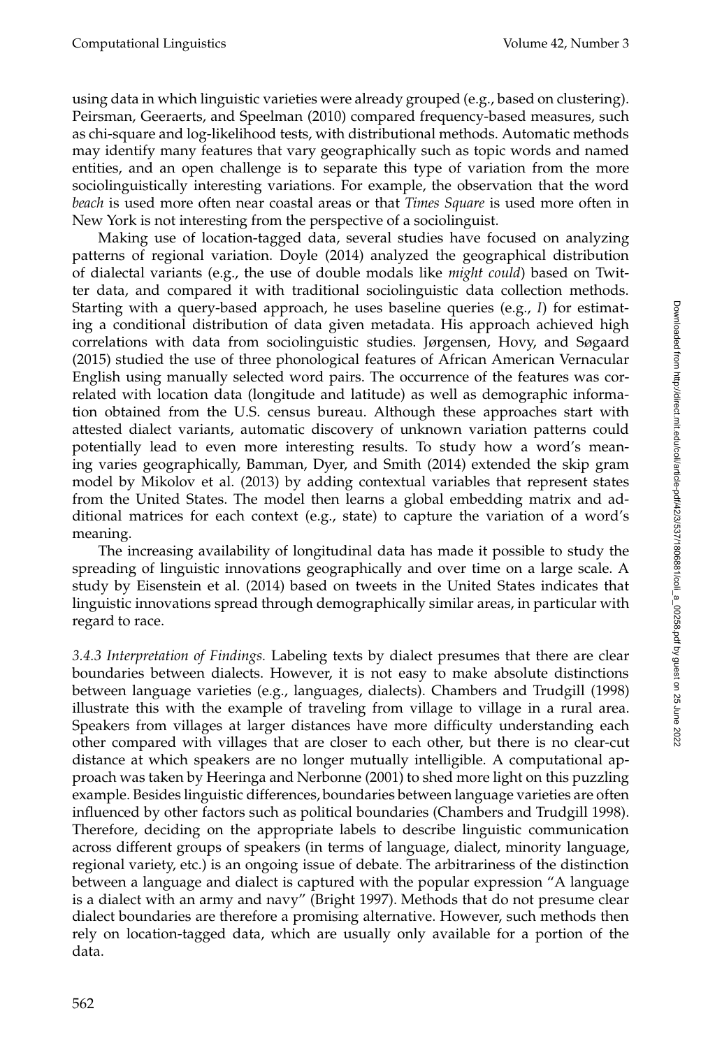using data in which linguistic varieties were already grouped (e.g., based on clustering). Peirsman, Geeraerts, and Speelman (2010) compared frequency-based measures, such as chi-square and log-likelihood tests, with distributional methods. Automatic methods may identify many features that vary geographically such as topic words and named entities, and an open challenge is to separate this type of variation from the more sociolinguistically interesting variations. For example, the observation that the word *beach* is used more often near coastal areas or that *Times Square* is used more often in New York is not interesting from the perspective of a sociolinguist.

Making use of location-tagged data, several studies have focused on analyzing patterns of regional variation. Doyle (2014) analyzed the geographical distribution of dialectal variants (e.g., the use of double modals like *might could*) based on Twitter data, and compared it with traditional sociolinguistic data collection methods. Starting with a query-based approach, he uses baseline queries (e.g., *I*) for estimating a conditional distribution of data given metadata. His approach achieved high correlations with data from sociolinguistic studies. Jørgensen, Hovy, and Søgaard (2015) studied the use of three phonological features of African American Vernacular English using manually selected word pairs. The occurrence of the features was correlated with location data (longitude and latitude) as well as demographic information obtained from the U.S. census bureau. Although these approaches start with attested dialect variants, automatic discovery of unknown variation patterns could potentially lead to even more interesting results. To study how a word's meaning varies geographically, Bamman, Dyer, and Smith (2014) extended the skip gram model by Mikolov et al. (2013) by adding contextual variables that represent states from the United States. The model then learns a global embedding matrix and additional matrices for each context (e.g., state) to capture the variation of a word's meaning.

The increasing availability of longitudinal data has made it possible to study the spreading of linguistic innovations geographically and over time on a large scale. A study by Eisenstein et al. (2014) based on tweets in the United States indicates that linguistic innovations spread through demographically similar areas, in particular with regard to race.

*3.4.3 Interpretation of Findings.* Labeling texts by dialect presumes that there are clear boundaries between dialects. However, it is not easy to make absolute distinctions between language varieties (e.g., languages, dialects). Chambers and Trudgill (1998) illustrate this with the example of traveling from village to village in a rural area. Speakers from villages at larger distances have more difficulty understanding each other compared with villages that are closer to each other, but there is no clear-cut distance at which speakers are no longer mutually intelligible. A computational approach was taken by Heeringa and Nerbonne (2001) to shed more light on this puzzling example. Besides linguistic differences, boundaries between language varieties are often influenced by other factors such as political boundaries (Chambers and Trudgill 1998). Therefore, deciding on the appropriate labels to describe linguistic communication across different groups of speakers (in terms of language, dialect, minority language, regional variety, etc.) is an ongoing issue of debate. The arbitrariness of the distinction between a language and dialect is captured with the popular expression "A language is a dialect with an army and navy" (Bright 1997). Methods that do not presume clear dialect boundaries are therefore a promising alternative. However, such methods then rely on location-tagged data, which are usually only available for a portion of the data.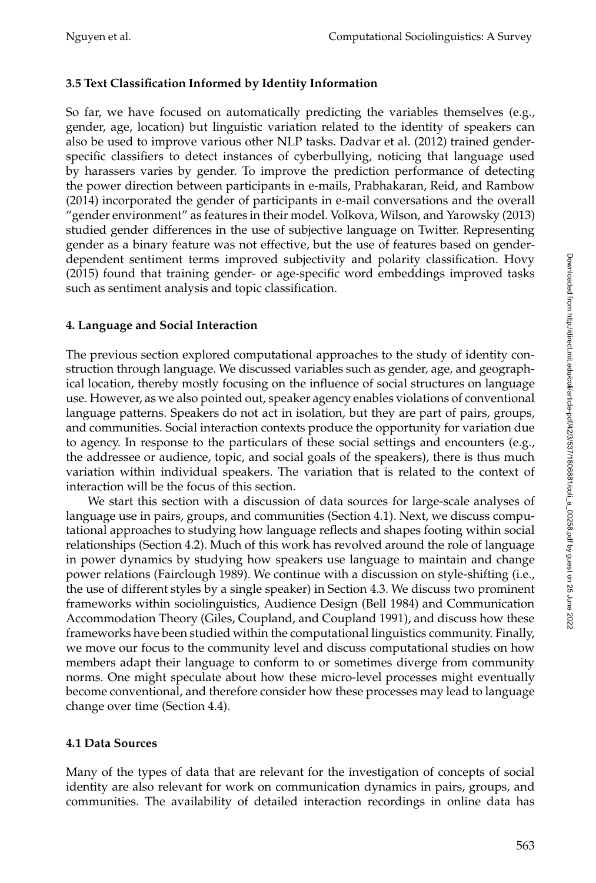### 3.5 Text Classification Informed by Identity Information

So far, we have focused on automatically predicting the variables themselves (e.g., gender, age, location) but linguistic variation related to the identity of speakers can also be used to improve various other NLP tasks. Dadvar et al. (2012) trained gender-specific classifiers to detect instances of cyberbullying, noticing that language used by harassers varies by gender. To improve the prediction performance of detecting the power direction between participants in e-mails, Prabhakaran, Reid, and Rambow (2014) incorporated the gender of participants in e-mail conversations and the overall "gender environment" as features in their model. Volkova, Wilson, and Yarowsky (2013) studied gender differences in the use of subjective language on Twitter. Representing gender as a binary feature was not effective, but the use of features based on gender-dependent sentiment terms improved subjectivity and polarity classification. Hovy (2015) found that training gender- or age-specific word embeddings improved tasks such as sentiment analysis and topic classification.

## 4. Language and Social Interaction

The previous section explored computational approaches to the study of identity construction through language. We discussed variables such as gender, age, and geographical location, thereby mostly focusing on the influence of social structures on language use. However, as we also pointed out, speaker agency enables violations of conventional language patterns. Speakers do not act in isolation, but they are part of pairs, groups, and communities. Social interaction contexts produce the opportunity for variation due to agency. In response to the particulars of these social settings and encounters (e.g., the addressee or audience, topic, and social goals of the speakers), there is thus much variation within individual speakers. The variation that is related to the context of interaction will be the focus of this section.

We start this section with a discussion of data sources for large-scale analyses of language use in pairs, groups, and communities (Section 4.1). Next, we discuss computational approaches to studying how language reflects and shapes footing within social relationships (Section 4.2). Much of this work has revolved around the role of language in power dynamics by studying how speakers use language to maintain and change power relations (Fairclough 1989). We continue with a discussion on style-shifting (i.e., the use of different styles by a single speaker) in Section 4.3. We discuss two prominent frameworks within sociolinguistics, Audience Design (Bell 1984) and Communication Accommodation Theory (Giles, Coupland, and Coupland 1991), and discuss how these frameworks have been studied within the computational linguistics community. Finally, we move our focus to the community level and discuss computational studies on how members adapt their language to conform to or sometimes diverge from community norms. One might speculate about how these micro-level processes might eventually become conventional, and therefore consider how these processes may lead to language change over time (Section 4.4).

### 4.1 Data Sources

Many of the types of data that are relevant for the investigation of concepts of social identity are also relevant for work on communication dynamics in pairs, groups, and communities. The availability of detailed interaction recordings in online data has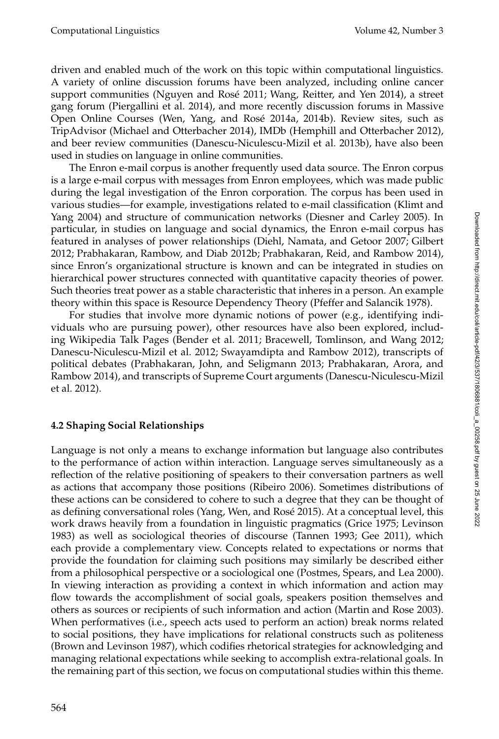driven and enabled much of the work on this topic within computational linguistics. A variety of online discussion forums have been analyzed, including online cancer support communities (Nguyen and Rosé 2011; Wang, Reitter, and Yen 2014), a street gang forum (Piergallini et al. 2014), and more recently discussion forums in Massive Open Online Courses (Wen, Yang, and Rosé 2014a, 2014b). Review sites, such as TripAdvisor (Michael and Otterbacher 2014), IMDb (Hemphill and Otterbacher 2012), and beer review communities (Danescu-Niculescu-Mizil et al. 2013b), have also been used in studies on language in online communities.

The Enron e-mail corpus is another frequently used data source. The Enron corpus is a large e-mail corpus with messages from Enron employees, which was made public during the legal investigation of the Enron corporation. The corpus has been used in various studies—for example, investigations related to e-mail classification (Klimt and Yang 2004) and structure of communication networks (Diesner and Carley 2005). In particular, in studies on language and social dynamics, the Enron e-mail corpus has featured in analyses of power relationships (Diehl, Namata, and Getoor 2007; Gilbert 2012; Prabhakaran, Rambow, and Diab 2012b; Prabhakaran, Reid, and Rambow 2014), since Enron's organizational structure is known and can be integrated in studies on hierarchical power structures connected with quantitative capacity theories of power. Such theories treat power as a stable characteristic that inheres in a person. An example theory within this space is Resource Dependency Theory (Pfeffer and Salancik 1978).

For studies that involve more dynamic notions of power (e.g., identifying individuals who are pursuing power), other resources have also been explored, including Wikipedia Talk Pages (Bender et al. 2011; Bracewell, Tomlinson, and Wang 2012; Danescu-Niculescu-Mizil et al. 2012; Swayamdipta and Rambow 2012), transcripts of political debates (Prabhakaran, John, and Seligmann 2013; Prabhakaran, Arora, and Rambow 2014), and transcripts of Supreme Court arguments (Danescu-Niculescu-Mizil et al. 2012).

### 4.2 Shaping Social Relationships

Language is not only a means to exchange information but language also contributes to the performance of action within interaction. Language serves simultaneously as a reflection of the relative positioning of speakers to their conversation partners as well as actions that accompany those positions (Ribeiro 2006). Sometimes distributions of these actions can be considered to cohere to such a degree that they can be thought of as defining conversational roles (Yang, Wen, and Rosé 2015). At a conceptual level, this work draws heavily from a foundation in linguistic pragmatics (Grice 1975; Levinson 1983) as well as sociological theories of discourse (Tannen 1993; Gee 2011), which each provide a complementary view. Concepts related to expectations or norms that provide the foundation for claiming such positions may similarly be described either from a philosophical perspective or a sociological one (Postmes, Spears, and Lea 2000). In viewing interaction as providing a context in which information and action may flow towards the accomplishment of social goals, speakers position themselves and others as sources or recipients of such information and action (Martin and Rose 2003). When performatives (i.e., speech acts used to perform an action) break norms related to social positions, they have implications for relational constructs such as politeness (Brown and Levinson 1987), which codifies rhetorical strategies for acknowledging and managing relational expectations while seeking to accomplish extra-relational goals. In the remaining part of this section, we focus on computational studies within this theme.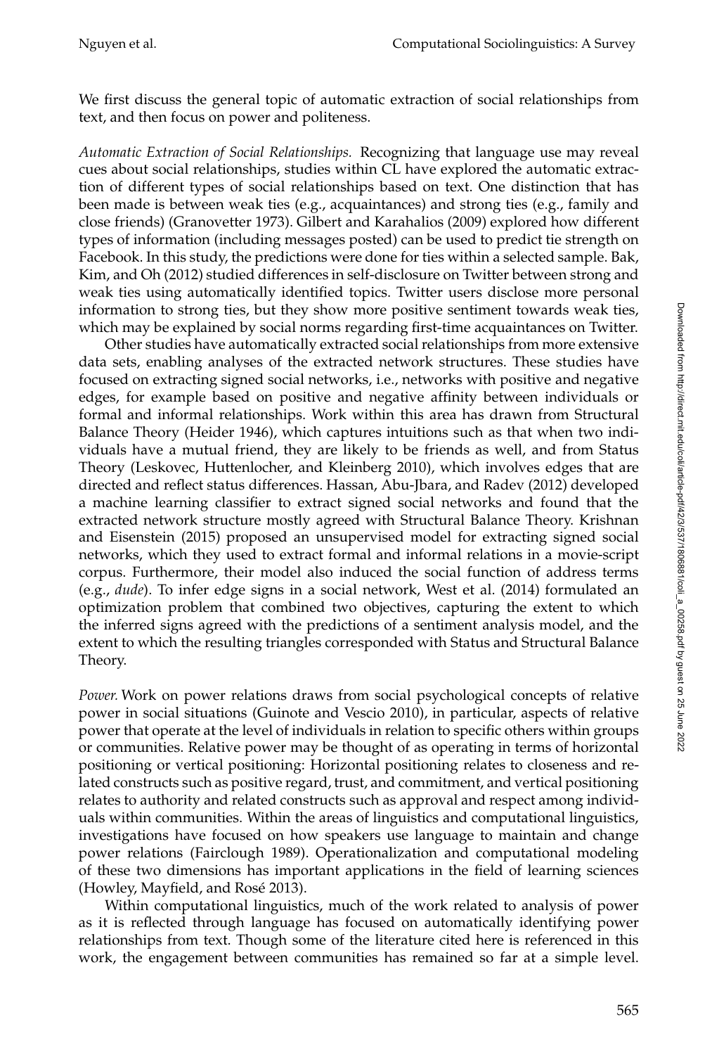We first discuss the general topic of automatic extraction of social relationships from text, and then focus on power and politeness.

*Automatic Extraction of Social Relationships.* Recognizing that language use may reveal cues about social relationships, studies within CL have explored the automatic extraction of different types of social relationships based on text. One distinction that has been made is between weak ties (e.g., acquaintances) and strong ties (e.g., family and close friends) (Granovetter 1973). Gilbert and Karahalios (2009) explored how different types of information (including messages posted) can be used to predict tie strength on Facebook. In this study, the predictions were done for ties within a selected sample. Bak, Kim, and Oh (2012) studied differences in self-disclosure on Twitter between strong and weak ties using automatically identified topics. Twitter users disclose more personal information to strong ties, but they show more positive sentiment towards weak ties, which may be explained by social norms regarding first-time acquaintances on Twitter.

Other studies have automatically extracted social relationships from more extensive data sets, enabling analyses of the extracted network structures. These studies have focused on extracting signed social networks, i.e., networks with positive and negative edges, for example based on positive and negative affinity between individuals or formal and informal relationships. Work within this area has drawn from Structural Balance Theory (Heider 1946), which captures intuitions such as that when two individuals have a mutual friend, they are likely to be friends as well, and from Status Theory (Leskovec, Huttenlocher, and Kleinberg 2010), which involves edges that are directed and reflect status differences. Hassan, Abu-Jbara, and Radev (2012) developed a machine learning classifier to extract signed social networks and found that the extracted network structure mostly agreed with Structural Balance Theory. Krishnan and Eisenstein (2015) proposed an unsupervised model for extracting signed social networks, which they used to extract formal and informal relations in a movie-script corpus. Furthermore, their model also induced the social function of address terms (e.g., *dude*). To infer edge signs in a social network, West et al. (2014) formulated an optimization problem that combined two objectives, capturing the extent to which the inferred signs agreed with the predictions of a sentiment analysis model, and the extent to which the resulting triangles corresponded with Status and Structural Balance Theory.

*Power.* Work on power relations draws from social psychological concepts of relative power in social situations (Guinote and Vescio 2010), in particular, aspects of relative power that operate at the level of individuals in relation to specific others within groups or communities. Relative power may be thought of as operating in terms of horizontal positioning or vertical positioning: Horizontal positioning relates to closeness and related constructs such as positive regard, trust, and commitment, and vertical positioning relates to authority and related constructs such as approval and respect among individuals within communities. Within the areas of linguistics and computational linguistics, investigations have focused on how speakers use language to maintain and change power relations (Fairclough 1989). Operationalization and computational modeling of these two dimensions has important applications in the field of learning sciences (Howley, Mayfield, and Rosé 2013).

Within computational linguistics, much of the work related to analysis of power as it is reflected through language has focused on automatically identifying power relationships from text. Though some of the literature cited here is referenced in this work, the engagement between communities has remained so far at a simple level.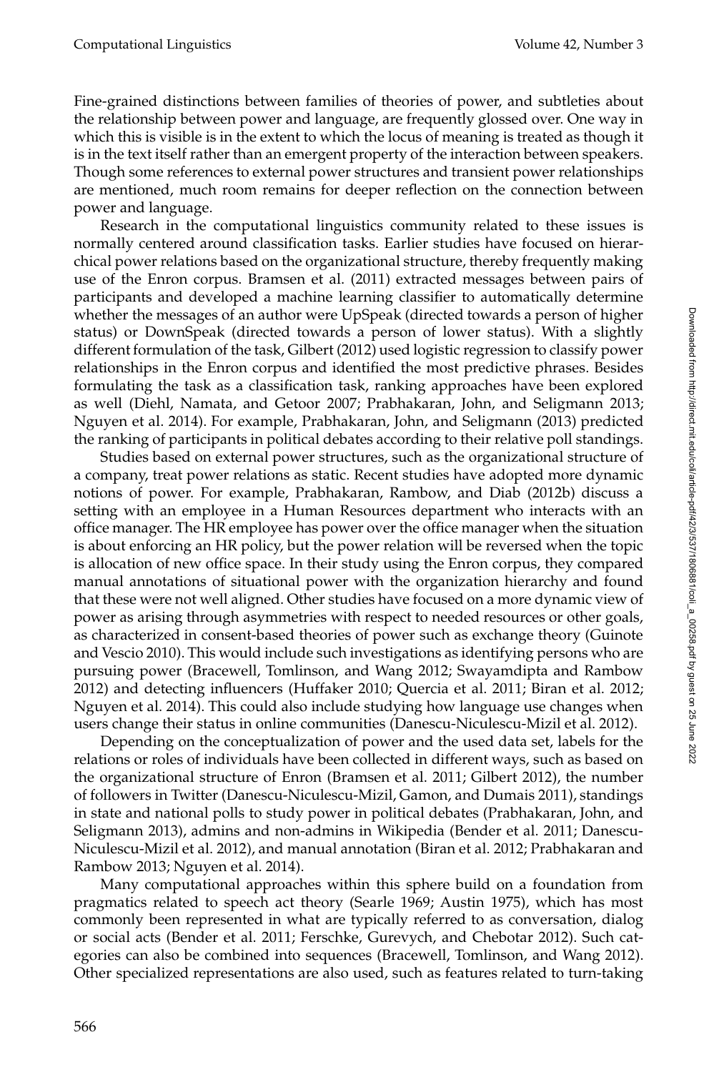Fine-grained distinctions between families of theories of power, and subtleties about the relationship between power and language, are frequently glossed over. One way in which this is visible is in the extent to which the locus of meaning is treated as though it is in the text itself rather than an emergent property of the interaction between speakers. Though some references to external power structures and transient power relationships are mentioned, much room remains for deeper reflection on the connection between power and language.

Research in the computational linguistics community related to these issues is normally centered around classification tasks. Earlier studies have focused on hierarchical power relations based on the organizational structure, thereby frequently making use of the Enron corpus. Bramsen et al. (2011) extracted messages between pairs of participants and developed a machine learning classifier to automatically determine whether the messages of an author were UpSpeak (directed towards a person of higher status) or DownSpeak (directed towards a person of lower status). With a slightly different formulation of the task, Gilbert (2012) used logistic regression to classify power relationships in the Enron corpus and identified the most predictive phrases. Besides formulating the task as a classification task, ranking approaches have been explored as well (Diehl, Namata, and Getoor 2007; Prabhakaran, John, and Seligmann 2013; Nguyen et al. 2014). For example, Prabhakaran, John, and Seligmann (2013) predicted the ranking of participants in political debates according to their relative poll standings.

Studies based on external power structures, such as the organizational structure of a company, treat power relations as static. Recent studies have adopted more dynamic notions of power. For example, Prabhakaran, Rambow, and Diab (2012b) discuss a setting with an employee in a Human Resources department who interacts with an office manager. The HR employee has power over the office manager when the situation is about enforcing an HR policy, but the power relation will be reversed when the topic is allocation of new office space. In their study using the Enron corpus, they compared manual annotations of situational power with the organization hierarchy and found that these were not well aligned. Other studies have focused on a more dynamic view of power as arising through asymmetries with respect to needed resources or other goals, as characterized in consent-based theories of power such as exchange theory (Guinote and Vescio 2010). This would include such investigations as identifying persons who are pursuing power (Bracewell, Tomlinson, and Wang 2012; Swayamdipta and Rambow 2012) and detecting influencers (Huffaker 2010; Quercia et al. 2011; Biran et al. 2012; Nguyen et al. 2014). This could also include studying how language use changes when users change their status in online communities (Danescu-Niculescu-Mizil et al. 2012).

Depending on the conceptualization of power and the used data set, labels for the relations or roles of individuals have been collected in different ways, such as based on the organizational structure of Enron (Bramsen et al. 2011; Gilbert 2012), the number of followers in Twitter (Danescu-Niculescu-Mizil, Gamon, and Dumais 2011), standings in state and national polls to study power in political debates (Prabhakaran, John, and Seligmann 2013), admins and non-admins in Wikipedia (Bender et al. 2011; Danescu-Niculescu-Mizil et al. 2012), and manual annotation (Biran et al. 2012; Prabhakaran and Rambow 2013; Nguyen et al. 2014).

Many computational approaches within this sphere build on a foundation from pragmatics related to speech act theory (Searle 1969; Austin 1975), which has most commonly been represented in what are typically referred to as conversation, dialog or social acts (Bender et al. 2011; Ferschke, Gurevych, and Chebotar 2012). Such categories can also be combined into sequences (Bracewell, Tomlinson, and Wang 2012). Other specialized representations are also used, such as features related to turn-taking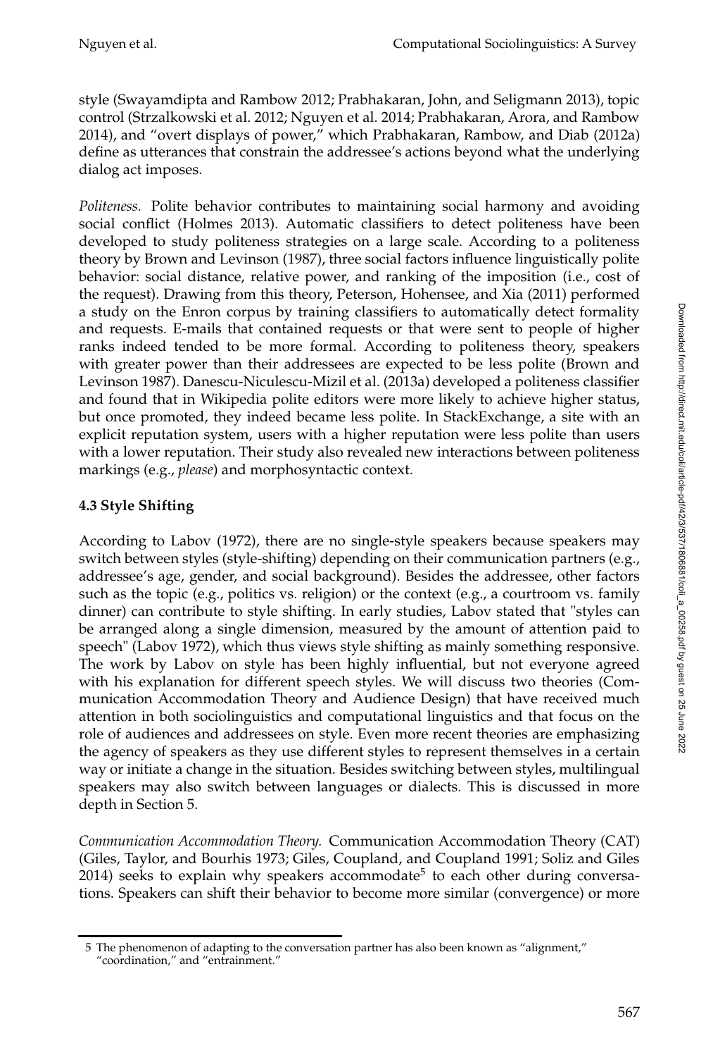style (Swayamdipta and Rambow 2012; Prabhakaran, John, and Seligmann 2013), topic control (Strzalkowski et al. 2012; Nguyen et al. 2014; Prabhakaran, Arora, and Rambow 2014), and "overt displays of power," which Prabhakaran, Rambow, and Diab (2012a) define as utterances that constrain the addressee's actions beyond what the underlying dialog act imposes.

*Politeness.* Polite behavior contributes to maintaining social harmony and avoiding social conflict (Holmes 2013). Automatic classifiers to detect politeness have been developed to study politeness strategies on a large scale. According to a politeness theory by Brown and Levinson (1987), three social factors influence linguistically polite behavior: social distance, relative power, and ranking of the imposition (i.e., cost of the request). Drawing from this theory, Peterson, Hohensee, and Xia (2011) performed a study on the Enron corpus by training classifiers to automatically detect formality and requests. E-mails that contained requests or that were sent to people of higher ranks indeed tended to be more formal. According to politeness theory, speakers with greater power than their addressees are expected to be less polite (Brown and Levinson 1987). Danescu-Niculescu-Mizil et al. (2013a) developed a politeness classifier and found that in Wikipedia polite editors were more likely to achieve higher status, but once promoted, they indeed became less polite. In StackExchange, a site with an explicit reputation system, users with a higher reputation were less polite than users with a lower reputation. Their study also revealed new interactions between politeness markings (e.g., *please*) and morphosyntactic context.

### 4.3 Style Shifting

According to Labov (1972), there are no single-style speakers because speakers may switch between styles (style-shifting) depending on their communication partners (e.g., addressee's age, gender, and social background). Besides the addressee, other factors such as the topic (e.g., politics vs. religion) or the context (e.g., a courtroom vs. family dinner) can contribute to style shifting. In early studies, Labov stated that "styles can be arranged along a single dimension, measured by the amount of attention paid to speech" (Labov 1972), which thus views style shifting as mainly something responsive. The work by Labov on style has been highly influential, but not everyone agreed with his explanation for different speech styles. We will discuss two theories (Communication Accommodation Theory and Audience Design) that have received much attention in both sociolinguistics and computational linguistics and that focus on the role of audiences and addressees on style. Even more recent theories are emphasizing the agency of speakers as they use different styles to represent themselves in a certain way or initiate a change in the situation. Besides switching between styles, multilingual speakers may also switch between languages or dialects. This is discussed in more depth in Section 5.

*Communication Accommodation Theory.* Communication Accommodation Theory (CAT) (Giles, Taylor, and Bourhis 1973; Giles, Coupland, and Coupland 1991; Soliz and Giles 2014) seeks to explain why speakers accommodate[5] to each other during conversations. Speakers can shift their behavior to become more similar (convergence) or more

[5] The phenomenon of adapting to the conversation partner has also been known as "alignment," "coordination," and "entrainment."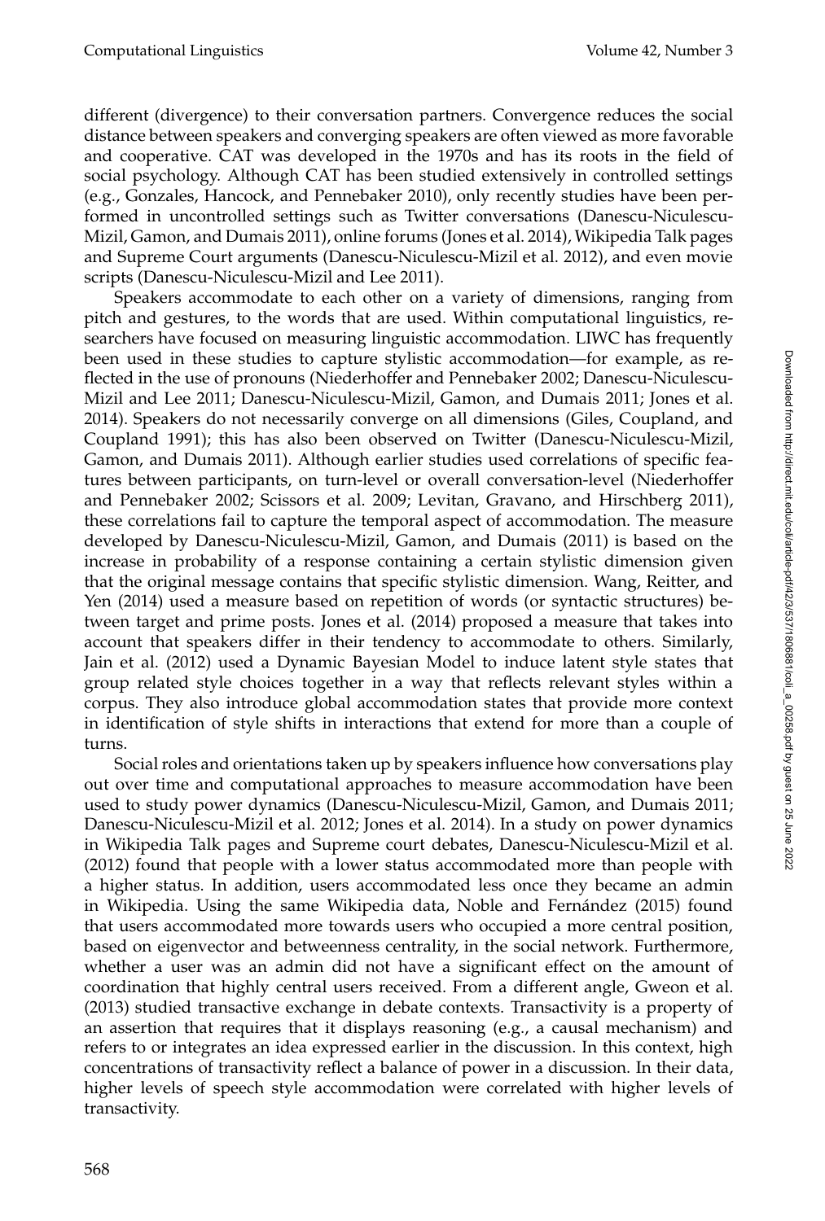different (divergence) to their conversation partners. Convergence reduces the social distance between speakers and converging speakers are often viewed as more favorable and cooperative. CAT was developed in the 1970s and has its roots in the field of social psychology. Although CAT has been studied extensively in controlled settings (e.g., Gonzales, Hancock, and Pennebaker 2010), only recently studies have been performed in uncontrolled settings such as Twitter conversations (Danescu-Niculescu-Mizil, Gamon, and Dumais 2011), online forums (Jones et al. 2014), Wikipedia Talk pages and Supreme Court arguments (Danescu-Niculescu-Mizil et al. 2012), and even movie scripts (Danescu-Niculescu-Mizil and Lee 2011).

Speakers accommodate to each other on a variety of dimensions, ranging from pitch and gestures, to the words that are used. Within computational linguistics, researchers have focused on measuring linguistic accommodation. LIWC has frequently been used in these studies to capture stylistic accommodation—for example, as reflected in the use of pronouns (Niederhoffer and Pennebaker 2002; Danescu-Niculescu-Mizil and Lee 2011; Danescu-Niculescu-Mizil, Gamon, and Dumais 2011; Jones et al. 2014). Speakers do not necessarily converge on all dimensions (Giles, Coupland, and Coupland 1991); this has also been observed on Twitter (Danescu-Niculescu-Mizil, Gamon, and Dumais 2011). Although earlier studies used correlations of specific features between participants, on turn-level or overall conversation-level (Niederhoffer and Pennebaker 2002; Scissors et al. 2009; Levitan, Gravano, and Hirschberg 2011), these correlations fail to capture the temporal aspect of accommodation. The measure developed by Danescu-Niculescu-Mizil, Gamon, and Dumais (2011) is based on the increase in probability of a response containing a certain stylistic dimension given that the original message contains that specific stylistic dimension. Wang, Reitter, and Yen (2014) used a measure based on repetition of words (or syntactic structures) between target and prime posts. Jones et al. (2014) proposed a measure that takes into account that speakers differ in their tendency to accommodate to others. Similarly, Jain et al. (2012) used a Dynamic Bayesian Model to induce latent style states that group related style choices together in a way that reflects relevant styles within a corpus. They also introduce global accommodation states that provide more context in identification of style shifts in interactions that extend for more than a couple of turns.

Social roles and orientations taken up by speakers influence how conversations play out over time and computational approaches to measure accommodation have been used to study power dynamics (Danescu-Niculescu-Mizil, Gamon, and Dumais 2011; Danescu-Niculescu-Mizil et al. 2012; Jones et al. 2014). In a study on power dynamics in Wikipedia Talk pages and Supreme court debates, Danescu-Niculescu-Mizil et al. (2012) found that people with a lower status accommodated more than people with a higher status. In addition, users accommodated less once they became an admin in Wikipedia. Using the same Wikipedia data, Noble and Fernández (2015) found that users accommodated more towards users who occupied a more central position, based on eigenvector and betweenness centrality, in the social network. Furthermore, whether a user was an admin did not have a significant effect on the amount of coordination that highly central users received. From a different angle, Gweon et al. (2013) studied transactive exchange in debate contexts. Transactivity is a property of an assertion that requires that it displays reasoning (e.g., a causal mechanism) and refers to or integrates an idea expressed earlier in the discussion. In this context, high concentrations of transactivity reflect a balance of power in a discussion. In their data, higher levels of speech style accommodation were correlated with higher levels of transactivity.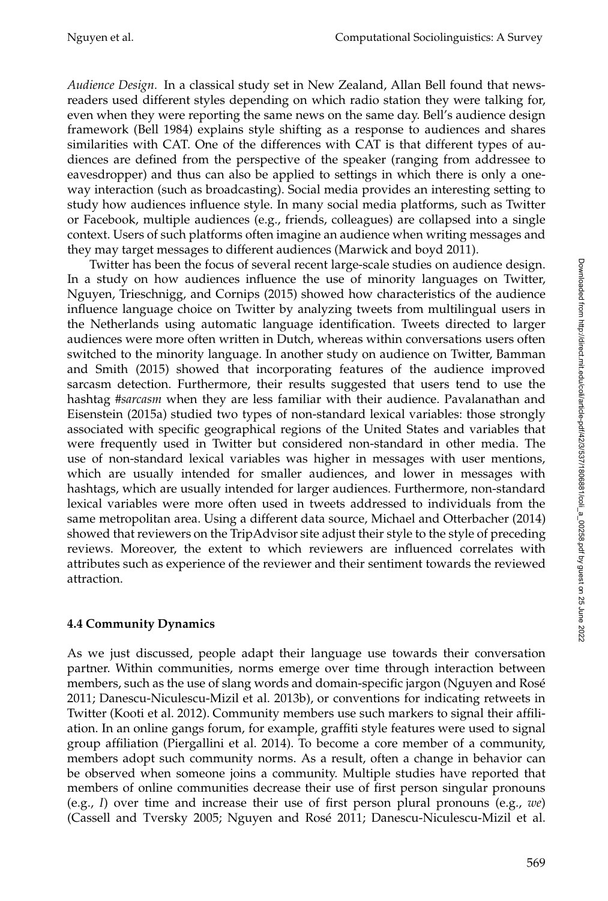*Audience Design.* In a classical study set in New Zealand, Allan Bell found that newsreaders used different styles depending on which radio station they were talking for, even when they were reporting the same news on the same day. Bell's audience design framework (Bell 1984) explains style shifting as a response to audiences and shares similarities with CAT. One of the differences with CAT is that different types of audiences are defined from the perspective of the speaker (ranging from addressee to eavesdropper) and thus can also be applied to settings in which there is only a one-way interaction (such as broadcasting). Social media provides an interesting setting to study how audiences influence style. In many social media platforms, such as Twitter or Facebook, multiple audiences (e.g., friends, colleagues) are collapsed into a single context. Users of such platforms often imagine an audience when writing messages and they may target messages to different audiences (Marwick and boyd 2011).

Twitter has been the focus of several recent large-scale studies on audience design. In a study on how audiences influence the use of minority languages on Twitter, Nguyen, Trieschnigg, and Cornips (2015) showed how characteristics of the audience influence language choice on Twitter by analyzing tweets from multilingual users in the Netherlands using automatic language identification. Tweets directed to larger audiences were more often written in Dutch, whereas within conversations users often switched to the minority language. In another study on audience on Twitter, Bamman and Smith (2015) showed that incorporating features of the audience improved sarcasm detection. Furthermore, their results suggested that users tend to use the hashtag *#sarcasm* when they are less familiar with their audience. Pavalanathan and Eisenstein (2015a) studied two types of non-standard lexical variables: those strongly associated with specific geographical regions of the United States and variables that were frequently used in Twitter but considered non-standard in other media. The use of non-standard lexical variables was higher in messages with user mentions, which are usually intended for smaller audiences, and lower in messages with hashtags, which are usually intended for larger audiences. Furthermore, non-standard lexical variables were more often used in tweets addressed to individuals from the same metropolitan area. Using a different data source, Michael and Otterbacher (2014) showed that reviewers on the TripAdvisor site adjust their style to the style of preceding reviews. Moreover, the extent to which reviewers are influenced correlates with attributes such as experience of the reviewer and their sentiment towards the reviewed attraction.

### 4.4 Community Dynamics

As we just discussed, people adapt their language use towards their conversation partner. Within communities, norms emerge over time through interaction between members, such as the use of slang words and domain-specific jargon (Nguyen and Rosé 2011; Danescu-Niculescu-Mizil et al. 2013b), or conventions for indicating retweets in Twitter (Kooti et al. 2012). Community members use such markers to signal their affiliation. In an online gangs forum, for example, graffiti style features were used to signal group affiliation (Piergallini et al. 2014). To become a core member of a community, members adopt such community norms. As a result, often a change in behavior can be observed when someone joins a community. Multiple studies have reported that members of online communities decrease their use of first person singular pronouns (e.g., *I*) over time and increase their use of first person plural pronouns (e.g., *we*) (Cassell and Tversky 2005; Nguyen and Rosé 2011; Danescu-Niculescu-Mizil et al.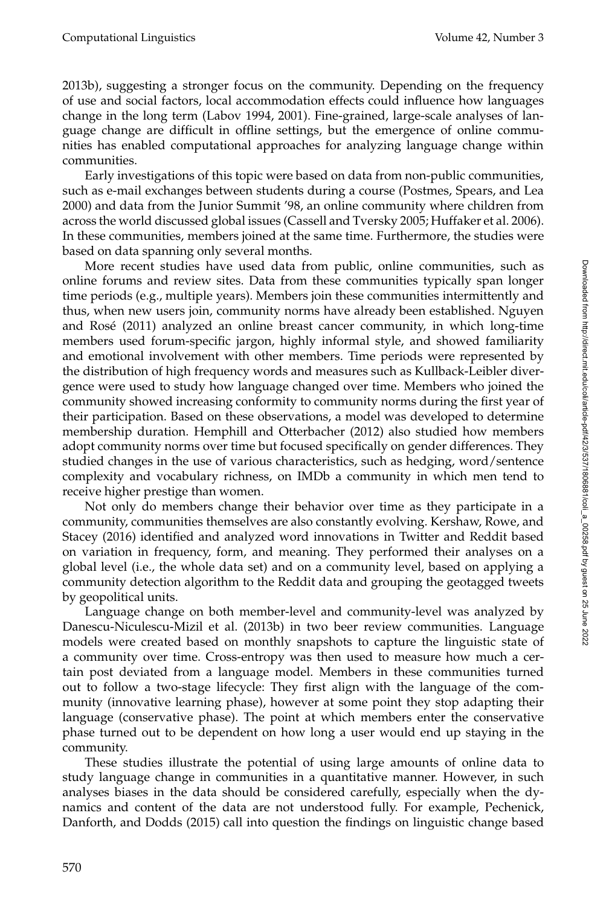2013b), suggesting a stronger focus on the community. Depending on the frequency of use and social factors, local accommodation effects could influence how languages change in the long term (Labov 1994, 2001). Fine-grained, large-scale analyses of language change are difficult in offline settings, but the emergence of online communities has enabled computational approaches for analyzing language change within communities.

Early investigations of this topic were based on data from non-public communities, such as e-mail exchanges between students during a course (Postmes, Spears, and Lea 2000) and data from the Junior Summit '98, an online community where children from across the world discussed global issues (Cassell and Tversky 2005; Huffaker et al. 2006). In these communities, members joined at the same time. Furthermore, the studies were based on data spanning only several months.

More recent studies have used data from public, online communities, such as online forums and review sites. Data from these communities typically span longer time periods (e.g., multiple years). Members join these communities intermittently and thus, when new users join, community norms have already been established. Nguyen and Rosé (2011) analyzed an online breast cancer community, in which long-time members used forum-specific jargon, highly informal style, and showed familiarity and emotional involvement with other members. Time periods were represented by the distribution of high frequency words and measures such as Kullback-Leibler divergence were used to study how language changed over time. Members who joined the community showed increasing conformity to community norms during the first year of their participation. Based on these observations, a model was developed to determine membership duration. Hemphill and Otterbacher (2012) also studied how members adopt community norms over time but focused specifically on gender differences. They studied changes in the use of various characteristics, such as hedging, word/sentence complexity and vocabulary richness, on IMDb a community in which men tend to receive higher prestige than women.

Not only do members change their behavior over time as they participate in a community, communities themselves are also constantly evolving. Kershaw, Rowe, and Stacey (2016) identified and analyzed word innovations in Twitter and Reddit based on variation in frequency, form, and meaning. They performed their analyses on a global level (i.e., the whole data set) and on a community level, based on applying a community detection algorithm to the Reddit data and grouping the geotagged tweets by geopolitical units.

Language change on both member-level and community-level was analyzed by Danescu-Niculescu-Mizil et al. (2013b) in two beer review communities. Language models were created based on monthly snapshots to capture the linguistic state of a community over time. Cross-entropy was then used to measure how much a certain post deviated from a language model. Members in these communities turned out to follow a two-stage lifecycle: They first align with the language of the community (innovative learning phase), however at some point they stop adapting their language (conservative phase). The point at which members enter the conservative phase turned out to be dependent on how long a user would end up staying in the community.

These studies illustrate the potential of using large amounts of online data to study language change in communities in a quantitative manner. However, in such analyses biases in the data should be considered carefully, especially when the dynamics and content of the data are not understood fully. For example, Pechenick, Danforth, and Dodds (2015) call into question the findings on linguistic change based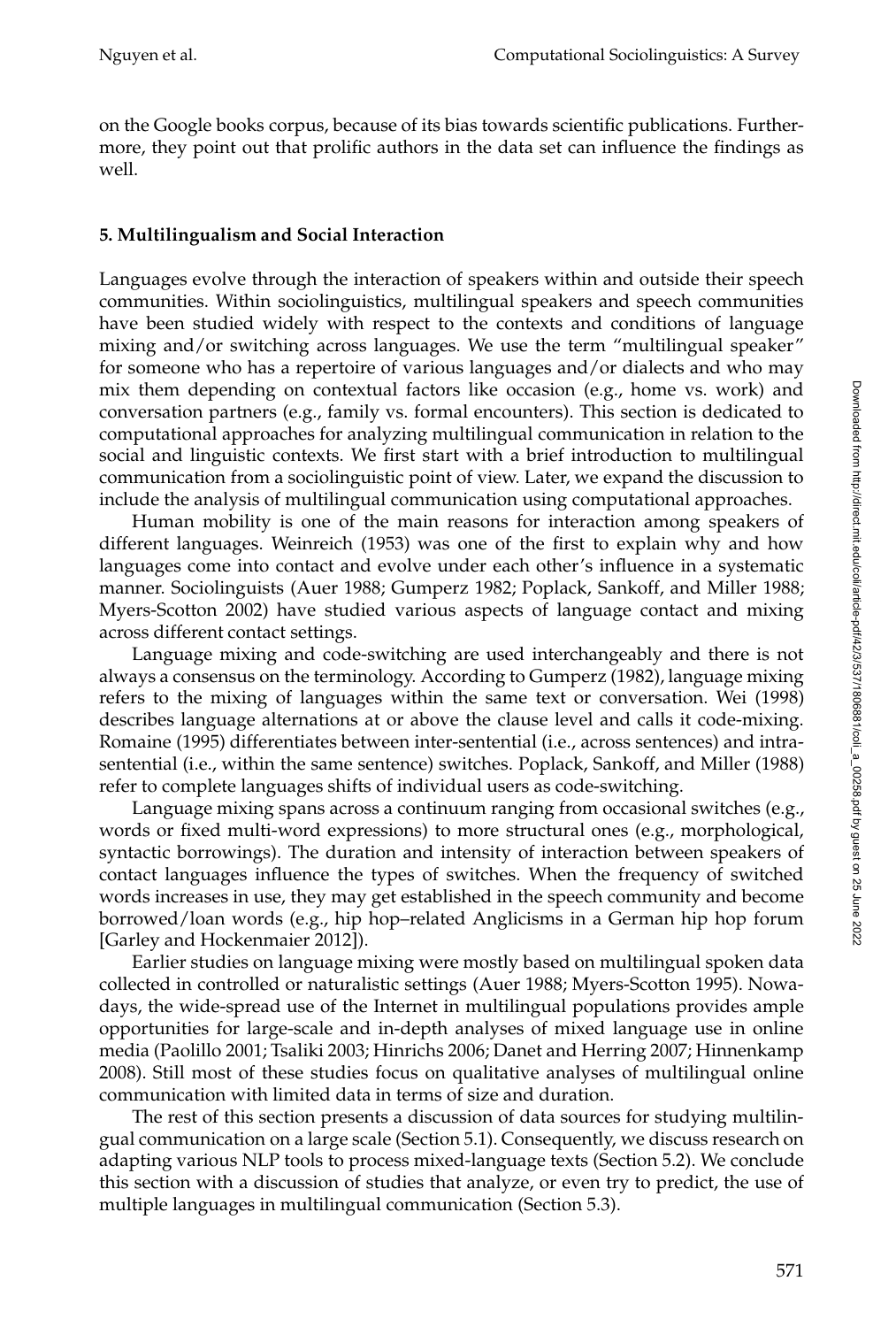on the Google books corpus, because of its bias towards scientific publications. Furthermore, they point out that prolific authors in the data set can influence the findings as well.

## 5. Multilingualism and Social Interaction

Languages evolve through the interaction of speakers within and outside their speech communities. Within sociolinguistics, multilingual speakers and speech communities have been studied widely with respect to the contexts and conditions of language mixing and/or switching across languages. We use the term "multilingual speaker" for someone who has a repertoire of various languages and/or dialects and who may mix them depending on contextual factors like occasion (e.g., home vs. work) and conversation partners (e.g., family vs. formal encounters). This section is dedicated to computational approaches for analyzing multilingual communication in relation to the social and linguistic contexts. We first start with a brief introduction to multilingual communication from a sociolinguistic point of view. Later, we expand the discussion to include the analysis of multilingual communication using computational approaches.

Human mobility is one of the main reasons for interaction among speakers of different languages. Weinreich (1953) was one of the first to explain why and how languages come into contact and evolve under each other's influence in a systematic manner. Sociolinguists (Auer 1988; Gumperz 1982; Poplack, Sankoff, and Miller 1988; Myers-Scotton 2002) have studied various aspects of language contact and mixing across different contact settings.

Language mixing and code-switching are used interchangeably and there is not always a consensus on the terminology. According to Gumperz (1982), language mixing refers to the mixing of languages within the same text or conversation. Wei (1998) describes language alternations at or above the clause level and calls it code-mixing. Romaine (1995) differentiates between inter-sentential (i.e., across sentences) and intra-sentential (i.e., within the same sentence) switches. Poplack, Sankoff, and Miller (1988) refer to complete languages shifts of individual users as code-switching.

Language mixing spans across a continuum ranging from occasional switches (e.g., words or fixed multi-word expressions) to more structural ones (e.g., morphological, syntactic borrowings). The duration and intensity of interaction between speakers of contact languages influence the types of switches. When the frequency of switched words increases in use, they may get established in the speech community and become borrowed/loan words (e.g., hip hop–related Anglicisms in a German hip hop forum [Garley and Hockenmaier 2012]).

Earlier studies on language mixing were mostly based on multilingual spoken data collected in controlled or naturalistic settings (Auer 1988; Myers-Scotton 1995). Nowadays, the wide-spread use of the Internet in multilingual populations provides ample opportunities for large-scale and in-depth analyses of mixed language use in online media (Paolillo 2001; Tsaliki 2003; Hinrichs 2006; Danet and Herring 2007; Hinnenkamp 2008). Still most of these studies focus on qualitative analyses of multilingual online communication with limited data in terms of size and duration.

The rest of this section presents a discussion of data sources for studying multilingual communication on a large scale (Section 5.1). Consequently, we discuss research on adapting various NLP tools to process mixed-language texts (Section 5.2). We conclude this section with a discussion of studies that analyze, or even try to predict, the use of multiple languages in multilingual communication (Section 5.3).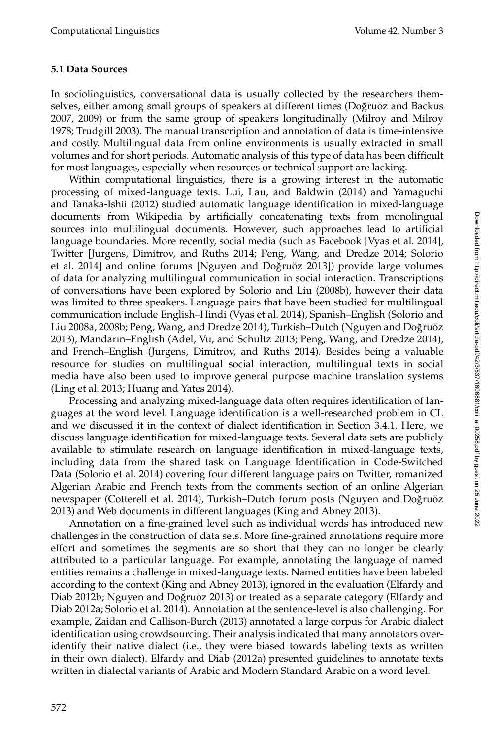### 5.1 Data Sources

In sociolinguistics, conversational data is usually collected by the researchers themselves, either among small groups of speakers at different times (Doğruöz and Backus 2007, 2009) or from the same group of speakers longitudinally (Milroy and Milroy 1978; Trudgill 2003). The manual transcription and annotation of data is time-intensive and costly. Multilingual data from online environments is usually extracted in small volumes and for short periods. Automatic analysis of this type of data has been difficult for most languages, especially when resources or technical support are lacking.

Within computational linguistics, there is a growing interest in the automatic processing of mixed-language texts. Lui, Lau, and Baldwin (2014) and Yamaguchi and Tanaka-Ishii (2012) studied automatic language identification in mixed-language documents from Wikipedia by artificially concatenating texts from monolingual sources into multilingual documents. However, such approaches lead to artificial language boundaries. More recently, social media (such as Facebook [Vyas et al. 2014], Twitter [Jurgens, Dimitrov, and Ruths 2014; Peng, Wang, and Dredze 2014; Solorio et al. 2014] and online forums [Nguyen and Doğruöz 2013]) provide large volumes of data for analyzing multilingual communication in social interaction. Transcriptions of conversations have been explored by Solorio and Liu (2008b), however their data was limited to three speakers. Language pairs that have been studied for multilingual communication include English–Hindi (Vyas et al. 2014), Spanish–English (Solorio and Liu 2008a, 2008b; Peng, Wang, and Dredze 2014), Turkish–Dutch (Nguyen and Doğruöz 2013), Mandarin–English (Adel, Vu, and Schultz 2013; Peng, Wang, and Dredze 2014), and French–English (Jurgens, Dimitrov, and Ruths 2014). Besides being a valuable resource for studies on multilingual social interaction, multilingual texts in social media have also been used to improve general purpose machine translation systems (Ling et al. 2013; Huang and Yates 2014).

Processing and analyzing mixed-language data often requires identification of languages at the word level. Language identification is a well-researched problem in CL and we discussed it in the context of dialect identification in Section 3.4.1. Here, we discuss language identification for mixed-language texts. Several data sets are publicly available to stimulate research on language identification in mixed-language texts, including data from the shared task on Language Identification in Code-Switched Data (Solorio et al. 2014) covering four different language pairs on Twitter, romanized Algerian Arabic and French texts from the comments section of an online Algerian newspaper (Cotterell et al. 2014), Turkish–Dutch forum posts (Nguyen and Doğruöz 2013) and Web documents in different languages (King and Abney 2013).

Annotation on a fine-grained level such as individual words has introduced new challenges in the construction of data sets. More fine-grained annotations require more effort and sometimes the segments are so short that they can no longer be clearly attributed to a particular language. For example, annotating the language of named entities remains a challenge in mixed-language texts. Named entities have been labeled according to the context (King and Abney 2013), ignored in the evaluation (Elfardy and Diab 2012b; Nguyen and Doğruöz 2013) or treated as a separate category (Elfardy and Diab 2012a; Solorio et al. 2014). Annotation at the sentence-level is also challenging. For example, Zaidan and Callison-Burch (2013) annotated a large corpus for Arabic dialect identification using crowdsourcing. Their analysis indicated that many annotators over-identify their native dialect (i.e., they were biased towards labeling texts as written in their own dialect). Elfardy and Diab (2012a) presented guidelines to annotate texts written in dialectal variants of Arabic and Modern Standard Arabic on a word level.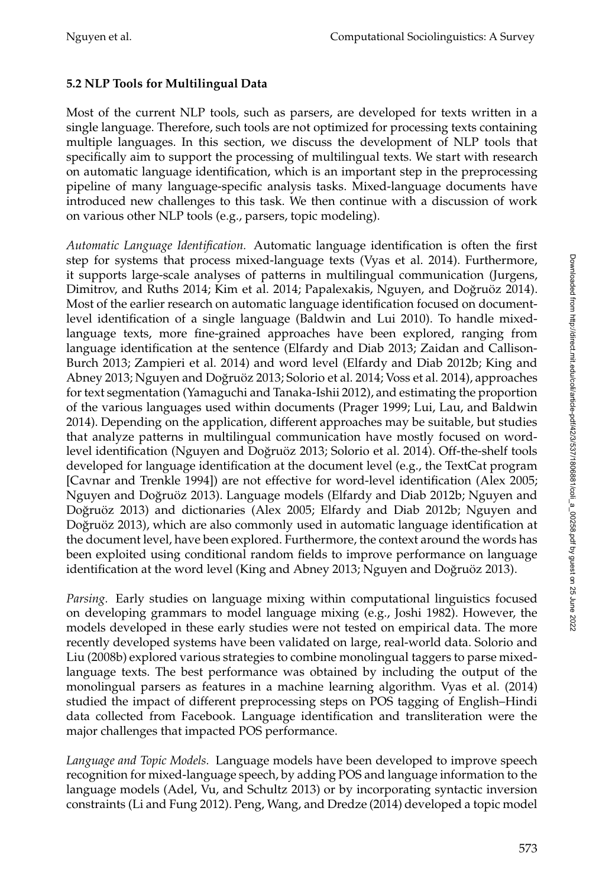### 5.2 NLP Tools for Multilingual Data

Most of the current NLP tools, such as parsers, are developed for texts written in a single language. Therefore, such tools are not optimized for processing texts containing multiple languages. In this section, we discuss the development of NLP tools that specifically aim to support the processing of multilingual texts. We start with research on automatic language identification, which is an important step in the preprocessing pipeline of many language-specific analysis tasks. Mixed-language documents have introduced new challenges to this task. We then continue with a discussion of work on various other NLP tools (e.g., parsers, topic modeling).

*Automatic Language Identification.* Automatic language identification is often the first step for systems that process mixed-language texts (Vyas et al. 2014). Furthermore, it supports large-scale analyses of patterns in multilingual communication (Jurgens, Dimitrov, and Ruths 2014; Kim et al. 2014; Papalexakis, Nguyen, and Doğruöz 2014). Most of the earlier research on automatic language identification focused on document-level identification of a single language (Baldwin and Lui 2010). To handle mixed-language texts, more fine-grained approaches have been explored, ranging from language identification at the sentence (Elfardy and Diab 2013; Zaidan and Callison-Burch 2013; Zampieri et al. 2014) and word level (Elfardy and Diab 2012b; King and Abney 2013; Nguyen and Doğruöz 2013; Solorio et al. 2014; Voss et al. 2014), approaches for text segmentation (Yamaguchi and Tanaka-Ishii 2012), and estimating the proportion of the various languages used within documents (Prager 1999; Lui, Lau, and Baldwin 2014). Depending on the application, different approaches may be suitable, but studies that analyze patterns in multilingual communication have mostly focused on word-level identification (Nguyen and Doğruöz 2013; Solorio et al. 2014). Off-the-shelf tools developed for language identification at the document level (e.g., the TextCat program [Cavnar and Trenkle 1994]) are not effective for word-level identification (Alex 2005; Nguyen and Doğruöz 2013). Language models (Elfardy and Diab 2012b; Nguyen and Doğruöz 2013) and dictionaries (Alex 2005; Elfardy and Diab 2012b; Nguyen and Doğruöz 2013), which are also commonly used in automatic language identification at the document level, have been explored. Furthermore, the context around the words has been exploited using conditional random fields to improve performance on language identification at the word level (King and Abney 2013; Nguyen and Doğruöz 2013).

*Parsing.* Early studies on language mixing within computational linguistics focused on developing grammars to model language mixing (e.g., Joshi 1982). However, the models developed in these early studies were not tested on empirical data. The more recently developed systems have been validated on large, real-world data. Solorio and Liu (2008b) explored various strategies to combine monolingual taggers to parse mixed-language texts. The best performance was obtained by including the output of the monolingual parsers as features in a machine learning algorithm. Vyas et al. (2014) studied the impact of different preprocessing steps on POS tagging of English–Hindi data collected from Facebook. Language identification and transliteration were the major challenges that impacted POS performance.

*Language and Topic Models.* Language models have been developed to improve speech recognition for mixed-language speech, by adding POS and language information to the language models (Adel, Vu, and Schultz 2013) or by incorporating syntactic inversion constraints (Li and Fung 2012). Peng, Wang, and Dredze (2014) developed a topic model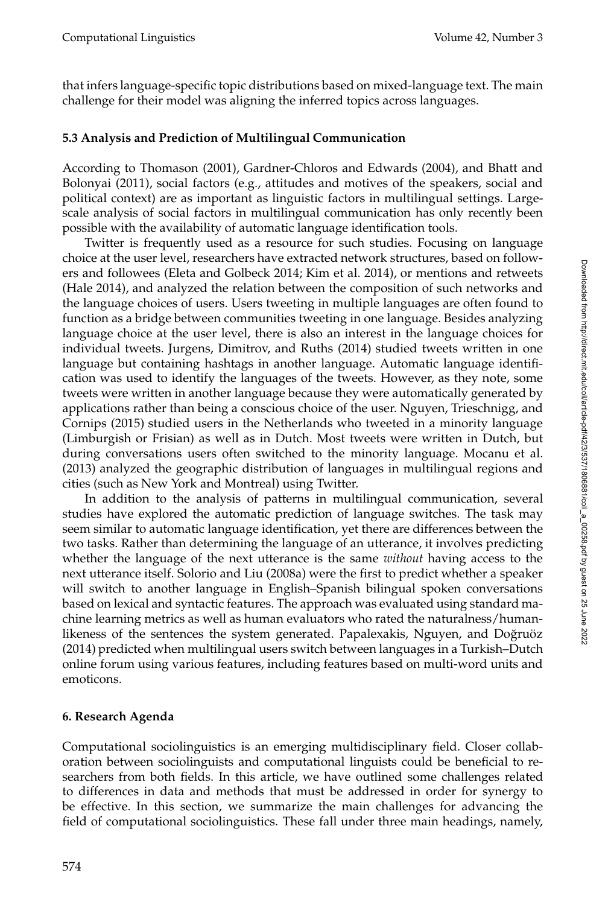that infers language-specific topic distributions based on mixed-language text. The main challenge for their model was aligning the inferred topics across languages.

### 5.3 Analysis and Prediction of Multilingual Communication

According to Thomason (2001), Gardner-Chloros and Edwards (2004), and Bhatt and Bolonyai (2011), social factors (e.g., attitudes and motives of the speakers, social and political context) are as important as linguistic factors in multilingual settings. Large-scale analysis of social factors in multilingual communication has only recently been possible with the availability of automatic language identification tools.

Twitter is frequently used as a resource for such studies. Focusing on language choice at the user level, researchers have extracted network structures, based on followers and followees (Eleta and Golbeck 2014; Kim et al. 2014), or mentions and retweets (Hale 2014), and analyzed the relation between the composition of such networks and the language choices of users. Users tweeting in multiple languages are often found to function as a bridge between communities tweeting in one language. Besides analyzing language choice at the user level, there is also an interest in the language choices for individual tweets. Jurgens, Dimitrov, and Ruths (2014) studied tweets written in one language but containing hashtags in another language. Automatic language identification was used to identify the languages of the tweets. However, as they note, some tweets were written in another language because they were automatically generated by applications rather than being a conscious choice of the user. Nguyen, Trieschnigg, and Cornips (2015) studied users in the Netherlands who tweeted in a minority language (Limburgish or Frisian) as well as in Dutch. Most tweets were written in Dutch, but during conversations users often switched to the minority language. Mocanu et al. (2013) analyzed the geographic distribution of languages in multilingual regions and cities (such as New York and Montreal) using Twitter.

In addition to the analysis of patterns in multilingual communication, several studies have explored the automatic prediction of language switches. The task may seem similar to automatic language identification, yet there are differences between the two tasks. Rather than determining the language of an utterance, it involves predicting whether the language of the next utterance is the same *without* having access to the next utterance itself. Solorio and Liu (2008a) were the first to predict whether a speaker will switch to another language in English–Spanish bilingual spoken conversations based on lexical and syntactic features. The approach was evaluated using standard machine learning metrics as well as human evaluators who rated the naturalness/human-likeness of the sentences the system generated. Papalexakis, Nguyen, and Doğruöz (2014) predicted when multilingual users switch between languages in a Turkish–Dutch online forum using various features, including features based on multi-word units and emoticons.

## 6. Research Agenda

Computational sociolinguistics is an emerging multidisciplinary field. Closer collaboration between sociolinguists and computational linguists could be beneficial to researchers from both fields. In this article, we have outlined some challenges related to differences in data and methods that must be addressed in order for synergy to be effective. In this section, we summarize the main challenges for advancing the field of computational sociolinguistics. These fall under three main headings, namely,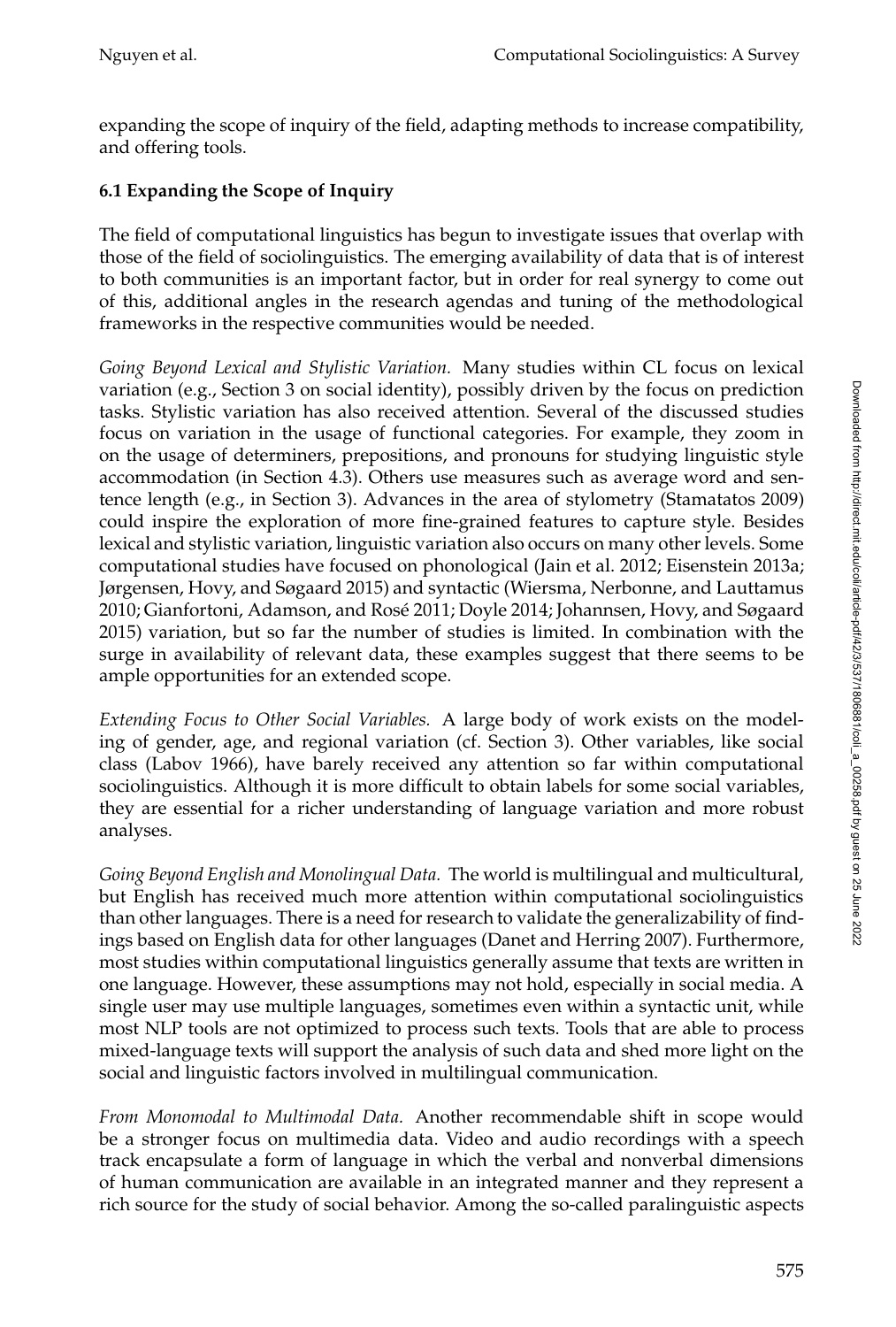expanding the scope of inquiry of the field, adapting methods to increase compatibility, and offering tools.

### 6.1 Expanding the Scope of Inquiry

The field of computational linguistics has begun to investigate issues that overlap with those of the field of sociolinguistics. The emerging availability of data that is of interest to both communities is an important factor, but in order for real synergy to come out of this, additional angles in the research agendas and tuning of the methodological frameworks in the respective communities would be needed.

*Going Beyond Lexical and Stylistic Variation.* Many studies within CL focus on lexical variation (e.g., Section 3 on social identity), possibly driven by the focus on prediction tasks. Stylistic variation has also received attention. Several of the discussed studies focus on variation in the usage of functional categories. For example, they zoom in on the usage of determiners, prepositions, and pronouns for studying linguistic style accommodation (in Section 4.3). Others use measures such as average word and sentence length (e.g., in Section 3). Advances in the area of stylometry (Stamatatos 2009) could inspire the exploration of more fine-grained features to capture style. Besides lexical and stylistic variation, linguistic variation also occurs on many other levels. Some computational studies have focused on phonological (Jain et al. 2012; Eisenstein 2013a; Jørgensen, Hovy, and Søgaard 2015) and syntactic (Wiersma, Nerbonne, and Lauttamus 2010; Gianfortoni, Adamson, and Rosé 2011; Doyle 2014; Johannsen, Hovy, and Søgaard 2015) variation, but so far the number of studies is limited. In combination with the surge in availability of relevant data, these examples suggest that there seems to be ample opportunities for an extended scope.

*Extending Focus to Other Social Variables.* A large body of work exists on the modeling of gender, age, and regional variation (cf. Section 3). Other variables, like social class (Labov 1966), have barely received any attention so far within computational sociolinguistics. Although it is more difficult to obtain labels for some social variables, they are essential for a richer understanding of language variation and more robust analyses.

*Going Beyond English and Monolingual Data.* The world is multilingual and multicultural, but English has received much more attention within computational sociolinguistics than other languages. There is a need for research to validate the generalizability of findings based on English data for other languages (Danet and Herring 2007). Furthermore, most studies within computational linguistics generally assume that texts are written in one language. However, these assumptions may not hold, especially in social media. A single user may use multiple languages, sometimes even within a syntactic unit, while most NLP tools are not optimized to process such texts. Tools that are able to process mixed-language texts will support the analysis of such data and shed more light on the social and linguistic factors involved in multilingual communication.

*From Monomodal to Multimodal Data.* Another recommendable shift in scope would be a stronger focus on multimedia data. Video and audio recordings with a speech track encapsulate a form of language in which the verbal and nonverbal dimensions of human communication are available in an integrated manner and they represent a rich source for the study of social behavior. Among the so-called paralinguistic aspects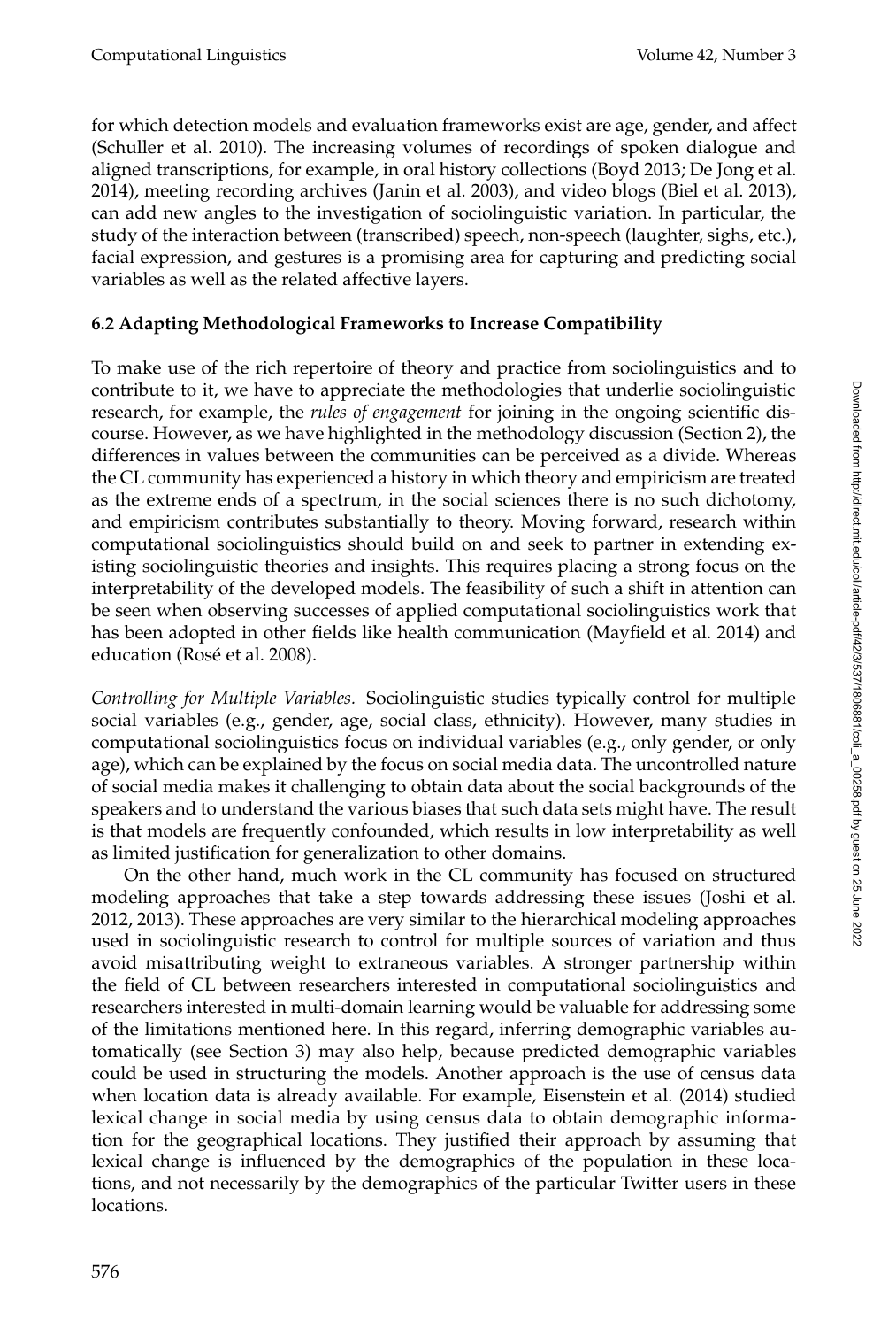for which detection models and evaluation frameworks exist are age, gender, and affect (Schuller et al. 2010). The increasing volumes of recordings of spoken dialogue and aligned transcriptions, for example, in oral history collections (Boyd 2013; De Jong et al. 2014), meeting recording archives (Janin et al. 2003), and video blogs (Biel et al. 2013), can add new angles to the investigation of sociolinguistic variation. In particular, the study of the interaction between (transcribed) speech, non-speech (laughter, sighs, etc.), facial expression, and gestures is a promising area for capturing and predicting social variables as well as the related affective layers.

### 6.2 Adapting Methodological Frameworks to Increase Compatibility

To make use of the rich repertoire of theory and practice from sociolinguistics and to contribute to it, we have to appreciate the methodologies that underlie sociolinguistic research, for example, the *rules of engagement* for joining in the ongoing scientific discourse. However, as we have highlighted in the methodology discussion (Section 2), the differences in values between the communities can be perceived as a divide. Whereas the CL community has experienced a history in which theory and empiricism are treated as the extreme ends of a spectrum, in the social sciences there is no such dichotomy, and empiricism contributes substantially to theory. Moving forward, research within computational sociolinguistics should build on and seek to partner in extending existing sociolinguistic theories and insights. This requires placing a strong focus on the interpretability of the developed models. The feasibility of such a shift in attention can be seen when observing successes of applied computational sociolinguistics work that has been adopted in other fields like health communication (Mayfield et al. 2014) and education (Rosé et al. 2008).

*Controlling for Multiple Variables.* Sociolinguistic studies typically control for multiple social variables (e.g., gender, age, social class, ethnicity). However, many studies in computational sociolinguistics focus on individual variables (e.g., only gender, or only age), which can be explained by the focus on social media data. The uncontrolled nature of social media makes it challenging to obtain data about the social backgrounds of the speakers and to understand the various biases that such data sets might have. The result is that models are frequently confounded, which results in low interpretability as well as limited justification for generalization to other domains.

On the other hand, much work in the CL community has focused on structured modeling approaches that take a step towards addressing these issues (Joshi et al. 2012, 2013). These approaches are very similar to the hierarchical modeling approaches used in sociolinguistic research to control for multiple sources of variation and thus avoid misattributing weight to extraneous variables. A stronger partnership within the field of CL between researchers interested in computational sociolinguistics and researchers interested in multi-domain learning would be valuable for addressing some of the limitations mentioned here. In this regard, inferring demographic variables automatically (see Section 3) may also help, because predicted demographic variables could be used in structuring the models. Another approach is the use of census data when location data is already available. For example, Eisenstein et al. (2014) studied lexical change in social media by using census data to obtain demographic information for the geographical locations. They justified their approach by assuming that lexical change is influenced by the demographics of the population in these locations, and not necessarily by the demographics of the particular Twitter users in these locations.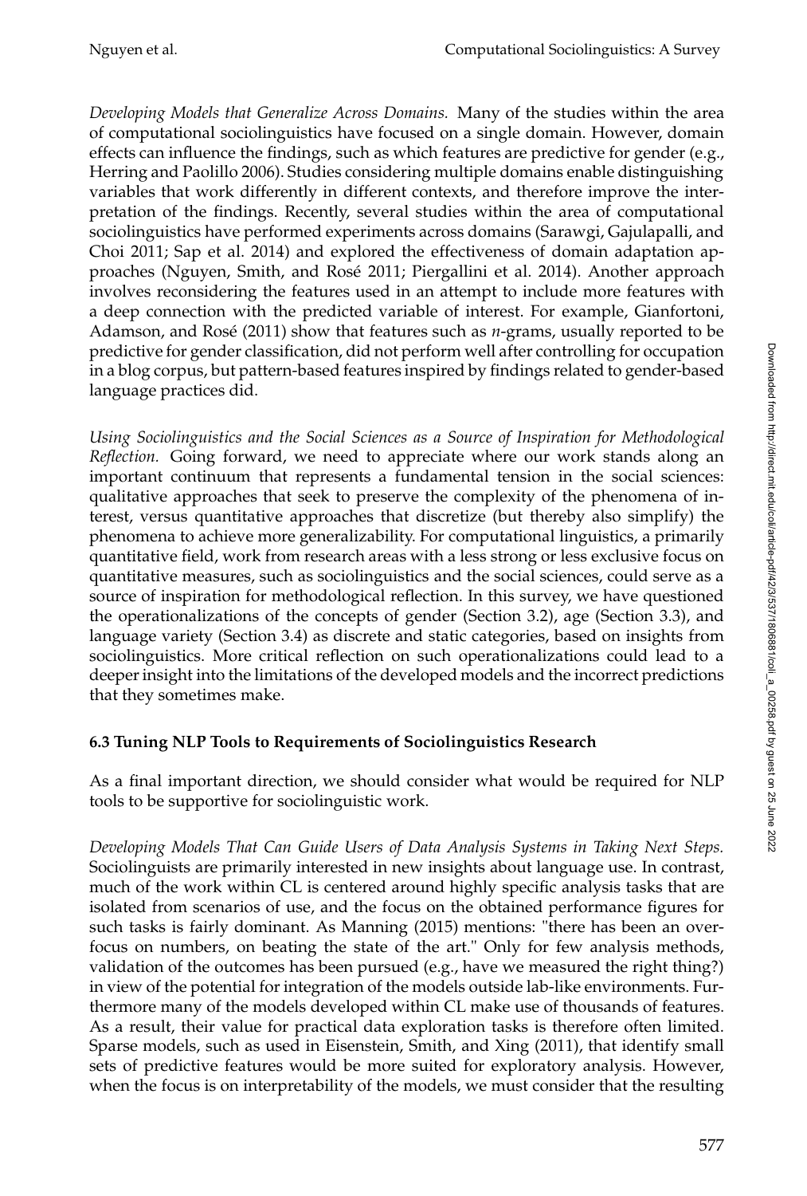*Developing Models that Generalize Across Domains.* Many of the studies within the area of computational sociolinguistics have focused on a single domain. However, domain effects can influence the findings, such as which features are predictive for gender (e.g., Herring and Paolillo 2006). Studies considering multiple domains enable distinguishing variables that work differently in different contexts, and therefore improve the interpretation of the findings. Recently, several studies within the area of computational sociolinguistics have performed experiments across domains (Sarawgi, Gajulapalli, and Choi 2011; Sap et al. 2014) and explored the effectiveness of domain adaptation approaches (Nguyen, Smith, and Rosé 2011; Piergallini et al. 2014). Another approach involves reconsidering the features used in an attempt to include more features with a deep connection with the predicted variable of interest. For example, Gianfortoni, Adamson, and Rosé (2011) show that features such as *n*-grams, usually reported to be predictive for gender classification, did not perform well after controlling for occupation in a blog corpus, but pattern-based features inspired by findings related to gender-based language practices did.

*Using Sociolinguistics and the Social Sciences as a Source of Inspiration for Methodological Reflection.* Going forward, we need to appreciate where our work stands along an important continuum that represents a fundamental tension in the social sciences: qualitative approaches that seek to preserve the complexity of the phenomena of interest, versus quantitative approaches that discretize (but thereby also simplify) the phenomena to achieve more generalizability. For computational linguistics, a primarily quantitative field, work from research areas with a less strong or less exclusive focus on quantitative measures, such as sociolinguistics and the social sciences, could serve as a source of inspiration for methodological reflection. In this survey, we have questioned the operationalizations of the concepts of gender (Section 3.2), age (Section 3.3), and language variety (Section 3.4) as discrete and static categories, based on insights from sociolinguistics. More critical reflection on such operationalizations could lead to a deeper insight into the limitations of the developed models and the incorrect predictions that they sometimes make.

### 6.3 Tuning NLP Tools to Requirements of Sociolinguistics Research

As a final important direction, we should consider what would be required for NLP tools to be supportive for sociolinguistic work.

*Developing Models That Can Guide Users of Data Analysis Systems in Taking Next Steps.* Sociolinguists are primarily interested in new insights about language use. In contrast, much of the work within CL is centered around highly specific analysis tasks that are isolated from scenarios of use, and the focus on the obtained performance figures for such tasks is fairly dominant. As Manning (2015) mentions: "there has been an over-focus on numbers, on beating the state of the art." Only for few analysis methods, validation of the outcomes has been pursued (e.g., have we measured the right thing?) in view of the potential for integration of the models outside lab-like environments. Furthermore many of the models developed within CL make use of thousands of features. As a result, their value for practical data exploration tasks is therefore often limited. Sparse models, such as used in Eisenstein, Smith, and Xing (2011), that identify small sets of predictive features would be more suited for exploratory analysis. However, when the focus is on interpretability of the models, we must consider that the resulting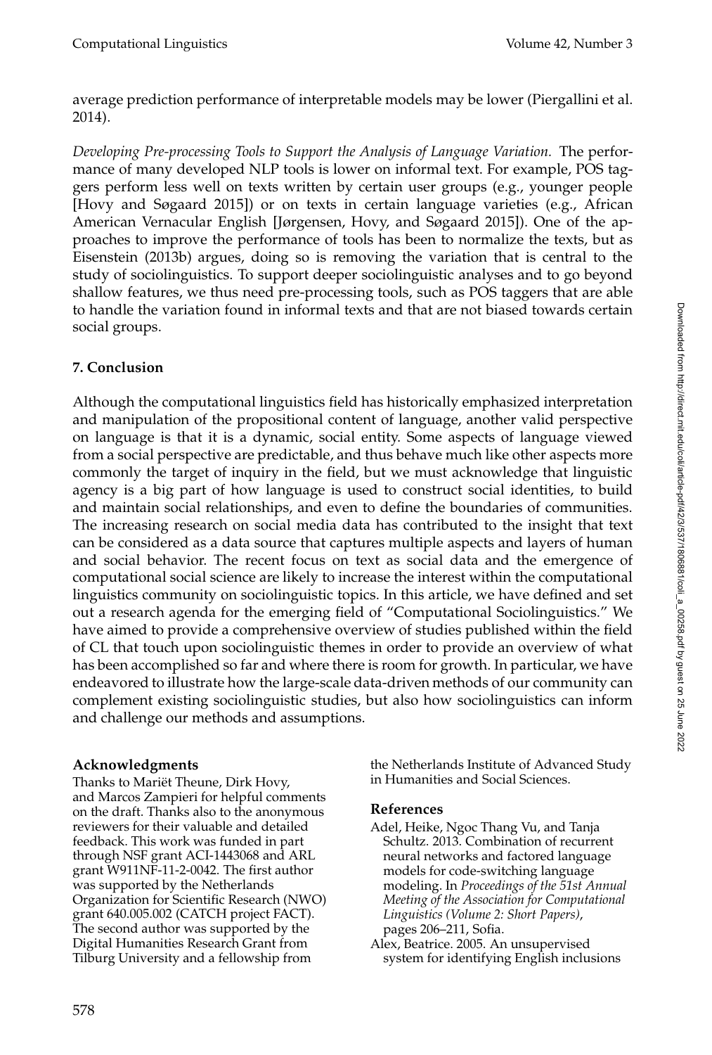average prediction performance of interpretable models may be lower (Piergallini et al. 2014).

*Developing Pre-processing Tools to Support the Analysis of Language Variation.* The performance of many developed NLP tools is lower on informal text. For example, POS taggers perform less well on texts written by certain user groups (e.g., younger people [Hovy and Søgaard 2015]) or on texts in certain language varieties (e.g., African American Vernacular English [Jørgensen, Hovy, and Søgaard 2015]). One of the approaches to improve the performance of tools has been to normalize the texts, but as Eisenstein (2013b) argues, doing so is removing the variation that is central to the study of sociolinguistics. To support deeper sociolinguistic analyses and to go beyond shallow features, we thus need pre-processing tools, such as POS taggers that are able to handle the variation found in informal texts and that are not biased towards certain social groups.

## 7. Conclusion

Although the computational linguistics field has historically emphasized interpretation and manipulation of the propositional content of language, another valid perspective on language is that it is a dynamic, social entity. Some aspects of language viewed from a social perspective are predictable, and thus behave much like other aspects more commonly the target of inquiry in the field, but we must acknowledge that linguistic agency is a big part of how language is used to construct social identities, to build and maintain social relationships, and even to define the boundaries of communities. The increasing research on social media data has contributed to the insight that text can be considered as a data source that captures multiple aspects and layers of human and social behavior. The recent focus on text as social data and the emergence of computational social science are likely to increase the interest within the computational linguistics community on sociolinguistic topics. In this article, we have defined and set out a research agenda for the emerging field of "Computational Sociolinguistics." We have aimed to provide a comprehensive overview of studies published within the field of CL that touch upon sociolinguistic themes in order to provide an overview of what has been accomplished so far and where there is room for growth. In particular, we have endeavored to illustrate how the large-scale data-driven methods of our community can complement existing sociolinguistic studies, but also how sociolinguistics can inform and challenge our methods and assumptions.

### Acknowledgments

Thanks to Mariët Theune, Dirk Hovy, and Marcos Zampieri for helpful comments on the draft. Thanks also to the anonymous reviewers for their valuable and detailed feedback. This work was funded in part through NSF grant ACI-1443068 and ARL grant W911NF-11-2-0042. The first author was supported by the Netherlands Organization for Scientific Research (NWO) grant 640.005.002 (CATCH project FACT). The second author was supported by the Digital Humanities Research Grant from Tilburg University and a fellowship from the Netherlands Institute of Advanced Study in Humanities and Social Sciences.

### References

Adel, Heike, Ngoc Thang Vu, and Tanja Schultz. 2013. Combination of recurrent neural networks and factored language models for code-switching language modeling. In *Proceedings of the 51st Annual Meeting of the Association for Computational Linguistics (Volume 2: Short Papers)*, pages 206–211, Sofia.

Alex, Beatrice. 2005. An unsupervised system for identifying English inclusions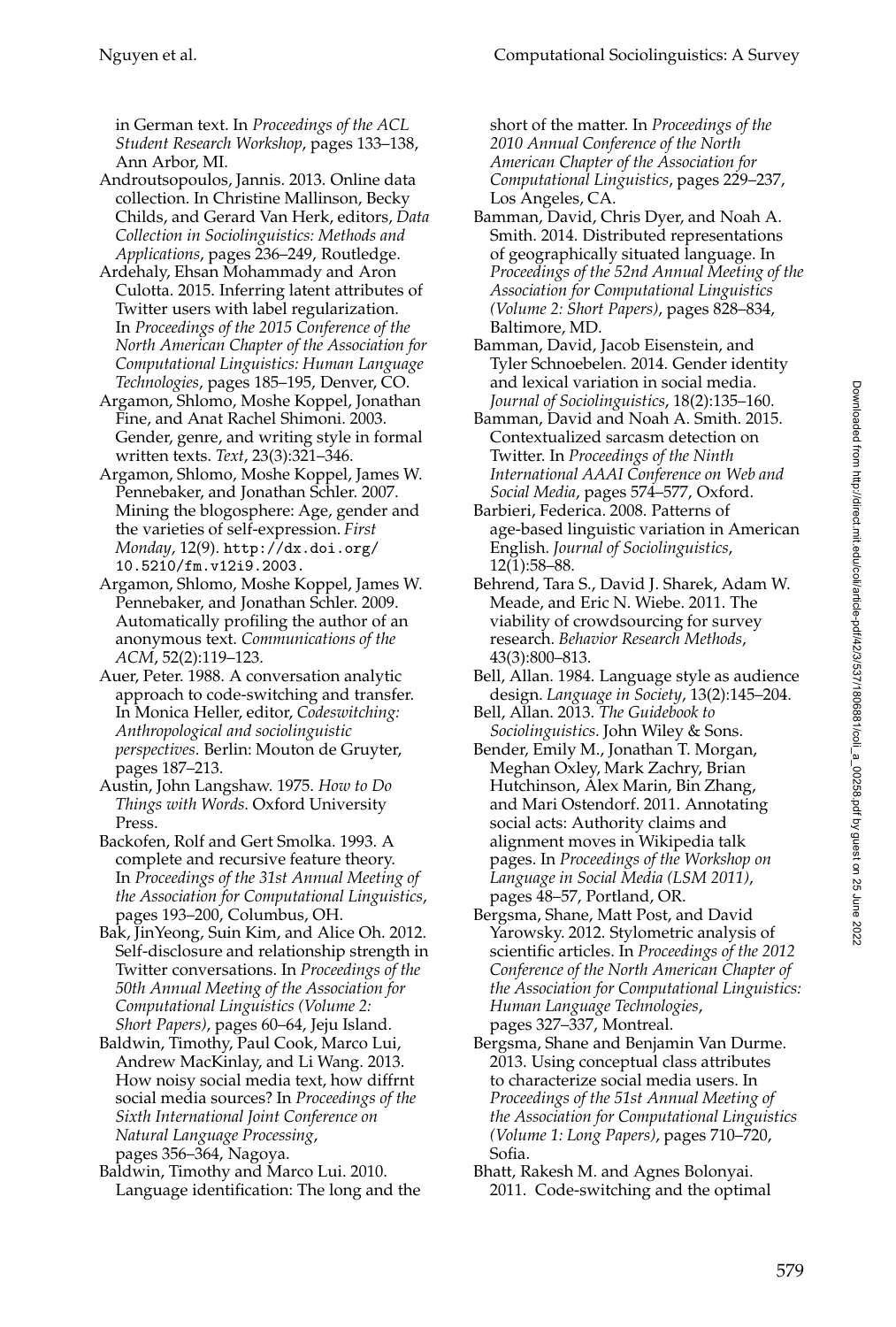in German text. In *Proceedings of the ACL Student Research Workshop*, pages 133–138, Ann Arbor, MI.

Androutsopoulos, Jannis. 2013. Online data collection. In Christine Mallinson, Becky Childs, and Gerard Van Herk, editors, *Data Collection in Sociolinguistics: Methods and Applications*, pages 236–249, Routledge.

Ardehaly, Ehsan Mohammady and Aron Culotta. 2015. Inferring latent attributes of Twitter users with label regularization. In *Proceedings of the 2015 Conference of the North American Chapter of the Association for Computational Linguistics: Human Language Technologies*, pages 185–195, Denver, CO.

Argamon, Shlomo, Moshe Koppel, Jonathan Fine, and Anat Rachel Shimoni. 2003. Gender, genre, and writing style in formal written texts. *Text*, 23(3):321–346.

Argamon, Shlomo, Moshe Koppel, James W. Pennebaker, and Jonathan Schler. 2007. Mining the blogosphere: Age, gender and the varieties of self-expression. *First Monday*, 12(9). http://dx.doi.org/10.5210/fm.v12i9.2003.

Argamon, Shlomo, Moshe Koppel, James W. Pennebaker, and Jonathan Schler. 2009. Automatically profiling the author of an anonymous text. *Communications of the ACM*, 52(2):119–123.

Auer, Peter. 1988. A conversation analytic approach to code-switching and transfer. In Monica Heller, editor, *Codeswitching: Anthropological and sociolinguistic perspectives*. Berlin: Mouton de Gruyter, pages 187–213.

Austin, John Langshaw. 1975. *How to Do Things with Words*. Oxford University Press.

Backofen, Rolf and Gert Smolka. 1993. A complete and recursive feature theory. In *Proceedings of the 31st Annual Meeting of the Association for Computational Linguistics*, pages 193–200, Columbus, OH.

Bak, JinYeong, Suin Kim, and Alice Oh. 2012. Self-disclosure and relationship strength in Twitter conversations. In *Proceedings of the 50th Annual Meeting of the Association for Computational Linguistics (Volume 2: Short Papers)*, pages 60–64, Jeju Island.

Baldwin, Timothy, Paul Cook, Marco Lui, Andrew MacKinlay, and Li Wang. 2013. How noisy social media text, how diffrnt social media sources? In *Proceedings of the Sixth International Joint Conference on Natural Language Processing*, pages 356–364, Nagoya.

Baldwin, Timothy and Marco Lui. 2010. Language identification: The long and the short of the matter. In *Proceedings of the 2010 Annual Conference of the North American Chapter of the Association for Computational Linguistics*, pages 229–237, Los Angeles, CA.

Bamman, David, Chris Dyer, and Noah A. Smith. 2014. Distributed representations of geographically situated language. In *Proceedings of the 52nd Annual Meeting of the Association for Computational Linguistics (Volume 2: Short Papers)*, pages 828–834, Baltimore, MD.

Bamman, David, Jacob Eisenstein, and Tyler Schnoebelen. 2014. Gender identity and lexical variation in social media. *Journal of Sociolinguistics*, 18(2):135–160.

Bamman, David and Noah A. Smith. 2015. Contextualized sarcasm detection on Twitter. In *Proceedings of the Ninth International AAAI Conference on Web and Social Media*, pages 574–577, Oxford.

Barbieri, Federica. 2008. Patterns of age-based linguistic variation in American English. *Journal of Sociolinguistics*, 12(1):58–88.

Behrend, Tara S., David J. Sharek, Adam W. Meade, and Eric N. Wiebe. 2011. The viability of crowdsourcing for survey research. *Behavior Research Methods*, 43(3):800–813.

Bell, Allan. 1984. Language style as audience design. *Language in Society*, 13(2):145–204.

Bell, Allan. 2013. *The Guidebook to Sociolinguistics*. John Wiley & Sons.

Bender, Emily M., Jonathan T. Morgan, Meghan Oxley, Mark Zachry, Brian Hutchinson, Alex Marin, Bin Zhang, and Mari Ostendorf. 2011. Annotating social acts: Authority claims and alignment moves in Wikipedia talk pages. In *Proceedings of the Workshop on Language in Social Media (LSM 2011)*, pages 48–57, Portland, OR.

Bergsma, Shane, Matt Post, and David Yarowsky. 2012. Stylometric analysis of scientific articles. In *Proceedings of the 2012 Conference of the North American Chapter of the Association for Computational Linguistics: Human Language Technologies*, pages 327–337, Montreal.

Bergsma, Shane and Benjamin Van Durme. 2013. Using conceptual class attributes to characterize social media users. In *Proceedings of the 51st Annual Meeting of the Association for Computational Linguistics (Volume 1: Long Papers)*, pages 710–720, Sofia.

Bhatt, Rakesh M. and Agnes Bolonyai. 2011. Code-switching and the optimal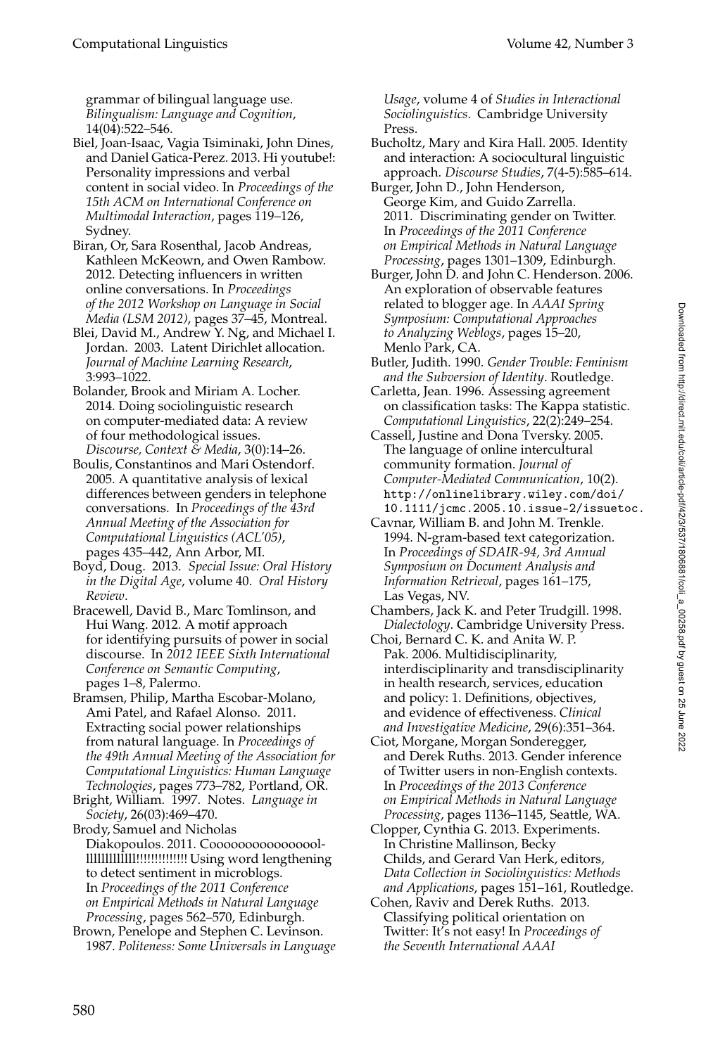grammar of bilingual language use. *Bilingualism: Language and Cognition*, 14(04):522–546.

Biel, Joan-Isaac, Vagia Tsiminaki, John Dines, and Daniel Gatica-Perez. 2013. Hi youtube!: Personality impressions and verbal content in social video. In *Proceedings of the 15th ACM on International Conference on Multimodal Interaction*, pages 119–126, Sydney.

Biran, Or, Sara Rosenthal, Jacob Andreas, Kathleen McKeown, and Owen Rambow. 2012. Detecting influencers in written online conversations. In *Proceedings of the 2012 Workshop on Language in Social Media (LSM 2012)*, pages 37–45, Montreal.

Blei, David M., Andrew Y. Ng, and Michael I. Jordan. 2003. Latent Dirichlet allocation. *Journal of Machine Learning Research*, 3:993–1022.

Bolander, Brook and Miriam A. Locher. 2014. Doing sociolinguistic research on computer-mediated data: A review of four methodological issues. *Discourse, Context & Media*, 3(0):14–26.

Boulis, Constantinos and Mari Ostendorf. 2005. A quantitative analysis of lexical differences between genders in telephone conversations. In *Proceedings of the 43rd Annual Meeting of the Association for Computational Linguistics (ACL'05)*, pages 435–442, Ann Arbor, MI.

Boyd, Doug. 2013. *Special Issue: Oral History in the Digital Age*, volume 40. *Oral History Review*.

Bracewell, David B., Marc Tomlinson, and Hui Wang. 2012. A motif approach for identifying pursuits of power in social discourse. In *2012 IEEE Sixth International Conference on Semantic Computing*, pages 1–8, Palermo.

Bramsen, Philip, Martha Escobar-Molano, Ami Patel, and Rafael Alonso. 2011. Extracting social power relationships from natural language. In *Proceedings of the 49th Annual Meeting of the Association for Computational Linguistics: Human Language Technologies*, pages 773–782, Portland, OR.

Bright, William. 1997. Notes. *Language in Society*, 26(03):469–470.

Brody, Samuel and Nicholas Diakopoulos. 2011. Cooooooooooooooollllllllllllll!!!!!!!!!!!!!! Using word lengthening to detect sentiment in microblogs. In *Proceedings of the 2011 Conference on Empirical Methods in Natural Language Processing*, pages 562–570, Edinburgh.

Brown, Penelope and Stephen C. Levinson. 1987. *Politeness: Some Universals in Language Usage*, volume 4 of *Studies in Interactional Sociolinguistics*. Cambridge University Press.

Bucholtz, Mary and Kira Hall. 2005. Identity and interaction: A sociocultural linguistic approach. *Discourse Studies*, 7(4-5):585–614.

Burger, John D., John Henderson, George Kim, and Guido Zarrella. 2011. Discriminating gender on Twitter. In *Proceedings of the 2011 Conference on Empirical Methods in Natural Language Processing*, pages 1301–1309, Edinburgh.

Burger, John D. and John C. Henderson. 2006. An exploration of observable features related to blogger age. In *AAAI Spring Symposium: Computational Approaches to Analyzing Weblogs*, pages 15–20, Menlo Park, CA.

Butler, Judith. 1990. *Gender Trouble: Feminism and the Subversion of Identity*. Routledge.

Carletta, Jean. 1996. Assessing agreement on classification tasks: The Kappa statistic. *Computational Linguistics*, 22(2):249–254.

Cassell, Justine and Dona Tversky. 2005. The language of online intercultural community formation. *Journal of Computer-Mediated Communication*, 10(2). `http://onlinelibrary.wiley.com/doi/10.1111/jcmc.2005.10.issue-2/issuetoc`.

Cavnar, William B. and John M. Trenkle. 1994. N-gram-based text categorization. In *Proceedings of SDAIR-94, 3rd Annual Symposium on Document Analysis and Information Retrieval*, pages 161–175, Las Vegas, NV.

Chambers, Jack K. and Peter Trudgill. 1998. *Dialectology*. Cambridge University Press.

Choi, Bernard C. K. and Anita W. P. Pak. 2006. Multidisciplinarity, interdisciplinarity and transdisciplinarity in health research, services, education and policy: 1. Definitions, objectives, and evidence of effectiveness. *Clinical and Investigative Medicine*, 29(6):351–364.

Ciot, Morgane, Morgan Sonderegger, and Derek Ruths. 2013. Gender inference of Twitter users in non-English contexts. In *Proceedings of the 2013 Conference on Empirical Methods in Natural Language Processing*, pages 1136–1145, Seattle, WA.

Clopper, Cynthia G. 2013. Experiments. In Christine Mallinson, Becky Childs, and Gerard Van Herk, editors, *Data Collection in Sociolinguistics: Methods and Applications*, pages 151–161, Routledge.

Cohen, Raviv and Derek Ruths. 2013. Classifying political orientation on Twitter: It's not easy! In *Proceedings of the Seventh International AAAI*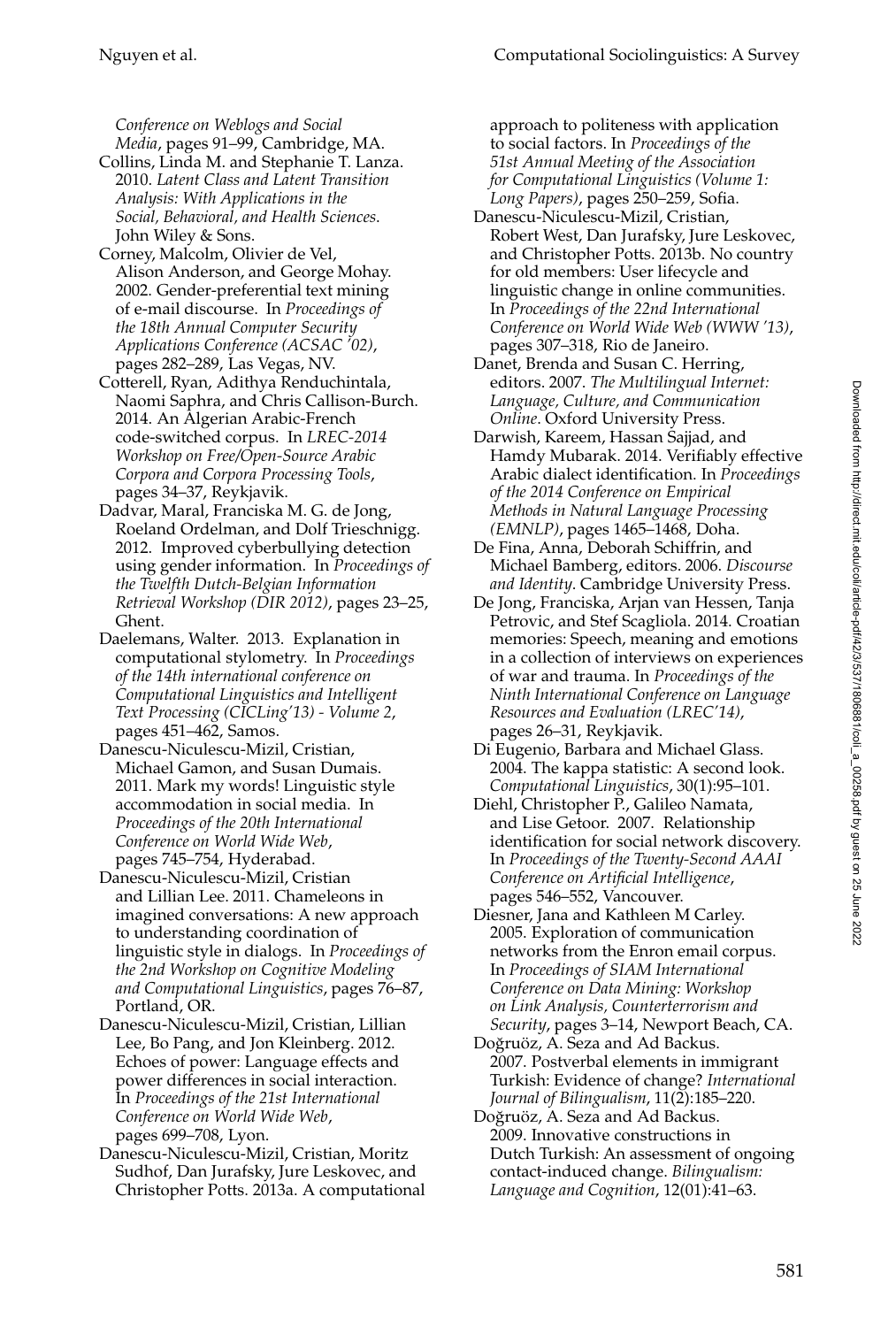*Conference on Weblogs and Social Media*, pages 91–99, Cambridge, MA.

Collins, Linda M. and Stephanie T. Lanza. 2010. *Latent Class and Latent Transition Analysis: With Applications in the Social, Behavioral, and Health Sciences.* John Wiley & Sons.

Corney, Malcolm, Olivier de Vel, Alison Anderson, and George Mohay. 2002. Gender-preferential text mining of e-mail discourse. In *Proceedings of the 18th Annual Computer Security Applications Conference (ACSAC '02)*, pages 282–289, Las Vegas, NV.

Cotterell, Ryan, Adithya Renduchintala, Naomi Saphra, and Chris Callison-Burch. 2014. An Algerian Arabic-French code-switched corpus. In *LREC-2014 Workshop on Free/Open-Source Arabic Corpora and Corpora Processing Tools*, pages 34–37, Reykjavik.

Dadvar, Maral, Franciska M. G. de Jong, Roeland Ordelman, and Dolf Trieschnigg. 2012. Improved cyberbullying detection using gender information. In *Proceedings of the Twelfth Dutch-Belgian Information Retrieval Workshop (DIR 2012)*, pages 23–25, Ghent.

Daelemans, Walter. 2013. Explanation in computational stylometry. In *Proceedings of the 14th international conference on Computational Linguistics and Intelligent Text Processing (CICLing'13) - Volume 2*, pages 451–462, Samos.

Danescu-Niculescu-Mizil, Cristian, Michael Gamon, and Susan Dumais. 2011. Mark my words! Linguistic style accommodation in social media. In *Proceedings of the 20th International Conference on World Wide Web*, pages 745–754, Hyderabad.

Danescu-Niculescu-Mizil, Cristian and Lillian Lee. 2011. Chameleons in imagined conversations: A new approach to understanding coordination of linguistic style in dialogs. In *Proceedings of the 2nd Workshop on Cognitive Modeling and Computational Linguistics*, pages 76–87, Portland, OR.

Danescu-Niculescu-Mizil, Cristian, Lillian Lee, Bo Pang, and Jon Kleinberg. 2012. Echoes of power: Language effects and power differences in social interaction. In *Proceedings of the 21st International Conference on World Wide Web*, pages 699–708, Lyon.

Danescu-Niculescu-Mizil, Cristian, Moritz Sudhof, Dan Jurafsky, Jure Leskovec, and Christopher Potts. 2013a. A computational approach to politeness with application to social factors. In *Proceedings of the 51st Annual Meeting of the Association for Computational Linguistics (Volume 1: Long Papers)*, pages 250–259, Sofia.

Danescu-Niculescu-Mizil, Cristian, Robert West, Dan Jurafsky, Jure Leskovec, and Christopher Potts. 2013b. No country for old members: User lifecycle and linguistic change in online communities. In *Proceedings of the 22nd International Conference on World Wide Web (WWW '13)*, pages 307–318, Rio de Janeiro.

Danet, Brenda and Susan C. Herring, editors. 2007. *The Multilingual Internet: Language, Culture, and Communication Online*. Oxford University Press.

Darwish, Kareem, Hassan Sajjad, and Hamdy Mubarak. 2014. Verifiably effective Arabic dialect identification. In *Proceedings of the 2014 Conference on Empirical Methods in Natural Language Processing (EMNLP)*, pages 1465–1468, Doha.

De Fina, Anna, Deborah Schiffrin, and Michael Bamberg, editors. 2006. *Discourse and Identity*. Cambridge University Press.

De Jong, Franciska, Arjan van Hessen, Tanja Petrovic, and Stef Scagliola. 2014. Croatian memories: Speech, meaning and emotions in a collection of interviews on experiences of war and trauma. In *Proceedings of the Ninth International Conference on Language Resources and Evaluation (LREC'14)*, pages 26–31, Reykjavik.

Di Eugenio, Barbara and Michael Glass. 2004. The kappa statistic: A second look. *Computational Linguistics*, 30(1):95–101.

Diehl, Christopher P., Galileo Namata, and Lise Getoor. 2007. Relationship identification for social network discovery. In *Proceedings of the Twenty-Second AAAI Conference on Artificial Intelligence*, pages 546–552, Vancouver.

Diesner, Jana and Kathleen M Carley. 2005. Exploration of communication networks from the Enron email corpus. In *Proceedings of SIAM International Conference on Data Mining: Workshop on Link Analysis, Counterterrorism and Security*, pages 3–14, Newport Beach, CA.

Doğruöz, A. Seza and Ad Backus. 2007. Postverbal elements in immigrant Turkish: Evidence of change? *International Journal of Bilingualism*, 11(2):185–220.

Doğruöz, A. Seza and Ad Backus. 2009. Innovative constructions in Dutch Turkish: An assessment of ongoing contact-induced change. *Bilingualism: Language and Cognition*, 12(01):41–63.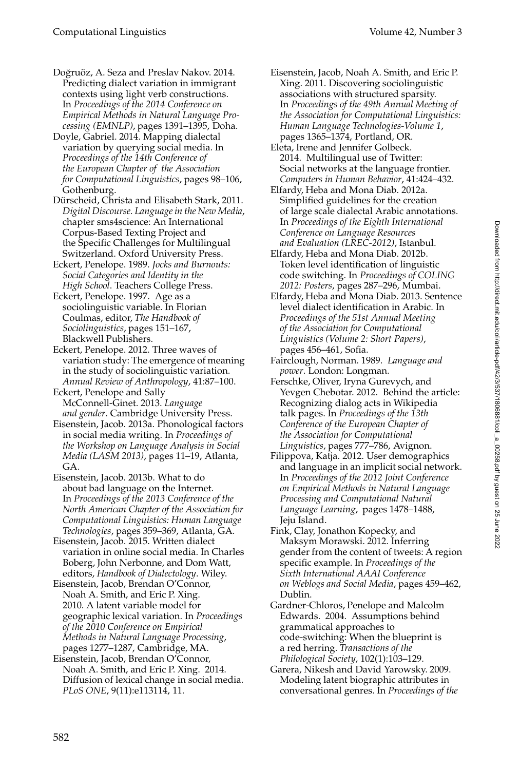Doğruöz, A. Seza and Preslav Nakov. 2014. Predicting dialect variation in immigrant contexts using light verb constructions. In *Proceedings of the 2014 Conference on Empirical Methods in Natural Language Processing (EMNLP)*, pages 1391–1395, Doha.

Doyle, Gabriel. 2014. Mapping dialectal variation by querying social media. In *Proceedings of the 14th Conference of the European Chapter of the Association for Computational Linguistics*, pages 98–106, Gothenburg.

Dürscheid, Christa and Elisabeth Stark, 2011. *Digital Discourse. Language in the New Media*, chapter sms4science: An International Corpus-Based Texting Project and the Specific Challenges for Multilingual Switzerland. Oxford University Press.

Eckert, Penelope. 1989. *Jocks and Burnouts: Social Categories and Identity in the High School*. Teachers College Press.

Eckert, Penelope. 1997. Age as a sociolinguistic variable. In Florian Coulmas, editor, *The Handbook of Sociolinguistics*, pages 151–167, Blackwell Publishers.

Eckert, Penelope. 2012. Three waves of variation study: The emergence of meaning in the study of sociolinguistic variation. *Annual Review of Anthropology*, 41:87–100.

Eckert, Penelope and Sally McConnell-Ginet. 2013. *Language and gender*. Cambridge University Press.

Eisenstein, Jacob. 2013a. Phonological factors in social media writing. In *Proceedings of the Workshop on Language Analysis in Social Media (LASM 2013)*, pages 11–19, Atlanta, GA.

Eisenstein, Jacob. 2013b. What to do about bad language on the Internet. In *Proceedings of the 2013 Conference of the North American Chapter of the Association for Computational Linguistics: Human Language Technologies*, pages 359–369, Atlanta, GA.

Eisenstein, Jacob. 2015. Written dialect variation in online social media. In Charles Boberg, John Nerbonne, and Dom Watt, editors, *Handbook of Dialectology*. Wiley.

Eisenstein, Jacob, Brendan O'Connor, Noah A. Smith, and Eric P. Xing. 2010. A latent variable model for geographic lexical variation. In *Proceedings of the 2010 Conference on Empirical Methods in Natural Language Processing*, pages 1277–1287, Cambridge, MA.

Eisenstein, Jacob, Brendan O'Connor, Noah A. Smith, and Eric P. Xing. 2014. Diffusion of lexical change in social media. *PLoS ONE*, 9(11):e113114, 11.

Eisenstein, Jacob, Noah A. Smith, and Eric P. Xing. 2011. Discovering sociolinguistic associations with structured sparsity. In *Proceedings of the 49th Annual Meeting of the Association for Computational Linguistics: Human Language Technologies-Volume 1*, pages 1365–1374, Portland, OR.

Eleta, Irene and Jennifer Golbeck. 2014. Multilingual use of Twitter: Social networks at the language frontier. *Computers in Human Behavior*, 41:424–432.

Elfardy, Heba and Mona Diab. 2012a. Simplified guidelines for the creation of large scale dialectal Arabic annotations. In *Proceedings of the Eighth International Conference on Language Resources and Evaluation (LREC-2012)*, Istanbul.

Elfardy, Heba and Mona Diab. 2012b. Token level identification of linguistic code switching. In *Proceedings of COLING 2012: Posters*, pages 287–296, Mumbai.

Elfardy, Heba and Mona Diab. 2013. Sentence level dialect identification in Arabic. In *Proceedings of the 51st Annual Meeting of the Association for Computational Linguistics (Volume 2: Short Papers)*, pages 456–461, Sofia.

Fairclough, Norman. 1989. *Language and power*. London: Longman.

Ferschke, Oliver, Iryna Gurevych, and Yevgen Chebotar. 2012. Behind the article: Recognizing dialog acts in Wikipedia talk pages. In *Proceedings of the 13th Conference of the European Chapter of the Association for Computational Linguistics*, pages 777–786, Avignon.

Filippova, Katja. 2012. User demographics and language in an implicit social network. In *Proceedings of the 2012 Joint Conference on Empirical Methods in Natural Language Processing and Computational Natural Language Learning*, pages 1478–1488, Jeju Island.

Fink, Clay, Jonathon Kopecky, and Maksym Morawski. 2012. Inferring gender from the content of tweets: A region specific example. In *Proceedings of the Sixth International AAAI Conference on Weblogs and Social Media*, pages 459–462, Dublin.

Gardner-Chloros, Penelope and Malcolm Edwards. 2004. Assumptions behind grammatical approaches to code-switching: When the blueprint is a red herring. *Transactions of the Philological Society*, 102(1):103–129.

Garera, Nikesh and David Yarowsky. 2009. Modeling latent biographic attributes in conversational genres. In *Proceedings of the*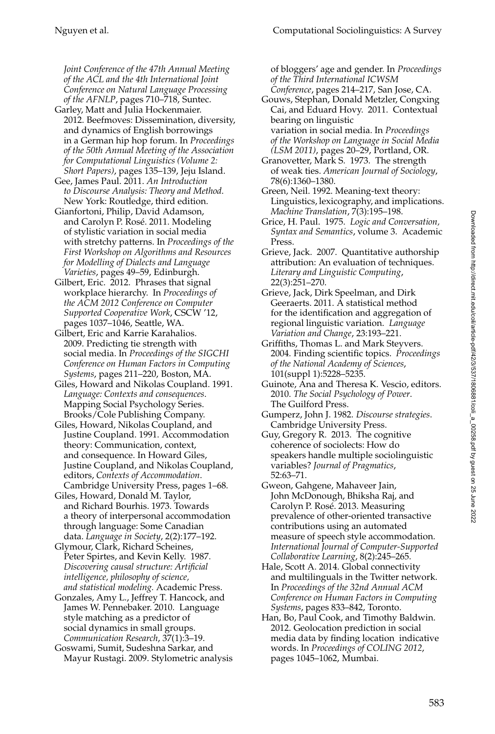*Joint Conference of the 47th Annual Meeting of the ACL and the 4th International Joint Conference on Natural Language Processing of the AFNLP*, pages 710–718, Suntec.

Garley, Matt and Julia Hockenmaier. 2012. Beefmoves: Dissemination, diversity, and dynamics of English borrowings in a German hip hop forum. In *Proceedings of the 50th Annual Meeting of the Association for Computational Linguistics (Volume 2: Short Papers)*, pages 135–139, Jeju Island.

Gee, James Paul. 2011. *An Introduction to Discourse Analysis: Theory and Method*. New York: Routledge, third edition.

Gianfortoni, Philip, David Adamson, and Carolyn P. Rosé. 2011. Modeling of stylistic variation in social media with stretchy patterns. In *Proceedings of the First Workshop on Algorithms and Resources for Modelling of Dialects and Language Varieties*, pages 49–59, Edinburgh.

Gilbert, Eric. 2012. Phrases that signal workplace hierarchy. In *Proceedings of the ACM 2012 Conference on Computer Supported Cooperative Work*, CSCW '12, pages 1037–1046, Seattle, WA.

Gilbert, Eric and Karrie Karahalios. 2009. Predicting tie strength with social media. In *Proceedings of the SIGCHI Conference on Human Factors in Computing Systems*, pages 211–220, Boston, MA.

Giles, Howard and Nikolas Coupland. 1991. *Language: Contexts and consequences*. Mapping Social Psychology Series. Brooks/Cole Publishing Company.

Giles, Howard, Nikolas Coupland, and Justine Coupland. 1991. Accommodation theory: Communication, context, and consequence. In Howard Giles, Justine Coupland, and Nikolas Coupland, editors, *Contexts of Accommodation*. Cambridge University Press, pages 1–68.

Giles, Howard, Donald M. Taylor, and Richard Bourhis. 1973. Towards a theory of interpersonal accommodation through language: Some Canadian data. *Language in Society*, 2(2):177–192.

Glymour, Clark, Richard Scheines, Peter Spirtes, and Kevin Kelly. 1987. *Discovering causal structure: Artificial intelligence, philosophy of science, and statistical modeling.* Academic Press.

Gonzales, Amy L., Jeffrey T. Hancock, and James W. Pennebaker. 2010. Language style matching as a predictor of social dynamics in small groups. *Communication Research*, 37(1):3–19.

Goswami, Sumit, Sudeshna Sarkar, and Mayur Rustagi. 2009. Stylometric analysis of bloggers' age and gender. In *Proceedings of the Third International ICWSM Conference*, pages 214–217, San Jose, CA.

Gouws, Stephan, Donald Metzler, Congxing Cai, and Eduard Hovy. 2011. Contextual bearing on linguistic variation in social media. In *Proceedings of the Workshop on Language in Social Media (LSM 2011)*, pages 20–29, Portland, OR.

Granovetter, Mark S. 1973. The strength of weak ties. *American Journal of Sociology*, 78(6):1360–1380.

Green, Neil. 1992. Meaning-text theory: Linguistics, lexicography, and implications. *Machine Translation*, 7(3):195–198.

Grice, H. Paul. 1975. *Logic and Conversation, Syntax and Semantics*, volume 3. Academic Press.

Grieve, Jack. 2007. Quantitative authorship attribution: An evaluation of techniques. *Literary and Linguistic Computing*, 22(3):251–270.

Grieve, Jack, Dirk Speelman, and Dirk Geeraerts. 2011. A statistical method for the identification and aggregation of regional linguistic variation. *Language Variation and Change*, 23:193–221.

Griffiths, Thomas L. and Mark Steyvers. 2004. Finding scientific topics. *Proceedings of the National Academy of Sciences*, 101(suppl 1):5228–5235.

Guinote, Ana and Theresa K. Vescio, editors. 2010. *The Social Psychology of Power*. The Guilford Press.

Gumperz, John J. 1982. *Discourse strategies*. Cambridge University Press.

Guy, Gregory R. 2013. The cognitive coherence of sociolects: How do speakers handle multiple sociolinguistic variables? *Journal of Pragmatics*, 52:63–71.

Gweon, Gahgene, Mahaveer Jain, John McDonough, Bhiksha Raj, and Carolyn P. Rosé. 2013. Measuring prevalence of other-oriented transactive contributions using an automated measure of speech style accommodation. *International Journal of Computer-Supported Collaborative Learning*, 8(2):245–265.

Hale, Scott A. 2014. Global connectivity and multilinguals in the Twitter network. In *Proceedings of the 32nd Annual ACM Conference on Human Factors in Computing Systems*, pages 833–842, Toronto.

Han, Bo, Paul Cook, and Timothy Baldwin. 2012. Geolocation prediction in social media data by finding location indicative words. In *Proceedings of COLING 2012*, pages 1045–1062, Mumbai.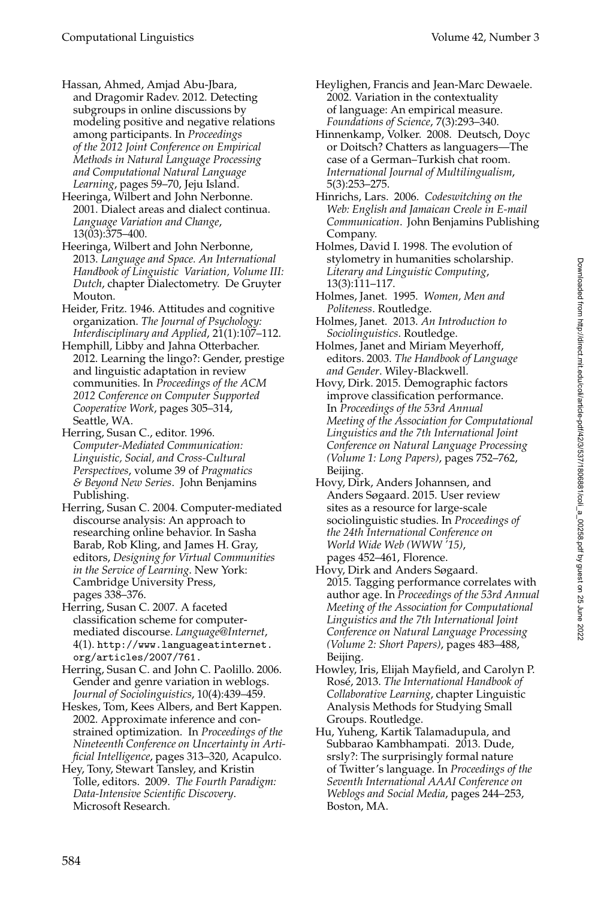Hassan, Ahmed, Amjad Abu-Jbara, and Dragomir Radev. 2012. Detecting subgroups in online discussions by modeling positive and negative relations among participants. In *Proceedings of the 2012 Joint Conference on Empirical Methods in Natural Language Processing and Computational Natural Language Learning*, pages 59–70, Jeju Island.

Heeringa, Wilbert and John Nerbonne. 2001. Dialect areas and dialect continua. *Language Variation and Change*, 13(03):375–400.

Heeringa, Wilbert and John Nerbonne, 2013. *Language and Space. An International Handbook of Linguistic Variation, Volume III: Dutch*, chapter Dialectometry. De Gruyter Mouton.

Heider, Fritz. 1946. Attitudes and cognitive organization. *The Journal of Psychology: Interdisciplinary and Applied*, 21(1):107–112.

Hemphill, Libby and Jahna Otterbacher. 2012. Learning the lingo?: Gender, prestige and linguistic adaptation in review communities. In *Proceedings of the ACM 2012 Conference on Computer Supported Cooperative Work*, pages 305–314, Seattle, WA.

Herring, Susan C., editor. 1996. *Computer-Mediated Communication: Linguistic, Social, and Cross-Cultural Perspectives*, volume 39 of *Pragmatics & Beyond New Series*. John Benjamins Publishing.

Herring, Susan C. 2004. Computer-mediated discourse analysis: An approach to researching online behavior. In Sasha Barab, Rob Kling, and James H. Gray, editors, *Designing for Virtual Communities in the Service of Learning*. New York: Cambridge University Press, pages 338–376.

Herring, Susan C. 2007. A faceted classification scheme for computer-mediated discourse. *Language@Internet*, 4(1). http://www.languageatinternet.org/articles/2007/761.

Herring, Susan C. and John C. Paolillo. 2006. Gender and genre variation in weblogs. *Journal of Sociolinguistics*, 10(4):439–459.

Heskes, Tom, Kees Albers, and Bert Kappen. 2002. Approximate inference and constrained optimization. In *Proceedings of the Nineteenth Conference on Uncertainty in Artificial Intelligence*, pages 313–320, Acapulco.

Hey, Tony, Stewart Tansley, and Kristin Tolle, editors. 2009. *The Fourth Paradigm: Data-Intensive Scientific Discovery*. Microsoft Research.

Heylighen, Francis and Jean-Marc Dewaele. 2002. Variation in the contextuality of language: An empirical measure. *Foundations of Science*, 7(3):293–340.

Hinnenkamp, Volker. 2008. Deutsch, Doyc or Doitsch? Chatters as languagers—The case of a German–Turkish chat room. *International Journal of Multilingualism*, 5(3):253–275.

Hinrichs, Lars. 2006. *Codeswitching on the Web: English and Jamaican Creole in E-mail Communication*. John Benjamins Publishing Company.

Holmes, David I. 1998. The evolution of stylometry in humanities scholarship. *Literary and Linguistic Computing*, 13(3):111–117.

Holmes, Janet. 1995. *Women, Men and Politeness*. Routledge.

Holmes, Janet. 2013. *An Introduction to Sociolinguistics*. Routledge.

Holmes, Janet and Miriam Meyerhoff, editors. 2003. *The Handbook of Language and Gender*. Wiley-Blackwell.

Hovy, Dirk. 2015. Demographic factors improve classification performance. In *Proceedings of the 53rd Annual Meeting of the Association for Computational Linguistics and the 7th International Joint Conference on Natural Language Processing (Volume 1: Long Papers)*, pages 752–762, Beijing.

Hovy, Dirk, Anders Johannsen, and Anders Søgaard. 2015. User review sites as a resource for large-scale sociolinguistic studies. In *Proceedings of the 24th International Conference on World Wide Web (WWW '15)*, pages 452–461, Florence.

Hovy, Dirk and Anders Søgaard. 2015. Tagging performance correlates with author age. In *Proceedings of the 53rd Annual Meeting of the Association for Computational Linguistics and the 7th International Joint Conference on Natural Language Processing (Volume 2: Short Papers)*, pages 483–488, Beijing.

Howley, Iris, Elijah Mayfield, and Carolyn P. Rosé, 2013. *The International Handbook of Collaborative Learning*, chapter Linguistic Analysis Methods for Studying Small Groups. Routledge.

Hu, Yuheng, Kartik Talamadupula, and Subbarao Kambhampati. 2013. Dude, srsly?: The surprisingly formal nature of Twitter's language. In *Proceedings of the Seventh International AAAI Conference on Weblogs and Social Media*, pages 244–253, Boston, MA.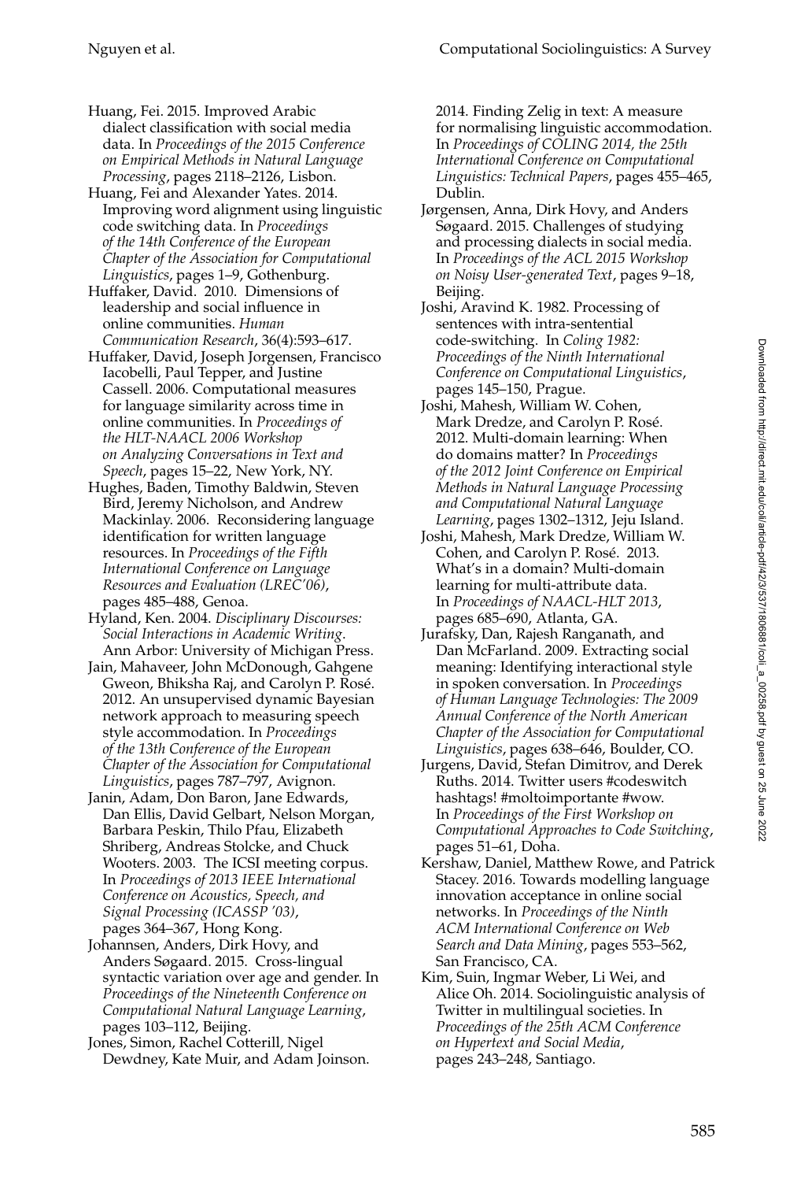Huang, Fei. 2015. Improved Arabic dialect classification with social media data. In *Proceedings of the 2015 Conference on Empirical Methods in Natural Language Processing*, pages 2118–2126, Lisbon.

Huang, Fei and Alexander Yates. 2014. Improving word alignment using linguistic code switching data. In *Proceedings of the 14th Conference of the European Chapter of the Association for Computational Linguistics*, pages 1–9, Gothenburg.

Huffaker, David. 2010. Dimensions of leadership and social influence in online communities. *Human Communication Research*, 36(4):593–617.

Huffaker, David, Joseph Jorgensen, Francisco Iacobelli, Paul Tepper, and Justine Cassell. 2006. Computational measures for language similarity across time in online communities. In *Proceedings of the HLT-NAACL 2006 Workshop on Analyzing Conversations in Text and Speech*, pages 15–22, New York, NY.

Hughes, Baden, Timothy Baldwin, Steven Bird, Jeremy Nicholson, and Andrew Mackinlay. 2006. Reconsidering language identification for written language resources. In *Proceedings of the Fifth International Conference on Language Resources and Evaluation (LREC'06)*, pages 485–488, Genoa.

Hyland, Ken. 2004. *Disciplinary Discourses: Social Interactions in Academic Writing*. Ann Arbor: University of Michigan Press.

Jain, Mahaveer, John McDonough, Gahgene Gweon, Bhiksha Raj, and Carolyn P. Rosé. 2012. An unsupervised dynamic Bayesian network approach to measuring speech style accommodation. In *Proceedings of the 13th Conference of the European Chapter of the Association for Computational Linguistics*, pages 787–797, Avignon.

Janin, Adam, Don Baron, Jane Edwards, Dan Ellis, David Gelbart, Nelson Morgan, Barbara Peskin, Thilo Pfau, Elizabeth Shriberg, Andreas Stolcke, and Chuck Wooters. 2003. The ICSI meeting corpus. In *Proceedings of 2013 IEEE International Conference on Acoustics, Speech, and Signal Processing (ICASSP '03)*, pages 364–367, Hong Kong.

Johannsen, Anders, Dirk Hovy, and Anders Søgaard. 2015. Cross-lingual syntactic variation over age and gender. In *Proceedings of the Nineteenth Conference on Computational Natural Language Learning*, pages 103–112, Beijing.

Jones, Simon, Rachel Cotterill, Nigel Dewdney, Kate Muir, and Adam Joinson. 2014. Finding Zelig in text: A measure for normalising linguistic accommodation. In *Proceedings of COLING 2014, the 25th International Conference on Computational Linguistics: Technical Papers*, pages 455–465, Dublin.

Jørgensen, Anna, Dirk Hovy, and Anders Søgaard. 2015. Challenges of studying and processing dialects in social media. In *Proceedings of the ACL 2015 Workshop on Noisy User-generated Text*, pages 9–18, Beijing.

Joshi, Aravind K. 1982. Processing of sentences with intra-sentential code-switching. In *Coling 1982: Proceedings of the Ninth International Conference on Computational Linguistics*, pages 145–150, Prague.

Joshi, Mahesh, William W. Cohen, Mark Dredze, and Carolyn P. Rosé. 2012. Multi-domain learning: When do domains matter? In *Proceedings of the 2012 Joint Conference on Empirical Methods in Natural Language Processing and Computational Natural Language Learning*, pages 1302–1312, Jeju Island.

Joshi, Mahesh, Mark Dredze, William W. Cohen, and Carolyn P. Rosé. 2013. What's in a domain? Multi-domain learning for multi-attribute data. In *Proceedings of NAACL-HLT 2013*, pages 685–690, Atlanta, GA.

Jurafsky, Dan, Rajesh Ranganath, and Dan McFarland. 2009. Extracting social meaning: Identifying interactional style in spoken conversation. In *Proceedings of Human Language Technologies: The 2009 Annual Conference of the North American Chapter of the Association for Computational Linguistics*, pages 638–646, Boulder, CO.

Jurgens, David, Stefan Dimitrov, and Derek Ruths. 2014. Twitter users #codeswitch hashtags! #moltoimportante #wow. In *Proceedings of the First Workshop on Computational Approaches to Code Switching*, pages 51–61, Doha.

Kershaw, Daniel, Matthew Rowe, and Patrick Stacey. 2016. Towards modelling language innovation acceptance in online social networks. In *Proceedings of the Ninth ACM International Conference on Web Search and Data Mining*, pages 553–562, San Francisco, CA.

Kim, Suin, Ingmar Weber, Li Wei, and Alice Oh. 2014. Sociolinguistic analysis of Twitter in multilingual societies. In *Proceedings of the 25th ACM Conference on Hypertext and Social Media*, pages 243–248, Santiago.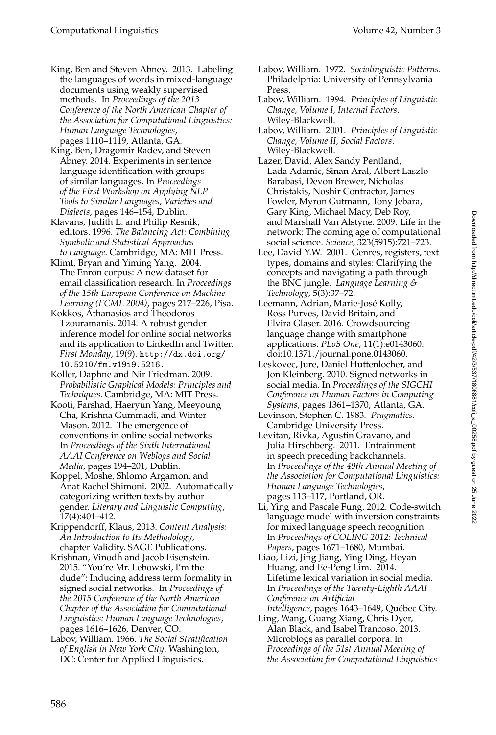King, Ben and Steven Abney. 2013. Labeling the languages of words in mixed-language documents using weakly supervised methods. In *Proceedings of the 2013 Conference of the North American Chapter of the Association for Computational Linguistics: Human Language Technologies*, pages 1110–1119, Atlanta, GA.

King, Ben, Dragomir Radev, and Steven Abney. 2014. Experiments in sentence language identification with groups of similar languages. In *Proceedings of the First Workshop on Applying NLP Tools to Similar Languages, Varieties and Dialects*, pages 146–154, Dublin.

Klavans, Judith L. and Philip Resnik, editors. 1996. *The Balancing Act: Combining Symbolic and Statistical Approaches to Language*. Cambridge, MA: MIT Press.

Klimt, Bryan and Yiming Yang. 2004. The Enron corpus: A new dataset for email classification research. In *Proceedings of the 15th European Conference on Machine Learning (ECML 2004)*, pages 217–226, Pisa.

Kokkos, Athanasios and Theodoros Tzouramanis. 2014. A robust gender inference model for online social networks and its application to LinkedIn and Twitter. *First Monday*, 19(9). http://dx.doi.org/10.5210/fm.v19i9.5216.

Koller, Daphne and Nir Friedman. 2009. *Probabilistic Graphical Models: Principles and Techniques*. Cambridge, MA: MIT Press.

Kooti, Farshad, Haeryun Yang, Meeyoung Cha, Krishna Gummadi, and Winter Mason. 2012. The emergence of conventions in online social networks. In *Proceedings of the Sixth International AAAI Conference on Weblogs and Social Media*, pages 194–201, Dublin.

Koppel, Moshe, Shlomo Argamon, and Anat Rachel Shimoni. 2002. Automatically categorizing written texts by author gender. *Literary and Linguistic Computing*, 17(4):401–412.

Krippendorff, Klaus, 2013. *Content Analysis: An Introduction to Its Methodology*, chapter Validity. SAGE Publications.

Krishnan, Vinodh and Jacob Eisenstein. 2015. "You're Mr. Lebowski, I'm the dude": Inducing address term formality in signed social networks. In *Proceedings of the 2015 Conference of the North American Chapter of the Association for Computational Linguistics: Human Language Technologies*, pages 1616–1626, Denver, CO.

Labov, William. 1966. *The Social Stratification of English in New York City*. Washington, DC: Center for Applied Linguistics.

Labov, William. 1972. *Sociolinguistic Patterns*. Philadelphia: University of Pennsylvania Press.

Labov, William. 1994. *Principles of Linguistic Change, Volume I, Internal Factors*. Wiley-Blackwell.

Labov, William. 2001. *Principles of Linguistic Change, Volume II, Social Factors*. Wiley-Blackwell.

Lazer, David, Alex Sandy Pentland, Lada Adamic, Sinan Aral, Albert Laszlo Barabasi, Devon Brewer, Nicholas Christakis, Noshir Contractor, James Fowler, Myron Gutmann, Tony Jebara, Gary King, Michael Macy, Deb Roy, and Marshall Van Alstyne. 2009. Life in the network: The coming age of computational social science. *Science*, 323(5915):721–723.

Lee, David Y.W. 2001. Genres, registers, text types, domains and styles: Clarifying the concepts and navigating a path through the BNC jungle. *Language Learning & Technology*, 5(3):37–72.

Leemann, Adrian, Marie-José Kolly, Ross Purves, David Britain, and Elvira Glaser. 2016. Crowdsourcing language change with smartphone applications. *PLoS One*, 11(1):e0143060. doi:10.1371./journal.pone.0143060.

Leskovec, Jure, Daniel Huttenlocher, and Jon Kleinberg. 2010. Signed networks in social media. In *Proceedings of the SIGCHI Conference on Human Factors in Computing Systems*, pages 1361–1370, Atlanta, GA.

Levinson, Stephen C. 1983. *Pragmatics*. Cambridge University Press.

Levitan, Rivka, Agustin Gravano, and Julia Hirschberg. 2011. Entrainment in speech preceding backchannels. In *Proceedings of the 49th Annual Meeting of the Association for Computational Linguistics: Human Language Technologies*, pages 113–117, Portland, OR.

Li, Ying and Pascale Fung. 2012. Code-switch language model with inversion constraints for mixed language speech recognition. In *Proceedings of COLING 2012: Technical Papers*, pages 1671–1680, Mumbai.

Liao, Lizi, Jing Jiang, Ying Ding, Heyan Huang, and Ee-Peng Lim. 2014. Lifetime lexical variation in social media. In *Proceedings of the Twenty-Eighth AAAI Conference on Artificial Intelligence*, pages 1643–1649, Québec City.

Ling, Wang, Guang Xiang, Chris Dyer, Alan Black, and Isabel Trancoso. 2013. Microblogs as parallel corpora. In *Proceedings of the 51st Annual Meeting of the Association for Computational Linguistics*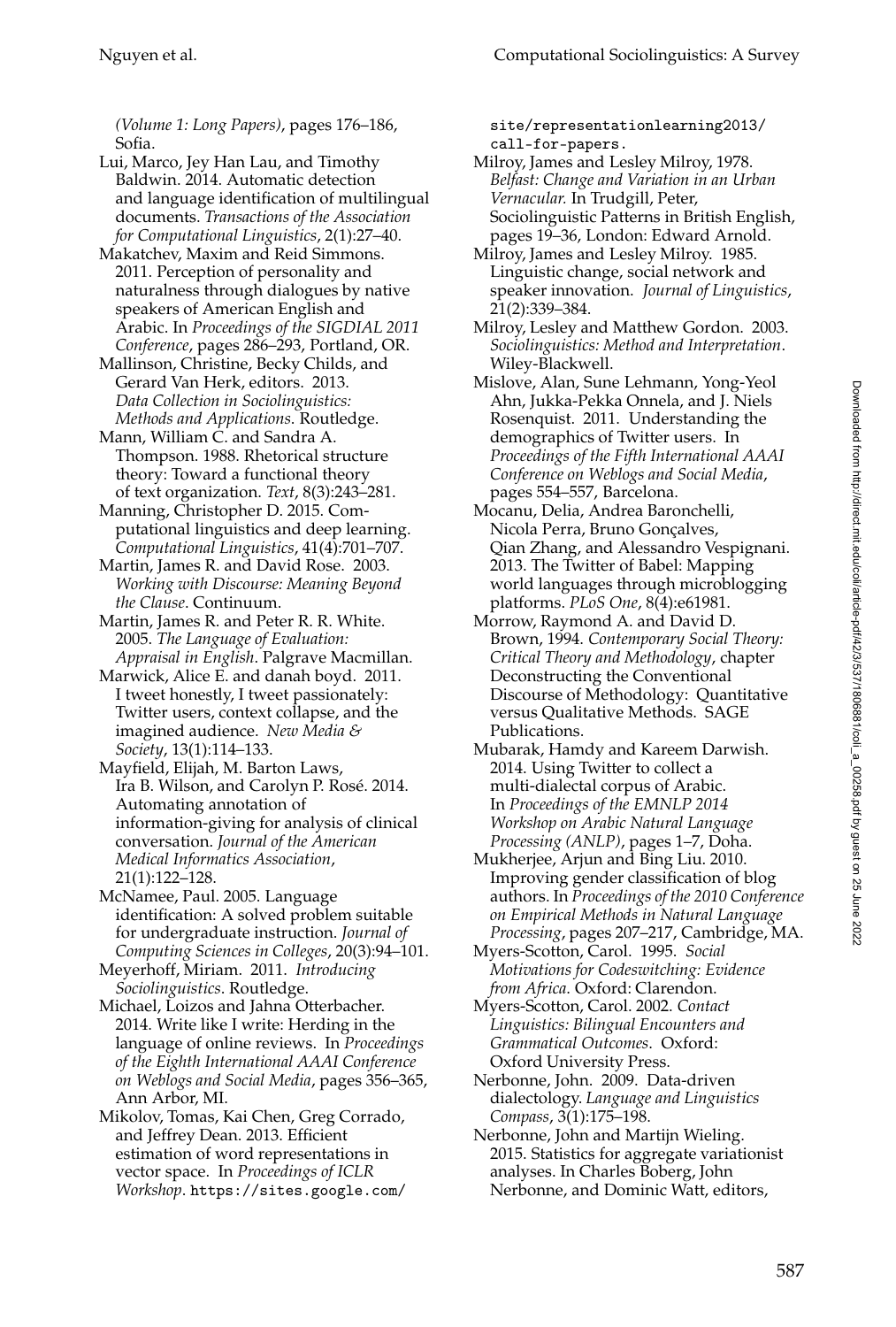*(Volume 1: Long Papers)*, pages 176–186, Sofia.

Lui, Marco, Jey Han Lau, and Timothy Baldwin. 2014. Automatic detection and language identification of multilingual documents. *Transactions of the Association for Computational Linguistics*, 2(1):27–40.

Makatchev, Maxim and Reid Simmons. 2011. Perception of personality and naturalness through dialogues by native speakers of American English and Arabic. In *Proceedings of the SIGDIAL 2011 Conference*, pages 286–293, Portland, OR.

Mallinson, Christine, Becky Childs, and Gerard Van Herk, editors. 2013. *Data Collection in Sociolinguistics: Methods and Applications*. Routledge.

Mann, William C. and Sandra A. Thompson. 1988. Rhetorical structure theory: Toward a functional theory of text organization. *Text*, 8(3):243–281.

Manning, Christopher D. 2015. Computational linguistics and deep learning. *Computational Linguistics*, 41(4):701–707.

Martin, James R. and David Rose. 2003. *Working with Discourse: Meaning Beyond the Clause*. Continuum.

Martin, James R. and Peter R. R. White. 2005. *The Language of Evaluation: Appraisal in English*. Palgrave Macmillan.

Marwick, Alice E. and danah boyd. 2011. I tweet honestly, I tweet passionately: Twitter users, context collapse, and the imagined audience. *New Media & Society*, 13(1):114–133.

Mayfield, Elijah, M. Barton Laws, Ira B. Wilson, and Carolyn P. Rosé. 2014. Automating annotation of information-giving for analysis of clinical conversation. *Journal of the American Medical Informatics Association*, 21(1):122–128.

McNamee, Paul. 2005. Language identification: A solved problem suitable for undergraduate instruction. *Journal of Computing Sciences in Colleges*, 20(3):94–101.

Meyerhoff, Miriam. 2011. *Introducing Sociolinguistics*. Routledge.

Michael, Loizos and Jahna Otterbacher. 2014. Write like I write: Herding in the language of online reviews. In *Proceedings of the Eighth International AAAI Conference on Weblogs and Social Media*, pages 356–365, Ann Arbor, MI.

Mikolov, Tomas, Kai Chen, Greg Corrado, and Jeffrey Dean. 2013. Efficient estimation of word representations in vector space. In *Proceedings of ICLR Workshop*. https://sites.google.com/site/representationlearning2013/call-for-papers.

Milroy, James and Lesley Milroy, 1978. *Belfast: Change and Variation in an Urban Vernacular.* In Trudgill, Peter, Sociolinguistic Patterns in British English, pages 19–36, London: Edward Arnold.

Milroy, James and Lesley Milroy. 1985. Linguistic change, social network and speaker innovation. *Journal of Linguistics*, 21(2):339–384.

Milroy, Lesley and Matthew Gordon. 2003. *Sociolinguistics: Method and Interpretation*. Wiley-Blackwell.

Mislove, Alan, Sune Lehmann, Yong-Yeol Ahn, Jukka-Pekka Onnela, and J. Niels Rosenquist. 2011. Understanding the demographics of Twitter users. In *Proceedings of the Fifth International AAAI Conference on Weblogs and Social Media*, pages 554–557, Barcelona.

Mocanu, Delia, Andrea Baronchelli, Nicola Perra, Bruno Gonçalves, Qian Zhang, and Alessandro Vespignani. 2013. The Twitter of Babel: Mapping world languages through microblogging platforms. *PLoS One*, 8(4):e61981.

Morrow, Raymond A. and David D. Brown, 1994. *Contemporary Social Theory: Critical Theory and Methodology*, chapter Deconstructing the Conventional Discourse of Methodology: Quantitative versus Qualitative Methods. SAGE Publications.

Mubarak, Hamdy and Kareem Darwish. 2014. Using Twitter to collect a multi-dialectal corpus of Arabic. In *Proceedings of the EMNLP 2014 Workshop on Arabic Natural Language Processing (ANLP)*, pages 1–7, Doha.

Mukherjee, Arjun and Bing Liu. 2010. Improving gender classification of blog authors. In *Proceedings of the 2010 Conference on Empirical Methods in Natural Language Processing*, pages 207–217, Cambridge, MA.

Myers-Scotton, Carol. 1995. *Social Motivations for Codeswitching: Evidence from Africa*. Oxford: Clarendon.

Myers-Scotton, Carol. 2002. *Contact Linguistics: Bilingual Encounters and Grammatical Outcomes*. Oxford: Oxford University Press.

Nerbonne, John. 2009. Data-driven dialectology. *Language and Linguistics Compass*, 3(1):175–198.

Nerbonne, John and Martijn Wieling. 2015. Statistics for aggregate variationist analyses. In Charles Boberg, John Nerbonne, and Dominic Watt, editors,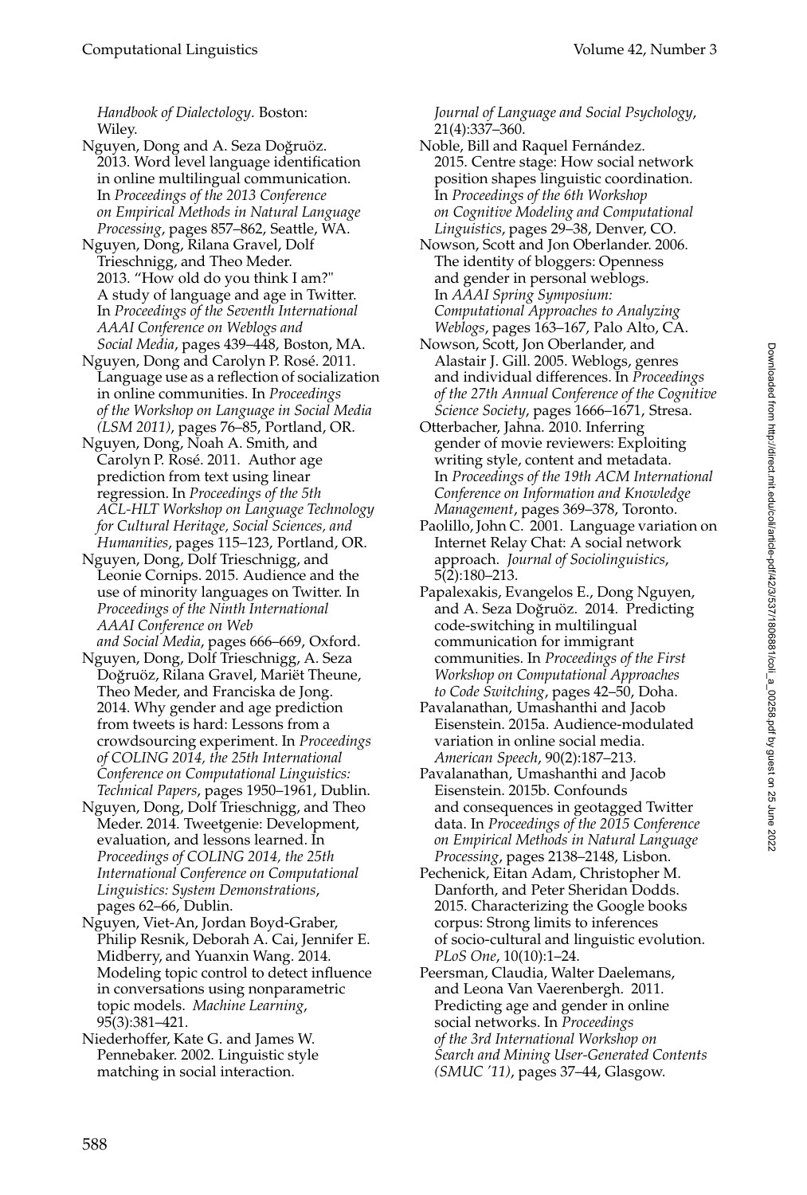*Handbook of Dialectology*. Boston: Wiley.

Nguyen, Dong and A. Seza Doğruöz. 2013. Word level language identification in online multilingual communication. In *Proceedings of the 2013 Conference on Empirical Methods in Natural Language Processing*, pages 857–862, Seattle, WA.

Nguyen, Dong, Rilana Gravel, Dolf Trieschnigg, and Theo Meder. 2013. "How old do you think I am?" A study of language and age in Twitter. In *Proceedings of the Seventh International AAAI Conference on Weblogs and Social Media*, pages 439–448, Boston, MA.

Nguyen, Dong and Carolyn P. Rosé. 2011. Language use as a reflection of socialization in online communities. In *Proceedings of the Workshop on Language in Social Media (LSM 2011)*, pages 76–85, Portland, OR.

Nguyen, Dong, Noah A. Smith, and Carolyn P. Rosé. 2011. Author age prediction from text using linear regression. In *Proceedings of the 5th ACL-HLT Workshop on Language Technology for Cultural Heritage, Social Sciences, and Humanities*, pages 115–123, Portland, OR.

Nguyen, Dong, Dolf Trieschnigg, and Leonie Cornips. 2015. Audience and the use of minority languages on Twitter. In *Proceedings of the Ninth International AAAI Conference on Web and Social Media*, pages 666–669, Oxford.

Nguyen, Dong, Dolf Trieschnigg, A. Seza Doğruöz, Rilana Gravel, Mariët Theune, Theo Meder, and Franciska de Jong. 2014. Why gender and age prediction from tweets is hard: Lessons from a crowdsourcing experiment. In *Proceedings of COLING 2014, the 25th International Conference on Computational Linguistics: Technical Papers*, pages 1950–1961, Dublin.

Nguyen, Dong, Dolf Trieschnigg, and Theo Meder. 2014. Tweetgenie: Development, evaluation, and lessons learned. In *Proceedings of COLING 2014, the 25th International Conference on Computational Linguistics: System Demonstrations*, pages 62–66, Dublin.

Nguyen, Viet-An, Jordan Boyd-Graber, Philip Resnik, Deborah A. Cai, Jennifer E. Midberry, and Yuanxin Wang. 2014. Modeling topic control to detect influence in conversations using nonparametric topic models. *Machine Learning*, 95(3):381–421.

Niederhoffer, Kate G. and James W. Pennebaker. 2002. Linguistic style matching in social interaction. *Journal of Language and Social Psychology*, 21(4):337–360.

Noble, Bill and Raquel Fernández. 2015. Centre stage: How social network position shapes linguistic coordination. In *Proceedings of the 6th Workshop on Cognitive Modeling and Computational Linguistics*, pages 29–38, Denver, CO.

Nowson, Scott and Jon Oberlander. 2006. The identity of bloggers: Openness and gender in personal weblogs. In *AAAI Spring Symposium: Computational Approaches to Analyzing Weblogs*, pages 163–167, Palo Alto, CA.

Nowson, Scott, Jon Oberlander, and Alastair J. Gill. 2005. Weblogs, genres and individual differences. In *Proceedings of the 27th Annual Conference of the Cognitive Science Society*, pages 1666–1671, Stresa.

Otterbacher, Jahna. 2010. Inferring gender of movie reviewers: Exploiting writing style, content and metadata. In *Proceedings of the 19th ACM International Conference on Information and Knowledge Management*, pages 369–378, Toronto.

Paolillo, John C. 2001. Language variation on Internet Relay Chat: A social network approach. *Journal of Sociolinguistics*, 5(2):180–213.

Papalexakis, Evangelos E., Dong Nguyen, and A. Seza Doğruöz. 2014. Predicting code-switching in multilingual communication for immigrant communities. In *Proceedings of the First Workshop on Computational Approaches to Code Switching*, pages 42–50, Doha.

Pavalanathan, Umashanthi and Jacob Eisenstein. 2015a. Audience-modulated variation in online social media. *American Speech*, 90(2):187–213.

Pavalanathan, Umashanthi and Jacob Eisenstein. 2015b. Confounds and consequences in geotagged Twitter data. In *Proceedings of the 2015 Conference on Empirical Methods in Natural Language Processing*, pages 2138–2148, Lisbon.

Pechenick, Eitan Adam, Christopher M. Danforth, and Peter Sheridan Dodds. 2015. Characterizing the Google books corpus: Strong limits to inferences of socio-cultural and linguistic evolution. *PLoS One*, 10(10):1–24.

Peersman, Claudia, Walter Daelemans, and Leona Van Vaerenbergh. 2011. Predicting age and gender in online social networks. In *Proceedings of the 3rd International Workshop on Search and Mining User-Generated Contents (SMUC '11)*, pages 37–44, Glasgow.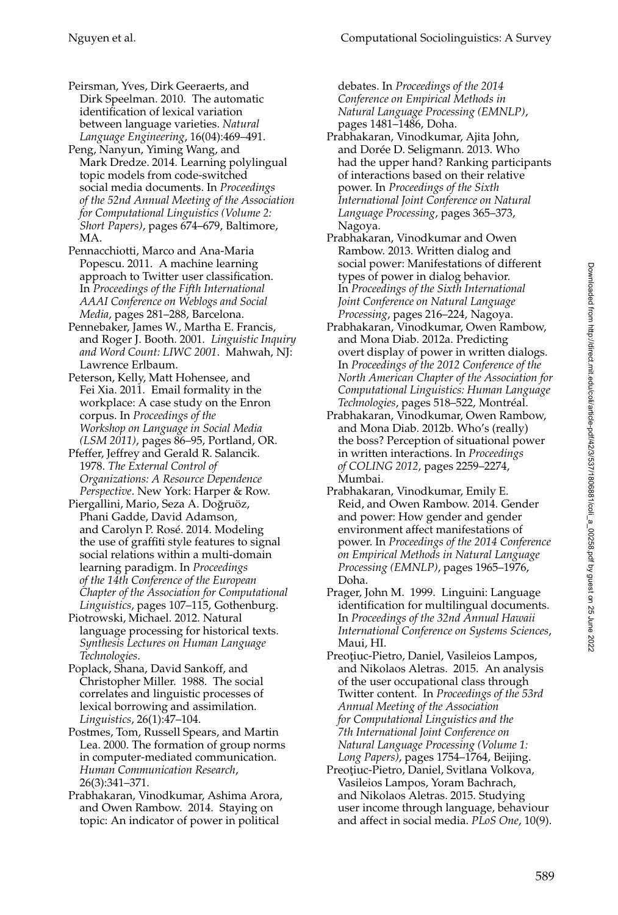Peirsman, Yves, Dirk Geeraerts, and Dirk Speelman. 2010. The automatic identification of lexical variation between language varieties. *Natural Language Engineering*, 16(04):469–491.

Peng, Nanyun, Yiming Wang, and Mark Dredze. 2014. Learning polylingual topic models from code-switched social media documents. In *Proceedings of the 52nd Annual Meeting of the Association for Computational Linguistics (Volume 2: Short Papers)*, pages 674–679, Baltimore, MA.

Pennacchiotti, Marco and Ana-Maria Popescu. 2011. A machine learning approach to Twitter user classification. In *Proceedings of the Fifth International AAAI Conference on Weblogs and Social Media*, pages 281–288, Barcelona.

Pennebaker, James W., Martha E. Francis, and Roger J. Booth. 2001. *Linguistic Inquiry and Word Count: LIWC 2001*. Mahwah, NJ: Lawrence Erlbaum.

Peterson, Kelly, Matt Hohensee, and Fei Xia. 2011. Email formality in the workplace: A case study on the Enron corpus. In *Proceedings of the Workshop on Language in Social Media (LSM 2011)*, pages 86–95, Portland, OR.

Pfeffer, Jeffrey and Gerald R. Salancik. 1978. *The External Control of Organizations: A Resource Dependence Perspective*. New York: Harper & Row.

Piergallini, Mario, Seza A. Doğruöz, Phani Gadde, David Adamson, and Carolyn P. Rosé. 2014. Modeling the use of graffiti style features to signal social relations within a multi-domain learning paradigm. In *Proceedings of the 14th Conference of the European Chapter of the Association for Computational Linguistics*, pages 107–115, Gothenburg.

Piotrowski, Michael. 2012. Natural language processing for historical texts. *Synthesis Lectures on Human Language Technologies*.

Poplack, Shana, David Sankoff, and Christopher Miller. 1988. The social correlates and linguistic processes of lexical borrowing and assimilation. *Linguistics*, 26(1):47–104.

Postmes, Tom, Russell Spears, and Martin Lea. 2000. The formation of group norms in computer-mediated communication. *Human Communication Research*, 26(3):341–371.

Prabhakaran, Vinodkumar, Ashima Arora, and Owen Rambow. 2014. Staying on topic: An indicator of power in political debates. In *Proceedings of the 2014 Conference on Empirical Methods in Natural Language Processing (EMNLP)*, pages 1481–1486, Doha.

Prabhakaran, Vinodkumar, Ajita John, and Dorée D. Seligmann. 2013. Who had the upper hand? Ranking participants of interactions based on their relative power. In *Proceedings of the Sixth International Joint Conference on Natural Language Processing*, pages 365–373, Nagoya.

Prabhakaran, Vinodkumar and Owen Rambow. 2013. Written dialog and social power: Manifestations of different types of power in dialog behavior. In *Proceedings of the Sixth International Joint Conference on Natural Language Processing*, pages 216–224, Nagoya.

Prabhakaran, Vinodkumar, Owen Rambow, and Mona Diab. 2012a. Predicting overt display of power in written dialogs. In *Proceedings of the 2012 Conference of the North American Chapter of the Association for Computational Linguistics: Human Language Technologies*, pages 518–522, Montréal.

Prabhakaran, Vinodkumar, Owen Rambow, and Mona Diab. 2012b. Who's (really) the boss? Perception of situational power in written interactions. In *Proceedings of COLING 2012*, pages 2259–2274, Mumbai.

Prabhakaran, Vinodkumar, Emily E. Reid, and Owen Rambow. 2014. Gender and power: How gender and gender environment affect manifestations of power. In *Proceedings of the 2014 Conference on Empirical Methods in Natural Language Processing (EMNLP)*, pages 1965–1976, Doha.

Prager, John M. 1999. Linguini: Language identification for multilingual documents. In *Proceedings of the 32nd Annual Hawaii International Conference on Systems Sciences*, Maui, HI.

Preoţiuc-Pietro, Daniel, Vasileios Lampos, and Nikolaos Aletras. 2015. An analysis of the user occupational class through Twitter content. In *Proceedings of the 53rd Annual Meeting of the Association for Computational Linguistics and the 7th International Joint Conference on Natural Language Processing (Volume 1: Long Papers)*, pages 1754–1764, Beijing.

Preoţiuc-Pietro, Daniel, Svitlana Volkova, Vasileios Lampos, Yoram Bachrach, and Nikolaos Aletras. 2015. Studying user income through language, behaviour and affect in social media. *PLoS One*, 10(9).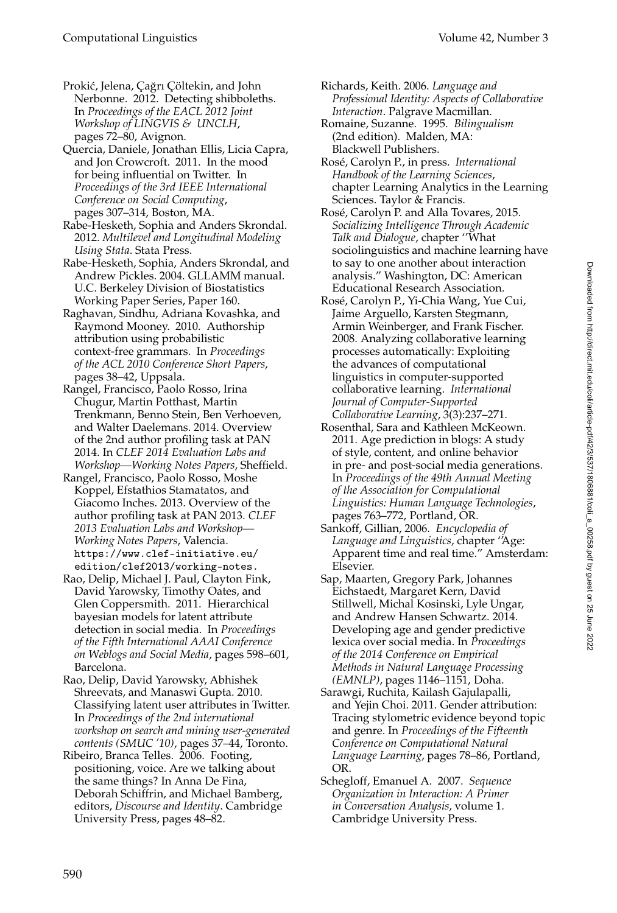Prokić, Jelena, Çağrı Çöltekin, and John Nerbonne. 2012. Detecting shibboleths. In *Proceedings of the EACL 2012 Joint Workshop of LINGVIS & UNCLH*, pages 72–80, Avignon.

Quercia, Daniele, Jonathan Ellis, Licia Capra, and Jon Crowcroft. 2011. In the mood for being influential on Twitter. In *Proceedings of the 3rd IEEE International Conference on Social Computing*, pages 307–314, Boston, MA.

Rabe-Hesketh, Sophia and Anders Skrondal. 2012. *Multilevel and Longitudinal Modeling Using Stata*. Stata Press.

Rabe-Hesketh, Sophia, Anders Skrondal, and Andrew Pickles. 2004. GLLAMM manual. U.C. Berkeley Division of Biostatistics Working Paper Series, Paper 160.

Raghavan, Sindhu, Adriana Kovashka, and Raymond Mooney. 2010. Authorship attribution using probabilistic context-free grammars. In *Proceedings of the ACL 2010 Conference Short Papers*, pages 38–42, Uppsala.

Rangel, Francisco, Paolo Rosso, Irina Chugur, Martin Potthast, Martin Trenkmann, Benno Stein, Ben Verhoeven, and Walter Daelemans. 2014. Overview of the 2nd author profiling task at PAN 2014. In *CLEF 2014 Evaluation Labs and Workshop—Working Notes Papers*, Sheffield.

Rangel, Francisco, Paolo Rosso, Moshe Koppel, Efstathios Stamatatos, and Giacomo Inches. 2013. Overview of the author profiling task at PAN 2013. *CLEF 2013 Evaluation Labs and Workshop—Working Notes Papers*, Valencia. https://www.clef-initiative.eu/edition/clef2013/working-notes.

Rao, Delip, Michael J. Paul, Clayton Fink, David Yarowsky, Timothy Oates, and Glen Coppersmith. 2011. Hierarchical bayesian models for latent attribute detection in social media. In *Proceedings of the Fifth International AAAI Conference on Weblogs and Social Media*, pages 598–601, Barcelona.

Rao, Delip, David Yarowsky, Abhishek Shreevats, and Manaswi Gupta. 2010. Classifying latent user attributes in Twitter. In *Proceedings of the 2nd international workshop on search and mining user-generated contents (SMUC '10)*, pages 37–44, Toronto.

Ribeiro, Branca Telles. 2006. Footing, positioning, voice. Are we talking about the same things? In Anna De Fina, Deborah Schiffrin, and Michael Bamberg, editors, *Discourse and Identity*. Cambridge University Press, pages 48–82.

Richards, Keith. 2006. *Language and Professional Identity: Aspects of Collaborative Interaction*. Palgrave Macmillan.

Romaine, Suzanne. 1995. *Bilingualism* (2nd edition). Malden, MA: Blackwell Publishers.

Rosé, Carolyn P., in press. *International Handbook of the Learning Sciences*, chapter Learning Analytics in the Learning Sciences. Taylor & Francis.

Rosé, Carolyn P. and Alla Tovares, 2015. *Socializing Intelligence Through Academic Talk and Dialogue*, chapter "What sociolinguistics and machine learning have to say to one another about interaction analysis." Washington, DC: American Educational Research Association.

Rosé, Carolyn P., Yi-Chia Wang, Yue Cui, Jaime Arguello, Karsten Stegmann, Armin Weinberger, and Frank Fischer. 2008. Analyzing collaborative learning processes automatically: Exploiting the advances of computational linguistics in computer-supported collaborative learning. *International Journal of Computer-Supported Collaborative Learning*, 3(3):237–271.

Rosenthal, Sara and Kathleen McKeown. 2011. Age prediction in blogs: A study of style, content, and online behavior in pre- and post-social media generations. In *Proceedings of the 49th Annual Meeting of the Association for Computational Linguistics: Human Language Technologies*, pages 763–772, Portland, OR.

Sankoff, Gillian, 2006. *Encyclopedia of Language and Linguistics*, chapter "Age: Apparent time and real time." Amsterdam: Elsevier.

Sap, Maarten, Gregory Park, Johannes Eichstaedt, Margaret Kern, David Stillwell, Michal Kosinski, Lyle Ungar, and Andrew Hansen Schwartz. 2014. Developing age and gender predictive lexica over social media. In *Proceedings of the 2014 Conference on Empirical Methods in Natural Language Processing (EMNLP)*, pages 1146–1151, Doha.

Sarawgi, Ruchita, Kailash Gajulapalli, and Yejin Choi. 2011. Gender attribution: Tracing stylometric evidence beyond topic and genre. In *Proceedings of the Fifteenth Conference on Computational Natural Language Learning*, pages 78–86, Portland, OR.

Schegloff, Emanuel A. 2007. *Sequence Organization in Interaction: A Primer in Conversation Analysis*, volume 1. Cambridge University Press.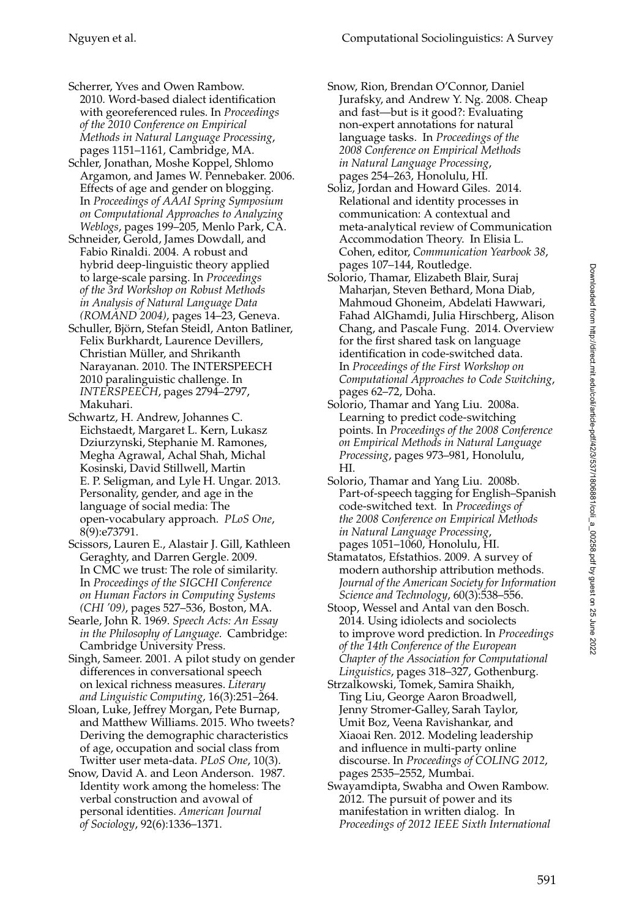Scherrer, Yves and Owen Rambow. 2010. Word-based dialect identification with georeferenced rules. In *Proceedings of the 2010 Conference on Empirical Methods in Natural Language Processing*, pages 1151–1161, Cambridge, MA.

Schler, Jonathan, Moshe Koppel, Shlomo Argamon, and James W. Pennebaker. 2006. Effects of age and gender on blogging. In *Proceedings of AAAI Spring Symposium on Computational Approaches to Analyzing Weblogs*, pages 199–205, Menlo Park, CA.

Schneider, Gerold, James Dowdall, and Fabio Rinaldi. 2004. A robust and hybrid deep-linguistic theory applied to large-scale parsing. In *Proceedings of the 3rd Workshop on Robust Methods in Analysis of Natural Language Data (ROMAND 2004)*, pages 14–23, Geneva.

Schuller, Björn, Stefan Steidl, Anton Batliner, Felix Burkhardt, Laurence Devillers, Christian Müller, and Shrikanth Narayanan. 2010. The INTERSPEECH 2010 paralinguistic challenge. In *INTERSPEECH*, pages 2794–2797, Makuhari.

Schwartz, H. Andrew, Johannes C. Eichstaedt, Margaret L. Kern, Lukasz Dziurzynski, Stephanie M. Ramones, Megha Agrawal, Achal Shah, Michal Kosinski, David Stillwell, Martin E. P. Seligman, and Lyle H. Ungar. 2013. Personality, gender, and age in the language of social media: The open-vocabulary approach. *PLoS One*, 8(9):e73791.

Scissors, Lauren E., Alastair J. Gill, Kathleen Geraghty, and Darren Gergle. 2009. In CMC we trust: The role of similarity. In *Proceedings of the SIGCHI Conference on Human Factors in Computing Systems (CHI '09)*, pages 527–536, Boston, MA.

Searle, John R. 1969. *Speech Acts: An Essay in the Philosophy of Language*. Cambridge: Cambridge University Press.

Singh, Sameer. 2001. A pilot study on gender differences in conversational speech on lexical richness measures. *Literary and Linguistic Computing*, 16(3):251–264.

Sloan, Luke, Jeffrey Morgan, Pete Burnap, and Matthew Williams. 2015. Who tweets? Deriving the demographic characteristics of age, occupation and social class from Twitter user meta-data. *PLoS One*, 10(3).

Snow, David A. and Leon Anderson. 1987. Identity work among the homeless: The verbal construction and avowal of personal identities. *American Journal of Sociology*, 92(6):1336–1371.

Snow, Rion, Brendan O'Connor, Daniel Jurafsky, and Andrew Y. Ng. 2008. Cheap and fast—but is it good?: Evaluating non-expert annotations for natural language tasks. In *Proceedings of the 2008 Conference on Empirical Methods in Natural Language Processing*, pages 254–263, Honolulu, HI.

Soliz, Jordan and Howard Giles. 2014. Relational and identity processes in communication: A contextual and meta-analytical review of Communication Accommodation Theory. In Elisia L. Cohen, editor, *Communication Yearbook 38*, pages 107–144, Routledge.

Solorio, Thamar, Elizabeth Blair, Suraj Maharjan, Steven Bethard, Mona Diab, Mahmoud Ghoneim, Abdelati Hawwari, Fahad AlGhamdi, Julia Hirschberg, Alison Chang, and Pascale Fung. 2014. Overview for the first shared task on language identification in code-switched data. In *Proceedings of the First Workshop on Computational Approaches to Code Switching*, pages 62–72, Doha.

Solorio, Thamar and Yang Liu. 2008a. Learning to predict code-switching points. In *Proceedings of the 2008 Conference on Empirical Methods in Natural Language Processing*, pages 973–981, Honolulu, HI.

Solorio, Thamar and Yang Liu. 2008b. Part-of-speech tagging for English–Spanish code-switched text. In *Proceedings of the 2008 Conference on Empirical Methods in Natural Language Processing*, pages 1051–1060, Honolulu, HI.

Stamatatos, Efstathios. 2009. A survey of modern authorship attribution methods. *Journal of the American Society for Information Science and Technology*, 60(3):538–556.

Stoop, Wessel and Antal van den Bosch. 2014. Using idiolects and sociolects to improve word prediction. In *Proceedings of the 14th Conference of the European Chapter of the Association for Computational Linguistics*, pages 318–327, Gothenburg.

Strzalkowski, Tomek, Samira Shaikh, Ting Liu, George Aaron Broadwell, Jenny Stromer-Galley, Sarah Taylor, Umit Boz, Veena Ravishankar, and Xiaoai Ren. 2012. Modeling leadership and influence in multi-party online discourse. In *Proceedings of COLING 2012*, pages 2535–2552, Mumbai.

Swayamdipta, Swabha and Owen Rambow. 2012. The pursuit of power and its manifestation in written dialog. In *Proceedings of 2012 IEEE Sixth International*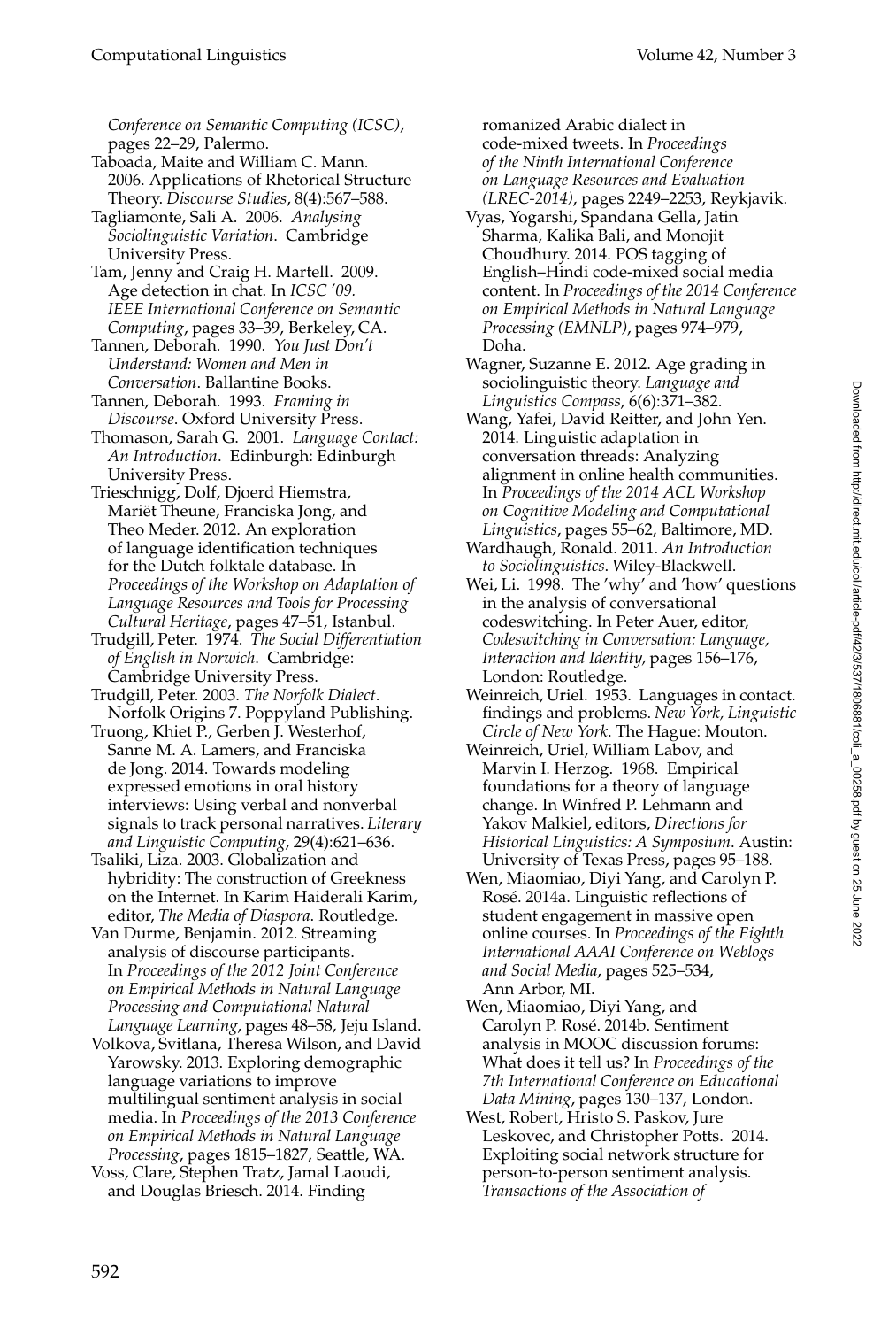*Conference on Semantic Computing (ICSC)*, pages 22–29, Palermo.

Taboada, Maite and William C. Mann. 2006. Applications of Rhetorical Structure Theory. *Discourse Studies*, 8(4):567–588.

Tagliamonte, Sali A. 2006. *Analysing Sociolinguistic Variation*. Cambridge University Press.

Tam, Jenny and Craig H. Martell. 2009. Age detection in chat. In *ICSC '09. IEEE International Conference on Semantic Computing*, pages 33–39, Berkeley, CA.

Tannen, Deborah. 1990. *You Just Don't Understand: Women and Men in Conversation*. Ballantine Books.

Tannen, Deborah. 1993. *Framing in Discourse*. Oxford University Press.

Thomason, Sarah G. 2001. *Language Contact: An Introduction*. Edinburgh: Edinburgh University Press.

Trieschnigg, Dolf, Djoerd Hiemstra, Mariët Theune, Franciska Jong, and Theo Meder. 2012. An exploration of language identification techniques for the Dutch folktale database. In *Proceedings of the Workshop on Adaptation of Language Resources and Tools for Processing Cultural Heritage*, pages 47–51, Istanbul.

Trudgill, Peter. 1974. *The Social Differentiation of English in Norwich*. Cambridge: Cambridge University Press.

Trudgill, Peter. 2003. *The Norfolk Dialect*. Norfolk Origins 7. Poppyland Publishing.

Truong, Khiet P., Gerben J. Westerhof, Sanne M. A. Lamers, and Franciska de Jong. 2014. Towards modeling expressed emotions in oral history interviews: Using verbal and nonverbal signals to track personal narratives. *Literary and Linguistic Computing*, 29(4):621–636.

Tsaliki, Liza. 2003. Globalization and hybridity: The construction of Greekness on the Internet. In Karim Haiderali Karim, editor, *The Media of Diaspora*. Routledge.

Van Durme, Benjamin. 2012. Streaming analysis of discourse participants. In *Proceedings of the 2012 Joint Conference on Empirical Methods in Natural Language Processing and Computational Natural Language Learning*, pages 48–58, Jeju Island.

Volkova, Svitlana, Theresa Wilson, and David Yarowsky. 2013. Exploring demographic language variations to improve multilingual sentiment analysis in social media. In *Proceedings of the 2013 Conference on Empirical Methods in Natural Language Processing*, pages 1815–1827, Seattle, WA.

Voss, Clare, Stephen Tratz, Jamal Laoudi, and Douglas Briesch. 2014. Finding romanized Arabic dialect in code-mixed tweets. In *Proceedings of the Ninth International Conference on Language Resources and Evaluation (LREC-2014)*, pages 2249–2253, Reykjavik.

Vyas, Yogarshi, Spandana Gella, Jatin Sharma, Kalika Bali, and Monojit Choudhury. 2014. POS tagging of English–Hindi code-mixed social media content. In *Proceedings of the 2014 Conference on Empirical Methods in Natural Language Processing (EMNLP)*, pages 974–979, Doha.

Wagner, Suzanne E. 2012. Age grading in sociolinguistic theory. *Language and Linguistics Compass*, 6(6):371–382.

Wang, Yafei, David Reitter, and John Yen. 2014. Linguistic adaptation in conversation threads: Analyzing alignment in online health communities. In *Proceedings of the 2014 ACL Workshop on Cognitive Modeling and Computational Linguistics*, pages 55–62, Baltimore, MD.

Wardhaugh, Ronald. 2011. *An Introduction to Sociolinguistics*. Wiley-Blackwell.

Wei, Li. 1998. The 'why' and 'how' questions in the analysis of conversational codeswitching. In Peter Auer, editor, *Codeswitching in Conversation: Language, Interaction and Identity*, pages 156–176, London: Routledge.

Weinreich, Uriel. 1953. Languages in contact. findings and problems. *New York, Linguistic Circle of New York*. The Hague: Mouton.

Weinreich, Uriel, William Labov, and Marvin I. Herzog. 1968. Empirical foundations for a theory of language change. In Winfred P. Lehmann and Yakov Malkiel, editors, *Directions for Historical Linguistics: A Symposium*. Austin: University of Texas Press, pages 95–188.

Wen, Miaomiao, Diyi Yang, and Carolyn P. Rosé. 2014a. Linguistic reflections of student engagement in massive open online courses. In *Proceedings of the Eighth International AAAI Conference on Weblogs and Social Media*, pages 525–534, Ann Arbor, MI.

Wen, Miaomiao, Diyi Yang, and Carolyn P. Rosé. 2014b. Sentiment analysis in MOOC discussion forums: What does it tell us? In *Proceedings of the 7th International Conference on Educational Data Mining*, pages 130–137, London.

West, Robert, Hristo S. Paskov, Jure Leskovec, and Christopher Potts. 2014. Exploiting social network structure for person-to-person sentiment analysis. *Transactions of the Association of*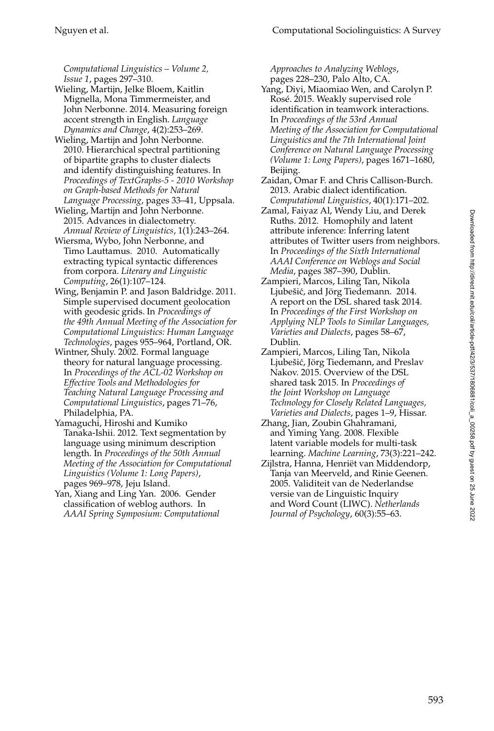*Computational Linguistics – Volume 2, Issue 1*, pages 297–310.

Wieling, Martijn, Jelke Bloem, Kaitlin Mignella, Mona Timmermeister, and John Nerbonne. 2014. Measuring foreign accent strength in English. *Language Dynamics and Change*, 4(2):253–269.

Wieling, Martijn and John Nerbonne. 2010. Hierarchical spectral partitioning of bipartite graphs to cluster dialects and identify distinguishing features. In *Proceedings of TextGraphs-5 - 2010 Workshop on Graph-based Methods for Natural Language Processing*, pages 33–41, Uppsala.

Wieling, Martijn and John Nerbonne. 2015. Advances in dialectometry. *Annual Review of Linguistics*, 1(1):243–264.

Wiersma, Wybo, John Nerbonne, and Timo Lauttamus. 2010. Automatically extracting typical syntactic differences from corpora. *Literary and Linguistic Computing*, 26(1):107–124.

Wing, Benjamin P. and Jason Baldridge. 2011. Simple supervised document geolocation with geodesic grids. In *Proceedings of the 49th Annual Meeting of the Association for Computational Linguistics: Human Language Technologies*, pages 955–964, Portland, OR.

Wintner, Shuly. 2002. Formal language theory for natural language processing. In *Proceedings of the ACL-02 Workshop on Effective Tools and Methodologies for Teaching Natural Language Processing and Computational Linguistics*, pages 71–76, Philadelphia, PA.

Yamaguchi, Hiroshi and Kumiko Tanaka-Ishii. 2012. Text segmentation by language using minimum description length. In *Proceedings of the 50th Annual Meeting of the Association for Computational Linguistics (Volume 1: Long Papers)*, pages 969–978, Jeju Island.

Yan, Xiang and Ling Yan. 2006. Gender classification of weblog authors. In *AAAI Spring Symposium: Computational Approaches to Analyzing Weblogs*, pages 228–230, Palo Alto, CA.

Yang, Diyi, Miaomiao Wen, and Carolyn P. Rosé. 2015. Weakly supervised role identification in teamwork interactions. In *Proceedings of the 53rd Annual Meeting of the Association for Computational Linguistics and the 7th International Joint Conference on Natural Language Processing (Volume 1: Long Papers)*, pages 1671–1680, Beijing.

Zaidan, Omar F. and Chris Callison-Burch. 2013. Arabic dialect identification. *Computational Linguistics*, 40(1):171–202.

Zamal, Faiyaz Al, Wendy Liu, and Derek Ruths. 2012. Homophily and latent attribute inference: Inferring latent attributes of Twitter users from neighbors. In *Proceedings of the Sixth International AAAI Conference on Weblogs and Social Media*, pages 387–390, Dublin.

Zampieri, Marcos, Liling Tan, Nikola Ljubešić, and Jörg Tiedemann. 2014. A report on the DSL shared task 2014. In *Proceedings of the First Workshop on Applying NLP Tools to Similar Languages, Varieties and Dialects*, pages 58–67, Dublin.

Zampieri, Marcos, Liling Tan, Nikola Ljubešić, Jörg Tiedemann, and Preslav Nakov. 2015. Overview of the DSL shared task 2015. In *Proceedings of the Joint Workshop on Language Technology for Closely Related Languages, Varieties and Dialects*, pages 1–9, Hissar.

Zhang, Jian, Zoubin Ghahramani, and Yiming Yang. 2008. Flexible latent variable models for multi-task learning. *Machine Learning*, 73(3):221–242.

Zijlstra, Hanna, Henriët van Middendorp, Tanja van Meerveld, and Rinie Geenen. 2005. Validiteit van de Nederlandse versie van de Linguistic Inquiry and Word Count (LIWC). *Netherlands Journal of Psychology*, 60(3):55–63.